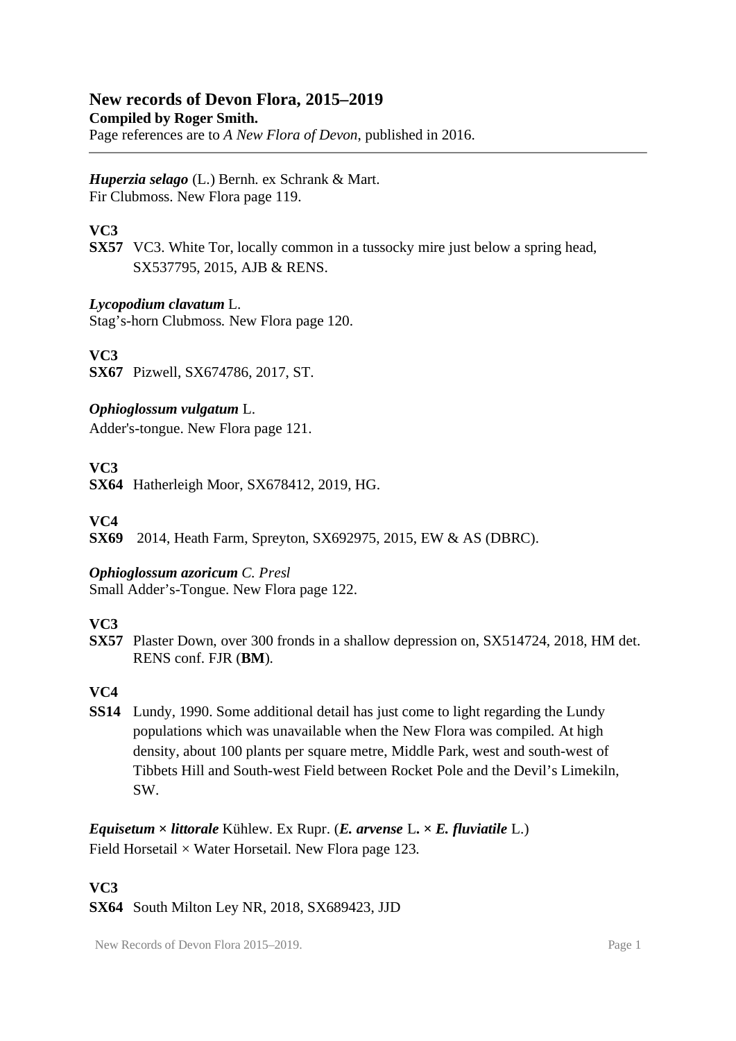# New records of Devon Flora, 2015–2019

**Compiled by Roger Smith.**

Page references are to *A New Flora of Devon*, published in 2016.

---

***Huperzia selago*** (L.) Bernh. ex Schrank & Mart.
Fir Clubmoss. New Flora page 119.

**VC3**

**SX57** VC3. White Tor, locally common in a tussocky mire just below a spring head, SX537795, 2015, AJB & RENS.

***Lycopodium clavatum*** L.
Stag's-horn Clubmoss. New Flora page 120.

**VC3**

**SX67** Pizwell, SX674786, 2017, ST.

***Ophioglossum vulgatum*** L.
Adder's-tongue. New Flora page 121.

**VC3**

**SX64** Hatherleigh Moor, SX678412, 2019, HG.

**VC4**

**SX69** 2014, Heath Farm, Spreyton, SX692975, 2015, EW & AS (DBRC).

***Ophioglossum azoricum*** *C. Presl*
Small Adder's-Tongue. New Flora page 122.

**VC3**

**SX57** Plaster Down, over 300 fronds in a shallow depression on, SX514724, 2018, HM det. RENS conf. FJR (**BM**).

**VC4**

**SS14** Lundy, 1990. Some additional detail has just come to light regarding the Lundy populations which was unavailable when the New Flora was compiled. At high density, about 100 plants per square metre, Middle Park, west and south-west of Tibbets Hill and South-west Field between Rocket Pole and the Devil's Limekiln, SW.

***Equisetum × littorale*** Kühlew. Ex Rupr. (***E. arvense*** L**. ×** ***E. fluviatile*** L.)
Field Horsetail × Water Horsetail. New Flora page 123.

**VC3**

**SX64** South Milton Ley NR, 2018, SX689423, JJD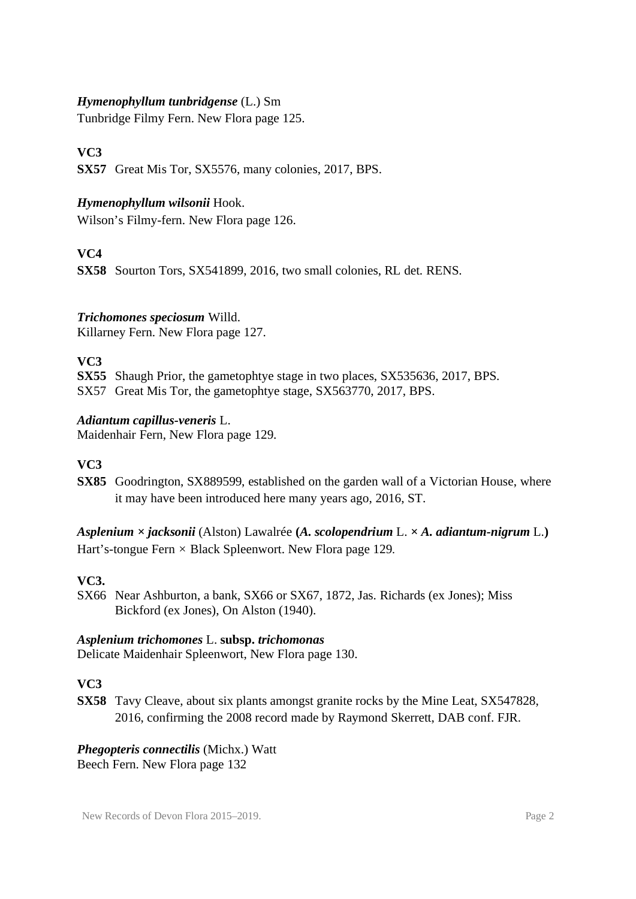***Hymenophyllum tunbridgense*** (L.) Sm
Tunbridge Filmy Fern. New Flora page 125.

**VC3**

**SX57** Great Mis Tor, SX5576, many colonies, 2017, BPS.

***Hymenophyllum wilsonii*** Hook.
Wilson's Filmy-fern. New Flora page 126.

**VC4**

**SX58** Sourton Tors, SX541899, 2016, two small colonies, RL det. RENS.

***Trichomones speciosum*** Willd.
Killarney Fern. New Flora page 127.

**VC3**

**SX55** Shaugh Prior, the gametophtye stage in two places, SX535636, 2017, BPS.
SX57 Great Mis Tor, the gametophtye stage, SX563770, 2017, BPS.

***Adiantum capillus-veneris*** L.
Maidenhair Fern, New Flora page 129.

**VC3**

**SX85** Goodrington, SX889599, established on the garden wall of a Victorian House, where it may have been introduced here many years ago, 2016, ST.

***Asplenium × jacksonii*** (Alston) Lawalrée **(*A. scolopendrium*** L. **× *A. adiantum-nigrum*** L.**)**
Hart's-tongue Fern × Black Spleenwort. New Flora page 129.

**VC3.**

SX66 Near Ashburton, a bank, SX66 or SX67, 1872, Jas. Richards (ex Jones); Miss Bickford (ex Jones), On Alston (1940).

***Asplenium trichomones*** L. **subsp. *trichomonas***
Delicate Maidenhair Spleenwort, New Flora page 130.

**VC3**

**SX58** Tavy Cleave, about six plants amongst granite rocks by the Mine Leat, SX547828, 2016, confirming the 2008 record made by Raymond Skerrett, DAB conf. FJR.

***Phegopteris connectilis*** (Michx.) Watt
Beech Fern. New Flora page 132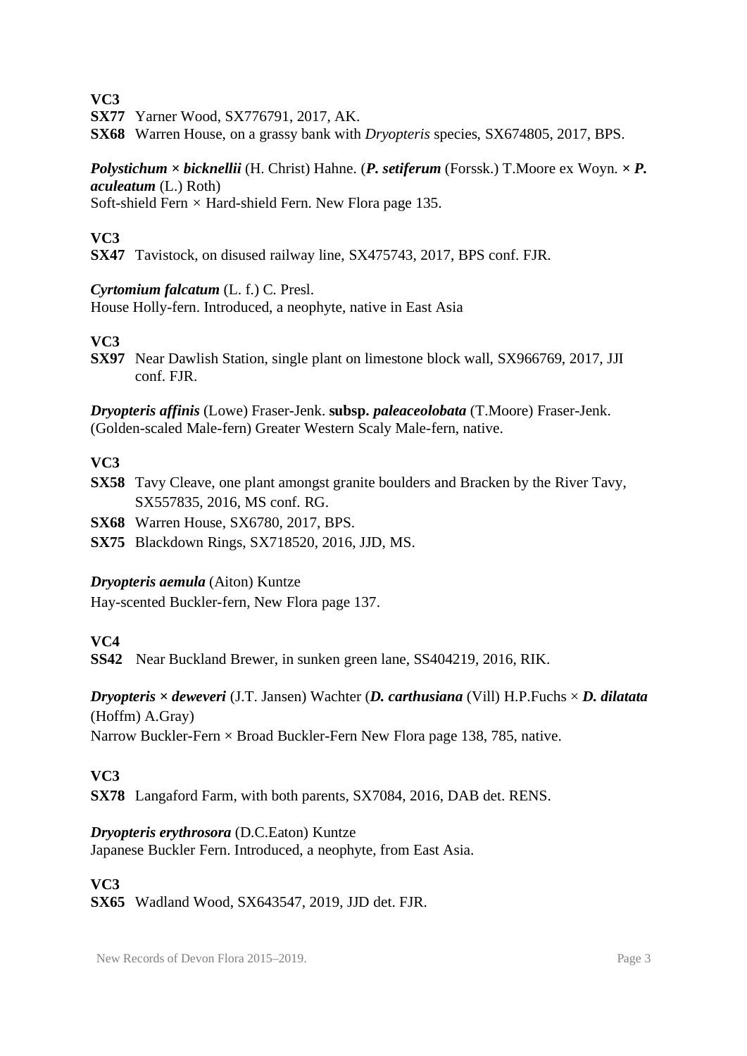**VC3**

**SX77** Yarner Wood, SX776791, 2017, AK.

**SX68** Warren House, on a grassy bank with *Dryopteris* species, SX674805, 2017, BPS.

***Polystichum* × *bicknellii*** (H. Christ) Hahne. (***P. setiferum*** (Forssk.) T.Moore ex Woyn. **×** ***P. aculeatum*** (L.) Roth)
Soft-shield Fern × Hard-shield Fern. New Flora page 135.

**VC3**

**SX47** Tavistock, on disused railway line, SX475743, 2017, BPS conf. FJR.

***Cyrtomium falcatum*** (L. f.) C. Presl.
House Holly-fern. Introduced, a neophyte, native in East Asia

**VC3**

**SX97** Near Dawlish Station, single plant on limestone block wall, SX966769, 2017, JJI conf. FJR.

***Dryopteris affinis*** (Lowe) Fraser-Jenk. **subsp.** ***paleaceolobata*** (T.Moore) Fraser-Jenk.
(Golden-scaled Male-fern) Greater Western Scaly Male-fern, native.

**VC3**

**SX58** Tavy Cleave, one plant amongst granite boulders and Bracken by the River Tavy, SX557835, 2016, MS conf. RG.

**SX68** Warren House, SX6780, 2017, BPS.

**SX75** Blackdown Rings, SX718520, 2016, JJD, MS.

***Dryopteris aemula*** (Aiton) Kuntze
Hay-scented Buckler-fern, New Flora page 137.

**VC4**

**SS42** Near Buckland Brewer, in sunken green lane, SS404219, 2016, RIK.

***Dryopteris* × *deweveri*** (J.T. Jansen) Wachter (***D. carthusiana*** (Vill) H.P.Fuchs × ***D. dilatata*** (Hoffm) A.Gray)
Narrow Buckler-Fern × Broad Buckler-Fern New Flora page 138, 785, native.

**VC3**

**SX78** Langaford Farm, with both parents, SX7084, 2016, DAB det. RENS.

***Dryopteris erythrosora*** (D.C.Eaton) Kuntze
Japanese Buckler Fern. Introduced, a neophyte, from East Asia.

**VC3**

**SX65** Wadland Wood, SX643547, 2019, JJD det. FJR.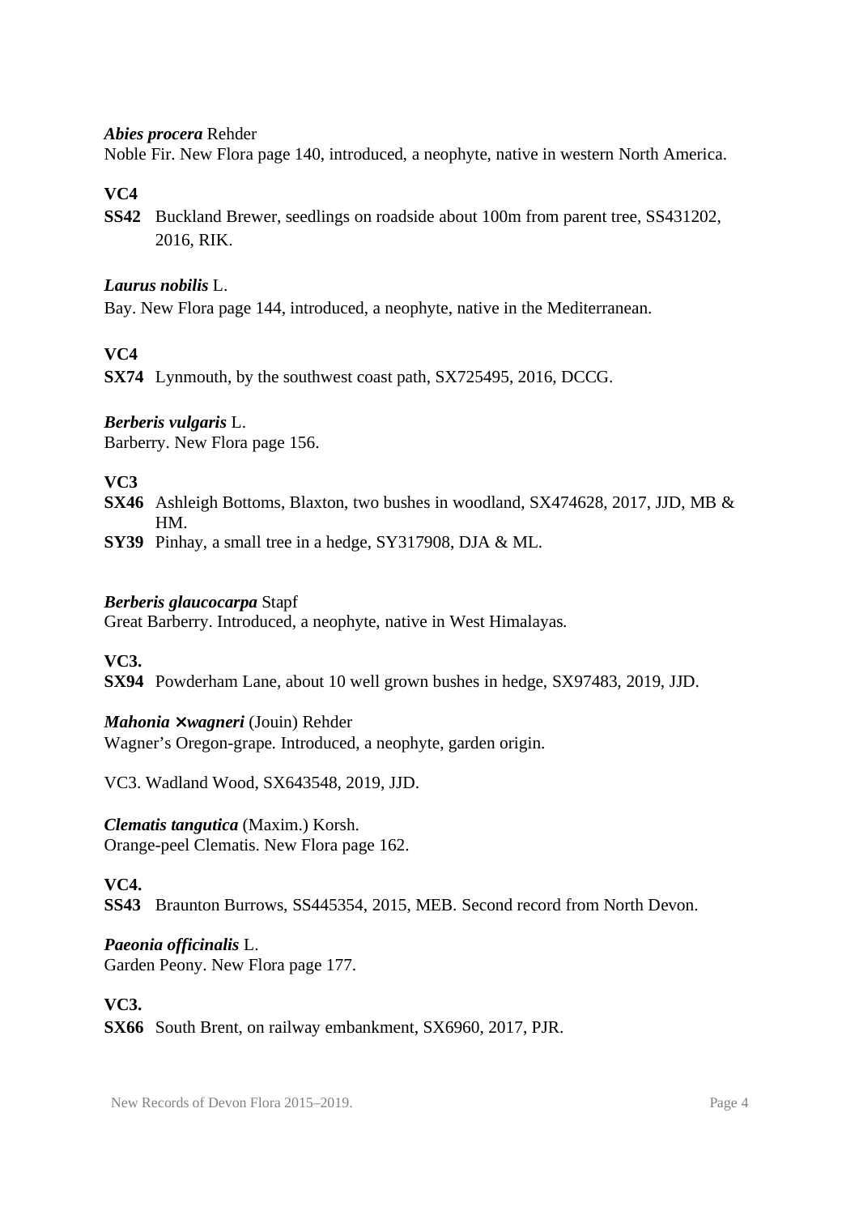***Abies procera*** Rehder
Noble Fir. New Flora page 140, introduced, a neophyte, native in western North America.

**VC4**

**SS42** Buckland Brewer, seedlings on roadside about 100m from parent tree, SS431202, 2016, RIK.

***Laurus nobilis*** L.
Bay. New Flora page 144, introduced, a neophyte, native in the Mediterranean.

**VC4**

**SX74** Lynmouth, by the southwest coast path, SX725495, 2016, DCCG.

***Berberis vulgaris*** L.
Barberry. New Flora page 156.

**VC3**

**SX46** Ashleigh Bottoms, Blaxton, two bushes in woodland, SX474628, 2017, JJD, MB & HM.

**SY39** Pinhay, a small tree in a hedge, SY317908, DJA & ML.

***Berberis glaucocarpa*** Stapf
Great Barberry. Introduced, a neophyte, native in West Himalayas.

**VC3.**

**SX94** Powderham Lane, about 10 well grown bushes in hedge, SX97483, 2019, JJD.

***Mahonia ×wagneri*** (Jouin) Rehder
Wagner's Oregon-grape. Introduced, a neophyte, garden origin.

VC3. Wadland Wood, SX643548, 2019, JJD.

***Clematis tangutica*** (Maxim.) Korsh.
Orange-peel Clematis. New Flora page 162.

**VC4.**

**SS43** Braunton Burrows, SS445354, 2015, MEB. Second record from North Devon.

***Paeonia officinalis*** L.
Garden Peony. New Flora page 177.

**VC3.**

**SX66** South Brent, on railway embankment, SX6960, 2017, PJR.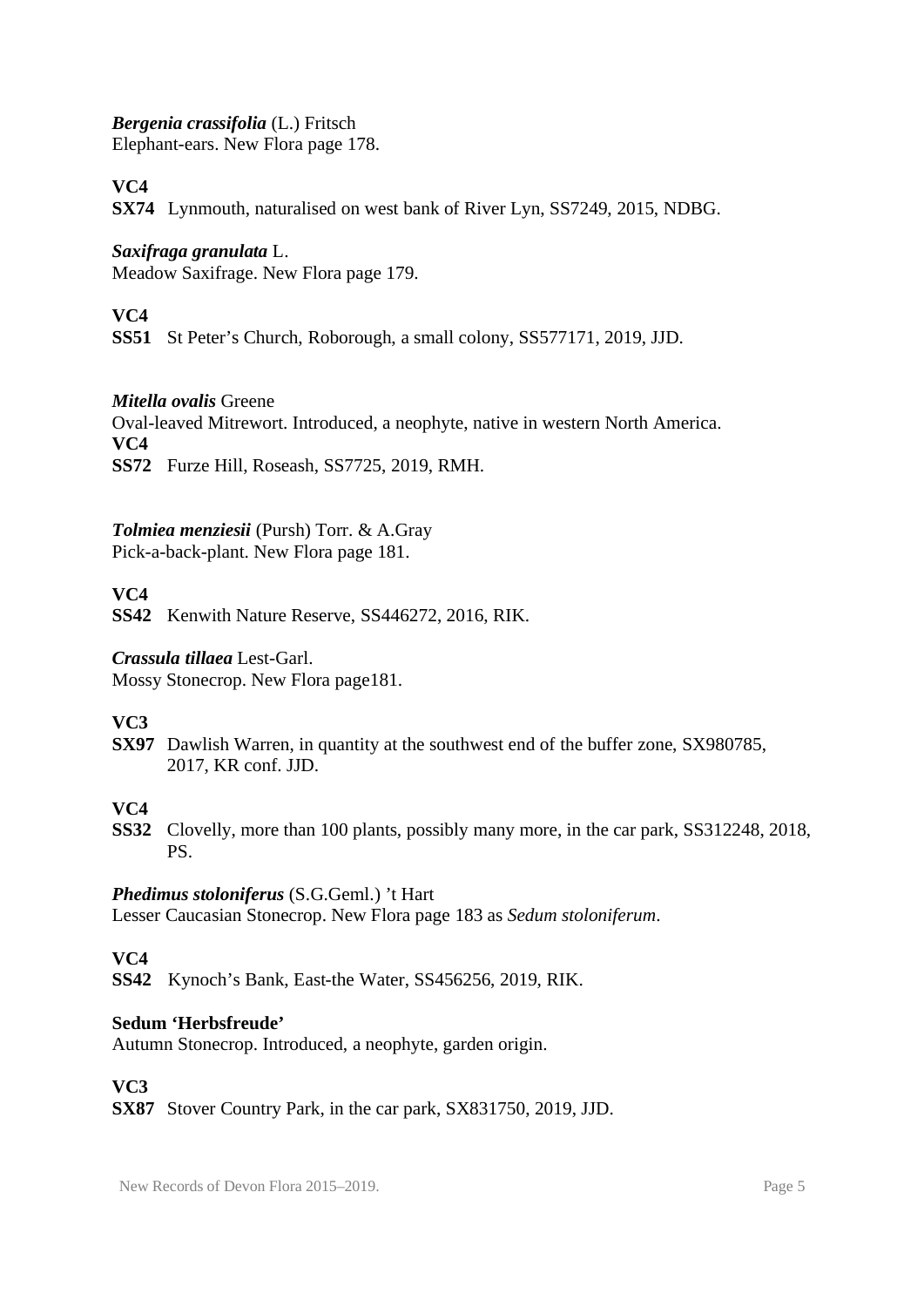***Bergenia crassifolia*** (L.) Fritsch
Elephant-ears. New Flora page 178.

**VC4**
**SX74** Lynmouth, naturalised on west bank of River Lyn, SS7249, 2015, NDBG.

***Saxifraga granulata*** L.
Meadow Saxifrage. New Flora page 179.

**VC4**
**SS51** St Peter's Church, Roborough, a small colony, SS577171, 2019, JJD.

***Mitella ovalis*** Greene
Oval-leaved Mitrewort. Introduced, a neophyte, native in western North America.
**VC4**
**SS72** Furze Hill, Roseash, SS7725, 2019, RMH.

***Tolmiea menziesii*** (Pursh) Torr. & A.Gray
Pick-a-back-plant. New Flora page 181.

**VC4**
**SS42** Kenwith Nature Reserve, SS446272, 2016, RIK.

***Crassula tillaea*** Lest-Garl.
Mossy Stonecrop. New Flora page181.

**VC3**
**SX97** Dawlish Warren, in quantity at the southwest end of the buffer zone, SX980785, 2017, KR conf. JJD.

**VC4**
**SS32** Clovelly, more than 100 plants, possibly many more, in the car park, SS312248, 2018, PS.

***Phedimus stoloniferus*** (S.G.Geml.) 't Hart
Lesser Caucasian Stonecrop. New Flora page 183 as *Sedum stoloniferum*.

**VC4**
**SS42** Kynoch's Bank, East-the Water, SS456256, 2019, RIK.

**Sedum 'Herbsfreude'**
Autumn Stonecrop. Introduced, a neophyte, garden origin.

**VC3**
**SX87** Stover Country Park, in the car park, SX831750, 2019, JJD.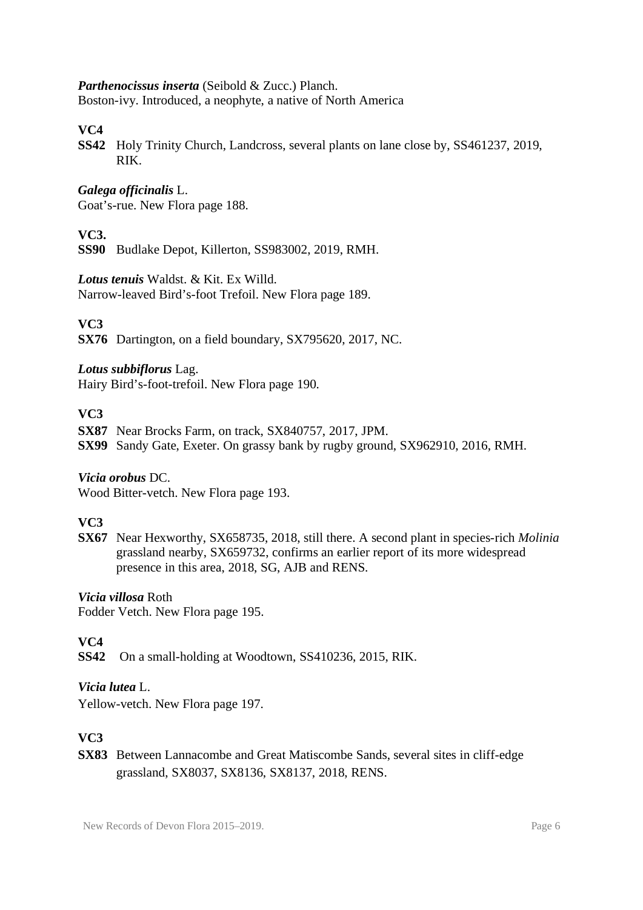***Parthenocissus inserta*** (Seibold & Zucc.) Planch.
Boston-ivy. Introduced, a neophyte, a native of North America

**VC4**

**SS42** Holy Trinity Church, Landcross, several plants on lane close by, SS461237, 2019, RIK.

***Galega officinalis*** L.
Goat's-rue. New Flora page 188.

**VC3.**

**SS90** Budlake Depot, Killerton, SS983002, 2019, RMH.

***Lotus tenuis*** Waldst. & Kit. Ex Willd.
Narrow-leaved Bird's-foot Trefoil. New Flora page 189.

**VC3**

**SX76** Dartington, on a field boundary, SX795620, 2017, NC.

***Lotus subbiflorus*** Lag.
Hairy Bird's-foot-trefoil. New Flora page 190.

**VC3**

**SX87** Near Brocks Farm, on track, SX840757, 2017, JPM.
**SX99** Sandy Gate, Exeter. On grassy bank by rugby ground, SX962910, 2016, RMH.

***Vicia orobus*** DC.
Wood Bitter-vetch. New Flora page 193.

**VC3**

**SX67** Near Hexworthy, SX658735, 2018, still there. A second plant in species-rich *Molinia* grassland nearby, SX659732, confirms an earlier report of its more widespread presence in this area, 2018, SG, AJB and RENS.

***Vicia villosa*** Roth
Fodder Vetch. New Flora page 195.

**VC4**

**SS42** On a small-holding at Woodtown, SS410236, 2015, RIK.

***Vicia lutea*** L.
Yellow-vetch. New Flora page 197.

**VC3**

**SX83** Between Lannacombe and Great Matiscombe Sands, several sites in cliff-edge grassland, SX8037, SX8136, SX8137, 2018, RENS.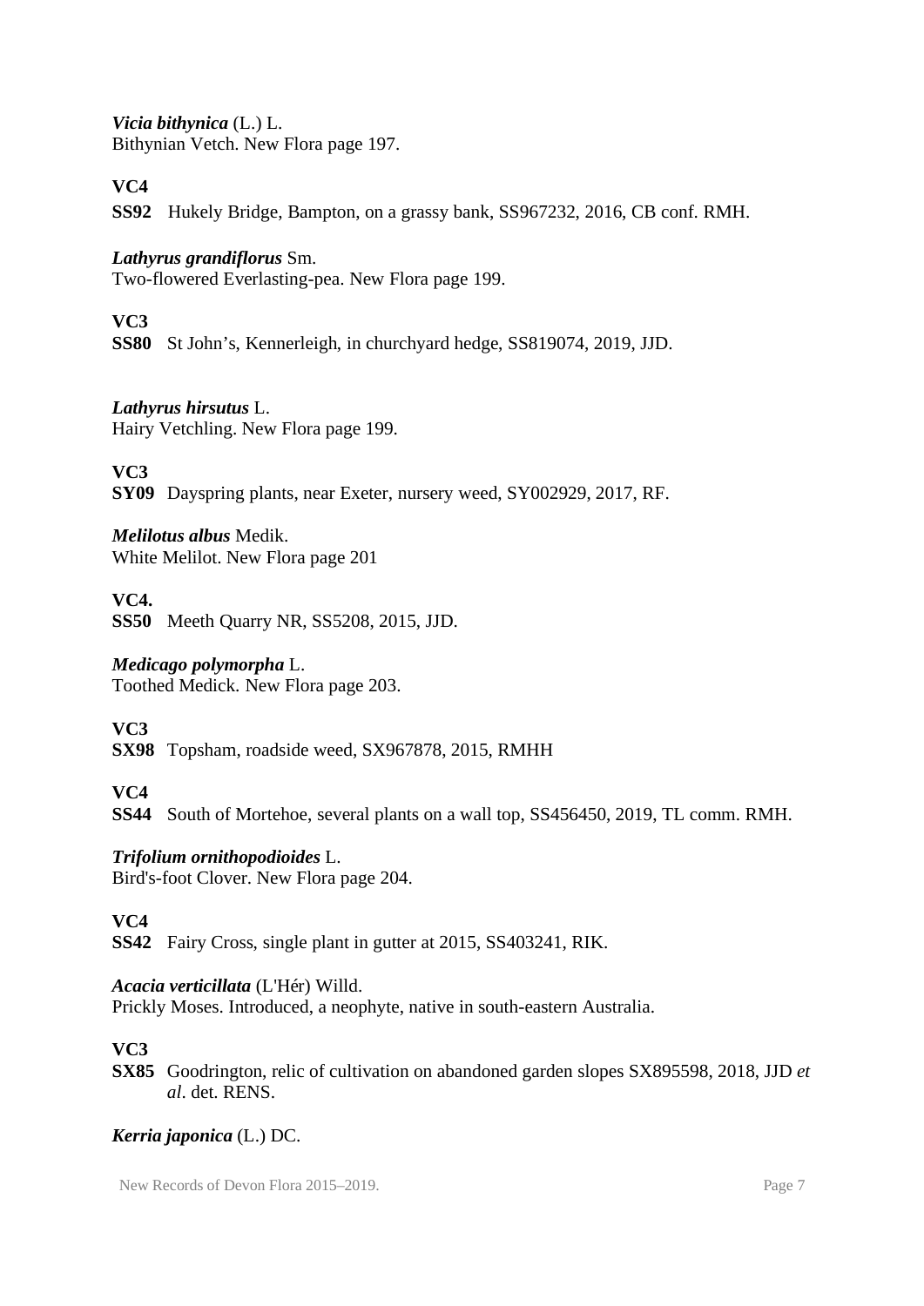***Vicia bithynica*** (L.) L.
Bithynian Vetch. New Flora page 197.

**VC4**

**SS92** Hukely Bridge, Bampton, on a grassy bank, SS967232, 2016, CB conf. RMH.

***Lathyrus grandiflorus*** Sm.
Two-flowered Everlasting-pea. New Flora page 199.

**VC3**

**SS80** St John's, Kennerleigh, in churchyard hedge, SS819074, 2019, JJD.

***Lathyrus hirsutus*** L.
Hairy Vetchling. New Flora page 199.

**VC3**

**SY09** Dayspring plants, near Exeter, nursery weed, SY002929, 2017, RF.

***Melilotus albus*** Medik.
White Melilot. New Flora page 201

**VC4.**

**SS50** Meeth Quarry NR, SS5208, 2015, JJD.

***Medicago polymorpha*** L.
Toothed Medick. New Flora page 203.

**VC3**

**SX98** Topsham, roadside weed, SX967878, 2015, RMHH

**VC4**

**SS44** South of Mortehoe, several plants on a wall top, SS456450, 2019, TL comm. RMH.

***Trifolium ornithopodioides*** L.
Bird's-foot Clover. New Flora page 204.

**VC4**

**SS42** Fairy Cross, single plant in gutter at 2015, SS403241, RIK.

***Acacia verticillata*** (L'Hér) Willd.
Prickly Moses. Introduced, a neophyte, native in south-eastern Australia.

**VC3**

**SX85** Goodrington, relic of cultivation on abandoned garden slopes SX895598, 2018, JJD *et al*. det. RENS.

***Kerria japonica*** (L.) DC.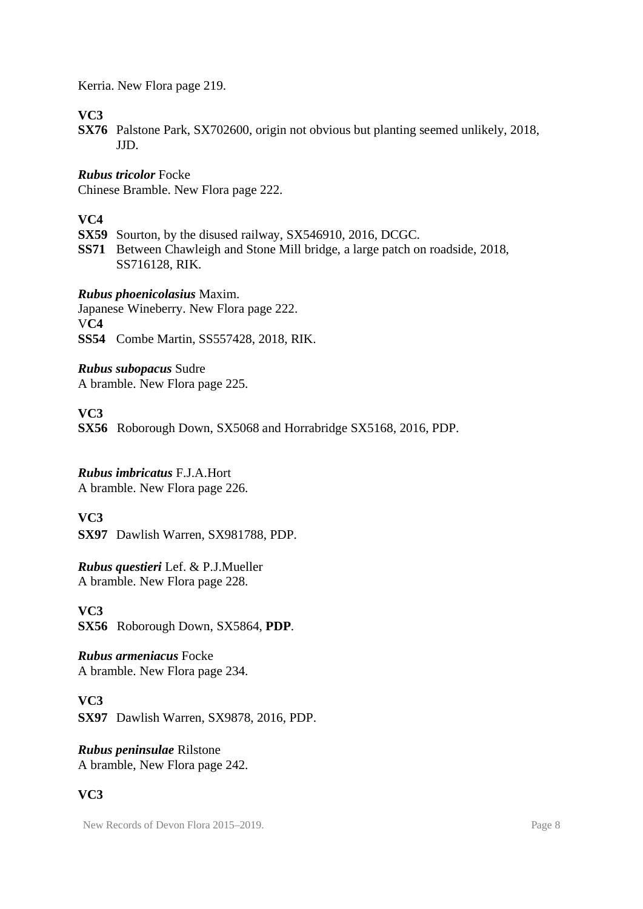Kerria. New Flora page 219.

**VC3**

**SX76** Palstone Park, SX702600, origin not obvious but planting seemed unlikely, 2018, JJD.

***Rubus tricolor*** Focke
Chinese Bramble. New Flora page 222.

**VC4**

**SX59** Sourton, by the disused railway, SX546910, 2016, DCGC.
**SS71** Between Chawleigh and Stone Mill bridge, a large patch on roadside, 2018, SS716128, RIK.

***Rubus phoenicolasius*** Maxim.
Japanese Wineberry. New Flora page 222.
V**C4**
**SS54** Combe Martin, SS557428, 2018, RIK.

***Rubus subopacus*** Sudre
A bramble. New Flora page 225.

**VC3**

**SX56** Roborough Down, SX5068 and Horrabridge SX5168, 2016, PDP.

***Rubus imbricatus*** F.J.A.Hort
A bramble. New Flora page 226.

**VC3**

**SX97** Dawlish Warren, SX981788, PDP.

***Rubus questieri*** Lef. & P.J.Mueller
A bramble. New Flora page 228.

**VC3**

**SX56** Roborough Down, SX5864, **PDP**.

***Rubus armeniacus*** Focke
A bramble. New Flora page 234.

**VC3**

**SX97** Dawlish Warren, SX9878, 2016, PDP.

***Rubus peninsulae*** Rilstone
A bramble, New Flora page 242.

**VC3**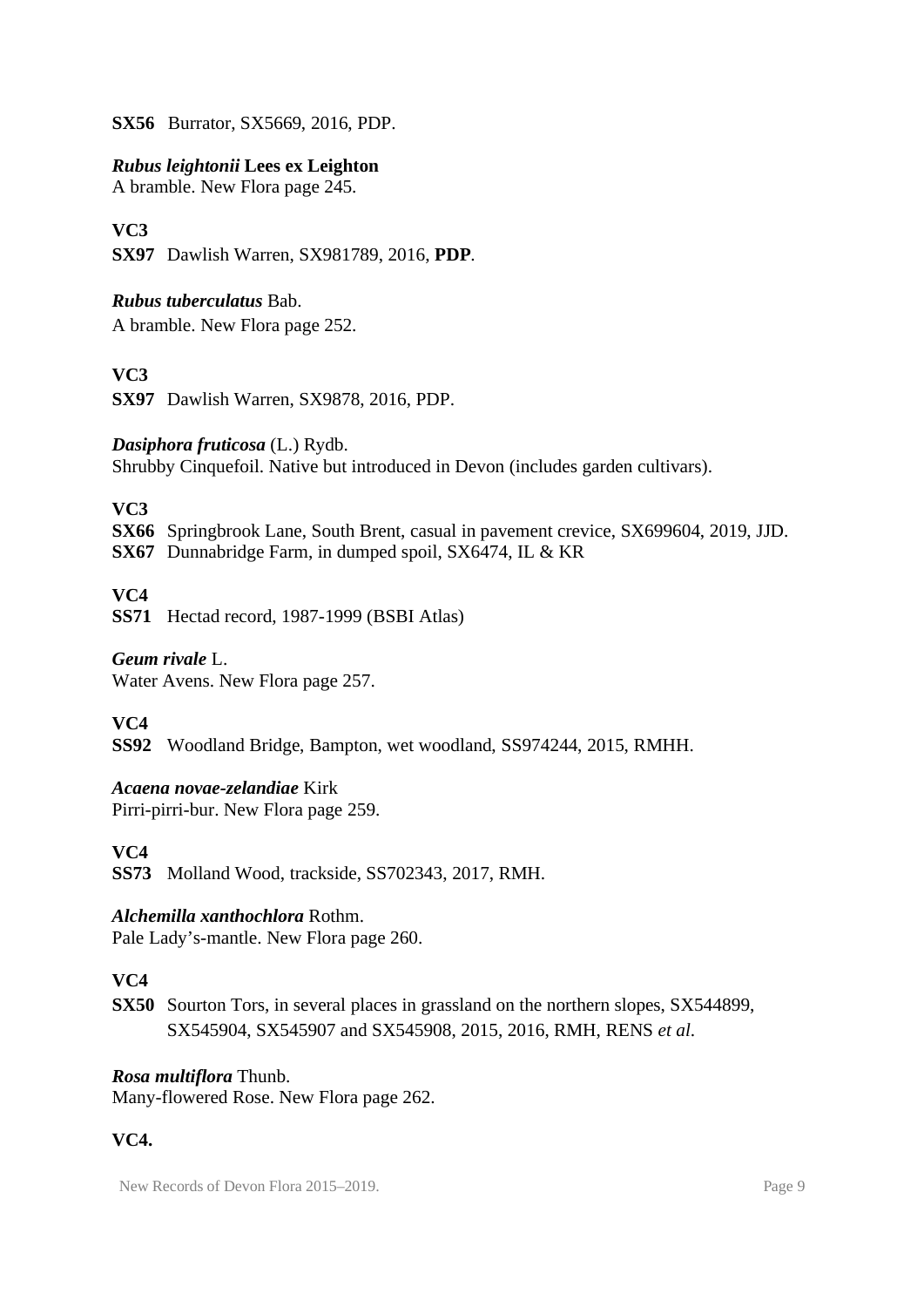**SX56** Burrator, SX5669, 2016, PDP.

***Rubus leightonii* Lees ex Leighton**

A bramble. New Flora page 245.

**VC3**

**SX97** Dawlish Warren, SX981789, 2016, **PDP**.

***Rubus tuberculatus*** Bab.

A bramble. New Flora page 252.

**VC3**

**SX97** Dawlish Warren, SX9878, 2016, PDP.

***Dasiphora fruticosa*** (L.) Rydb.

Shrubby Cinquefoil. Native but introduced in Devon (includes garden cultivars).

**VC3**

**SX66** Springbrook Lane, South Brent, casual in pavement crevice, SX699604, 2019, JJD.
**SX67** Dunnabridge Farm, in dumped spoil, SX6474, IL & KR

**VC4**

**SS71** Hectad record, 1987-1999 (BSBI Atlas)

***Geum rivale*** L.

Water Avens. New Flora page 257.

**VC4**

**SS92** Woodland Bridge, Bampton, wet woodland, SS974244, 2015, RMHH.

***Acaena novae-zelandiae*** Kirk

Pirri-pirri-bur. New Flora page 259.

**VC4**

**SS73** Molland Wood, trackside, SS702343, 2017, RMH.

***Alchemilla xanthochlora*** Rothm.

Pale Lady's-mantle. New Flora page 260.

**VC4**

**SX50** Sourton Tors, in several places in grassland on the northern slopes, SX544899, SX545904, SX545907 and SX545908, 2015, 2016, RMH, RENS *et al*.

***Rosa multiflora*** Thunb.

Many-flowered Rose. New Flora page 262.

**VC4.**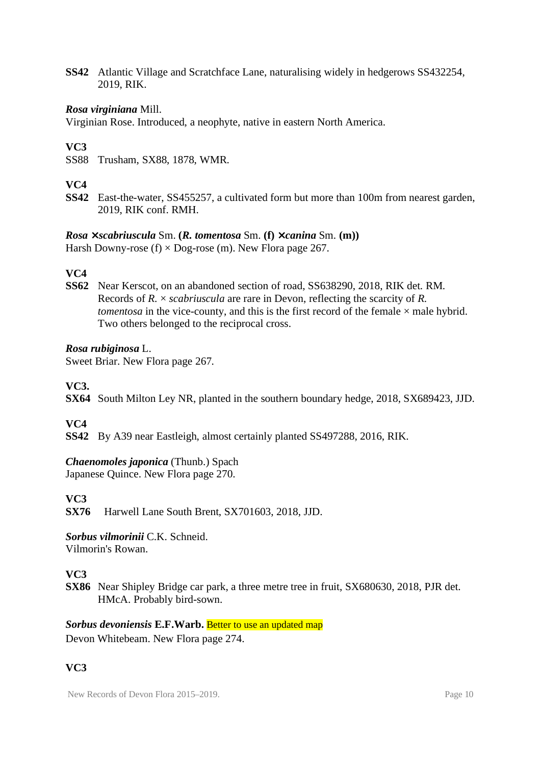**SS42** Atlantic Village and Scratchface Lane, naturalising widely in hedgerows SS432254, 2019, RIK.

***Rosa virginiana*** Mill.
Virginian Rose. Introduced, a neophyte, native in eastern North America.

**VC3**
SS88 Trusham, SX88, 1878, WMR.

**VC4**
**SS42** East-the-water, SS455257, a cultivated form but more than 100m from nearest garden, 2019, RIK conf. RMH.

***Rosa ×scabriuscula*** Sm. **(*R. tomentosa*** Sm. **(f) *×canina*** Sm. **(m))**
Harsh Downy-rose (f) × Dog-rose (m). New Flora page 267.

**VC4**
**SS62** Near Kerscot, on an abandoned section of road, SS638290, 2018, RIK det. RM. Records of *R.* × *scabriuscula* are rare in Devon, reflecting the scarcity of *R. tomentosa* in the vice-county, and this is the first record of the female × male hybrid. Two others belonged to the reciprocal cross.

***Rosa rubiginosa*** L.
Sweet Briar. New Flora page 267.

**VC3.**
**SX64** South Milton Ley NR, planted in the southern boundary hedge, 2018, SX689423, JJD.

**VC4**
**SS42** By A39 near Eastleigh, almost certainly planted SS497288, 2016, RIK.

***Chaenomeles japonica*** (Thunb.) Spach
Japanese Quince. New Flora page 270.

**VC3**
**SX76** Harwell Lane South Brent, SX701603, 2018, JJD.

***Sorbus vilmorinii*** C.K. Schneid.
Vilmorin's Rowan.

**VC3**
**SX86** Near Shipley Bridge car park, a three metre tree in fruit, SX680630, 2018, PJR det. HMcA. Probably bird-sown.

***Sorbus devoniensis*** **E.F.Warb.** Better to use an updated map
Devon Whitebeam. New Flora page 274.

**VC3**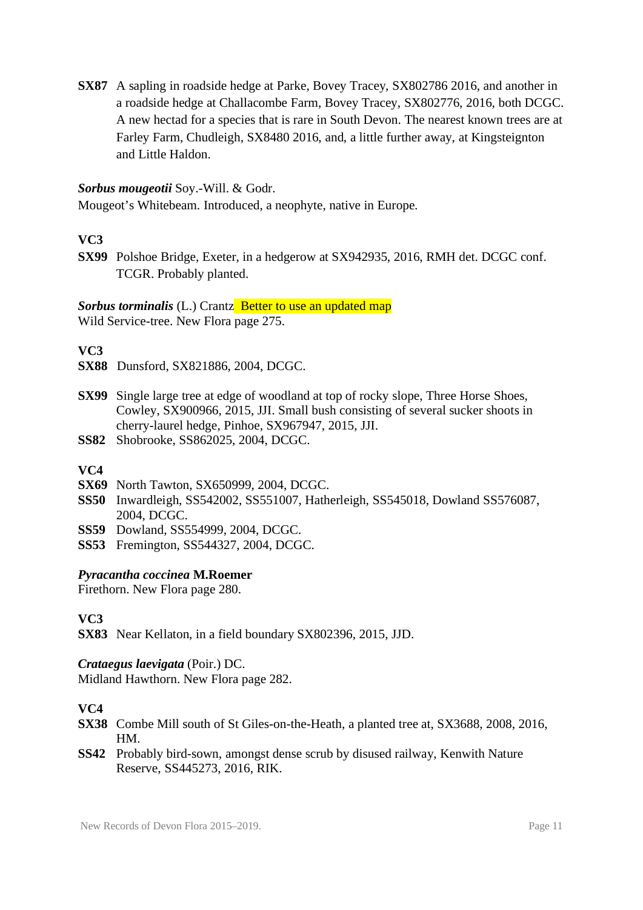**SX87** A sapling in roadside hedge at Parke, Bovey Tracey, SX802786 2016, and another in a roadside hedge at Challacombe Farm, Bovey Tracey, SX802776, 2016, both DCGC. A new hectad for a species that is rare in South Devon. The nearest known trees are at Farley Farm, Chudleigh, SX8480 2016, and, a little further away, at Kingsteignton and Little Haldon.

***Sorbus mougeotii*** Soy.-Will. & Godr.
Mougeot's Whitebeam. Introduced, a neophyte, native in Europe.

**VC3**

**SX99** Polshoe Bridge, Exeter, in a hedgerow at SX942935, 2016, RMH det. DCGC conf. TCGR. Probably planted.

***Sorbus torminalis*** (L.) Crantz Better to use an updated map
Wild Service-tree. New Flora page 275.

**VC3**

**SX88** Dunsford, SX821886, 2004, DCGC.

**SX99** Single large tree at edge of woodland at top of rocky slope, Three Horse Shoes, Cowley, SX900966, 2015, JJI. Small bush consisting of several sucker shoots in cherry-laurel hedge, Pinhoe, SX967947, 2015, JJI.
**SS82** Shobrooke, SS862025, 2004, DCGC.

**VC4**

**SX69** North Tawton, SX650999, 2004, DCGC.
**SS50** Inwardleigh, SS542002, SS551007, Hatherleigh, SS545018, Dowland SS576087, 2004, DCGC.
**SS59** Dowland, SS554999, 2004, DCGC.
**SS53** Fremington, SS544327, 2004, DCGC.

***Pyracantha coccinea* M.Roemer**
Firethorn. New Flora page 280.

**VC3**

**SX83** Near Kellaton, in a field boundary SX802396, 2015, JJD.

***Crataegus laevigata*** (Poir.) DC.
Midland Hawthorn. New Flora page 282.

**VC4**

**SX38** Combe Mill south of St Giles-on-the-Heath, a planted tree at, SX3688, 2008, 2016, HM.
**SS42** Probably bird-sown, amongst dense scrub by disused railway, Kenwith Nature Reserve, SS445273, 2016, RIK.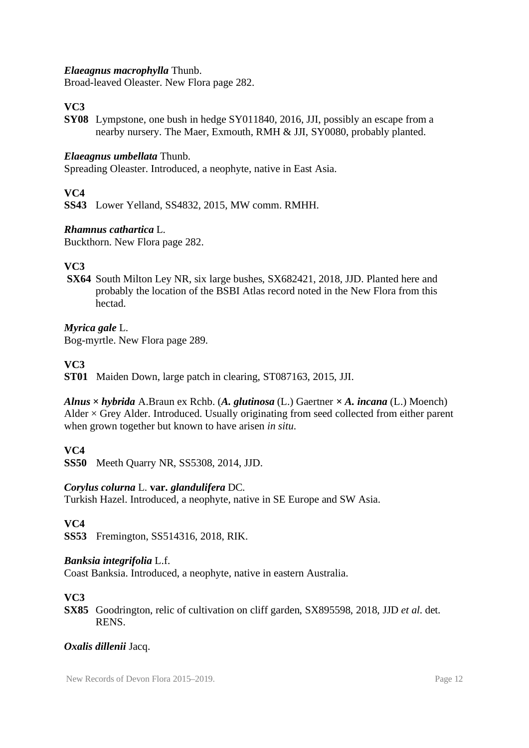***Elaeagnus macrophylla*** Thunb.
Broad-leaved Oleaster. New Flora page 282.

**VC3**

**SY08** Lympstone, one bush in hedge SY011840, 2016, JJI, possibly an escape from a nearby nursery. The Maer, Exmouth, RMH & JJI, SY0080, probably planted.

***Elaeagnus umbellata*** Thunb.
Spreading Oleaster. Introduced, a neophyte, native in East Asia.

**VC4**

**SS43** Lower Yelland, SS4832, 2015, MW comm. RMHH.

***Rhamnus cathartica*** L.
Buckthorn. New Flora page 282.

**VC3**

**SX64** South Milton Ley NR, six large bushes, SX682421, 2018, JJD. Planted here and probably the location of the BSBI Atlas record noted in the New Flora from this hectad.

***Myrica gale*** L.
Bog-myrtle. New Flora page 289.

**VC3**

**ST01** Maiden Down, large patch in clearing, ST087163, 2015, JJI.

***Alnus × hybrida*** A.Braun ex Rchb. (***A. glutinosa*** (L.) Gaertner **×** ***A. incana*** (L.) Moench)
Alder × Grey Alder. Introduced. Usually originating from seed collected from either parent when grown together but known to have arisen *in situ*.

**VC4**

**SS50** Meeth Quarry NR, SS5308, 2014, JJD.

***Corylus colurna*** L. **var.** ***glandulifera*** DC.
Turkish Hazel. Introduced, a neophyte, native in SE Europe and SW Asia.

**VC4**

**SS53** Fremington, SS514316, 2018, RIK.

***Banksia integrifolia*** L.f.
Coast Banksia. Introduced, a neophyte, native in eastern Australia.

**VC3**

**SX85** Goodrington, relic of cultivation on cliff garden, SX895598, 2018, JJD *et al*. det. RENS.

***Oxalis dillenii*** Jacq.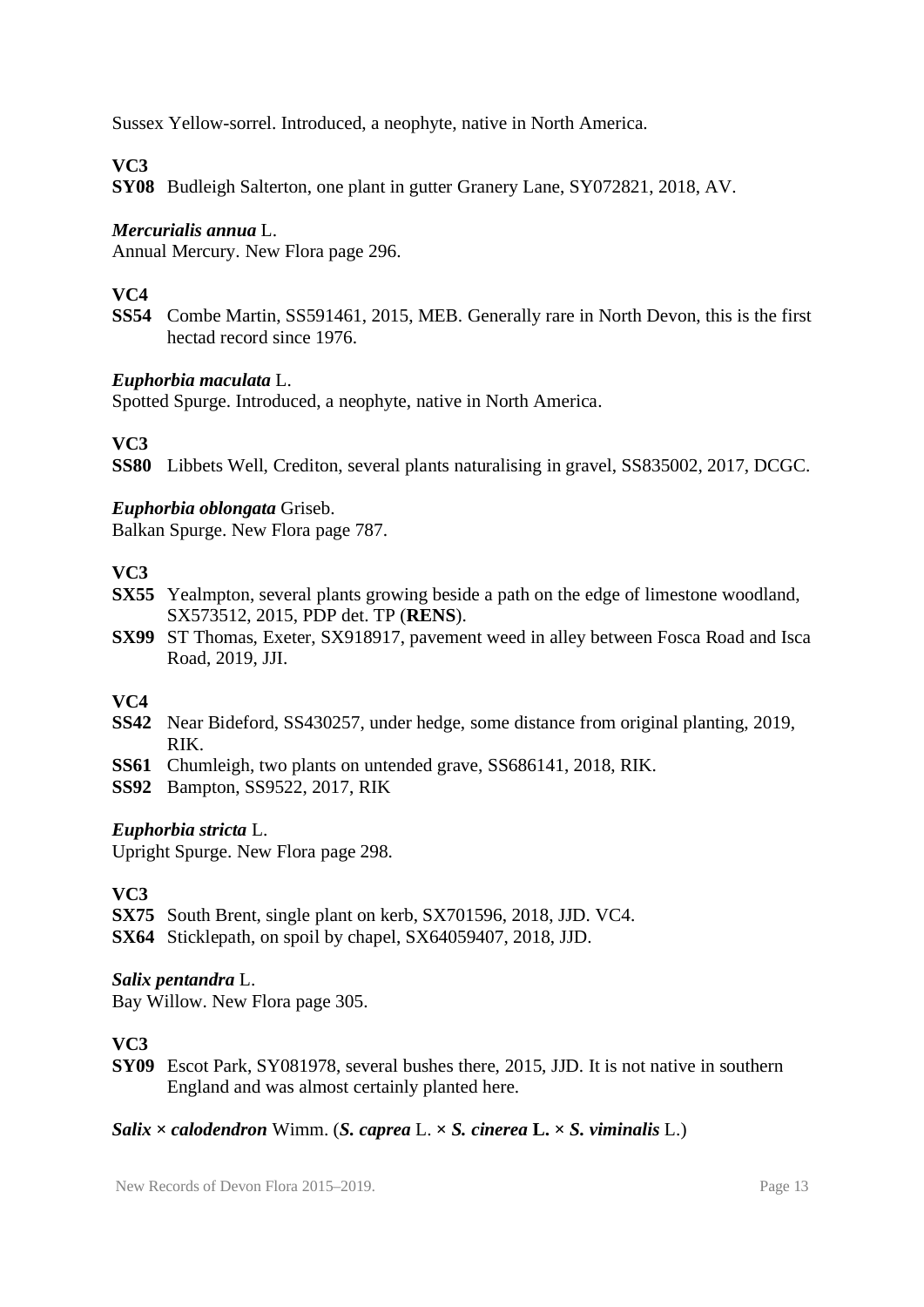Sussex Yellow-sorrel. Introduced, a neophyte, native in North America.

**VC3**

**SY08** Budleigh Salterton, one plant in gutter Granery Lane, SY072821, 2018, AV.

***Mercurialis annua*** L.
Annual Mercury. New Flora page 296.

**VC4**

**SS54** Combe Martin, SS591461, 2015, MEB. Generally rare in North Devon, this is the first hectad record since 1976.

***Euphorbia maculata*** L.
Spotted Spurge. Introduced, a neophyte, native in North America.

**VC3**

**SS80** Libbets Well, Crediton, several plants naturalising in gravel, SS835002, 2017, DCGC.

***Euphorbia oblongata*** Griseb.
Balkan Spurge. New Flora page 787.

**VC3**

**SX55** Yealmpton, several plants growing beside a path on the edge of limestone woodland, SX573512, 2015, PDP det. TP (**RENS**).
**SX99** ST Thomas, Exeter, SX918917, pavement weed in alley between Fosca Road and Isca Road, 2019, JJI.

**VC4**

**SS42** Near Bideford, SS430257, under hedge, some distance from original planting, 2019, RIK.
**SS61** Chumleigh, two plants on untended grave, SS686141, 2018, RIK.
**SS92** Bampton, SS9522, 2017, RIK

***Euphorbia stricta*** L.
Upright Spurge. New Flora page 298.

**VC3**

**SX75** South Brent, single plant on kerb, SX701596, 2018, JJD. VC4.
**SX64** Sticklepath, on spoil by chapel, SX64059407, 2018, JJD.

***Salix pentandra*** L.
Bay Willow. New Flora page 305.

**VC3**

**SY09** Escot Park, SY081978, several bushes there, 2015, JJD. It is not native in southern England and was almost certainly planted here.

***Salix × calodendron*** Wimm. (***S. caprea*** L. × ***S. cinerea*** **L.** × ***S. viminalis*** L.)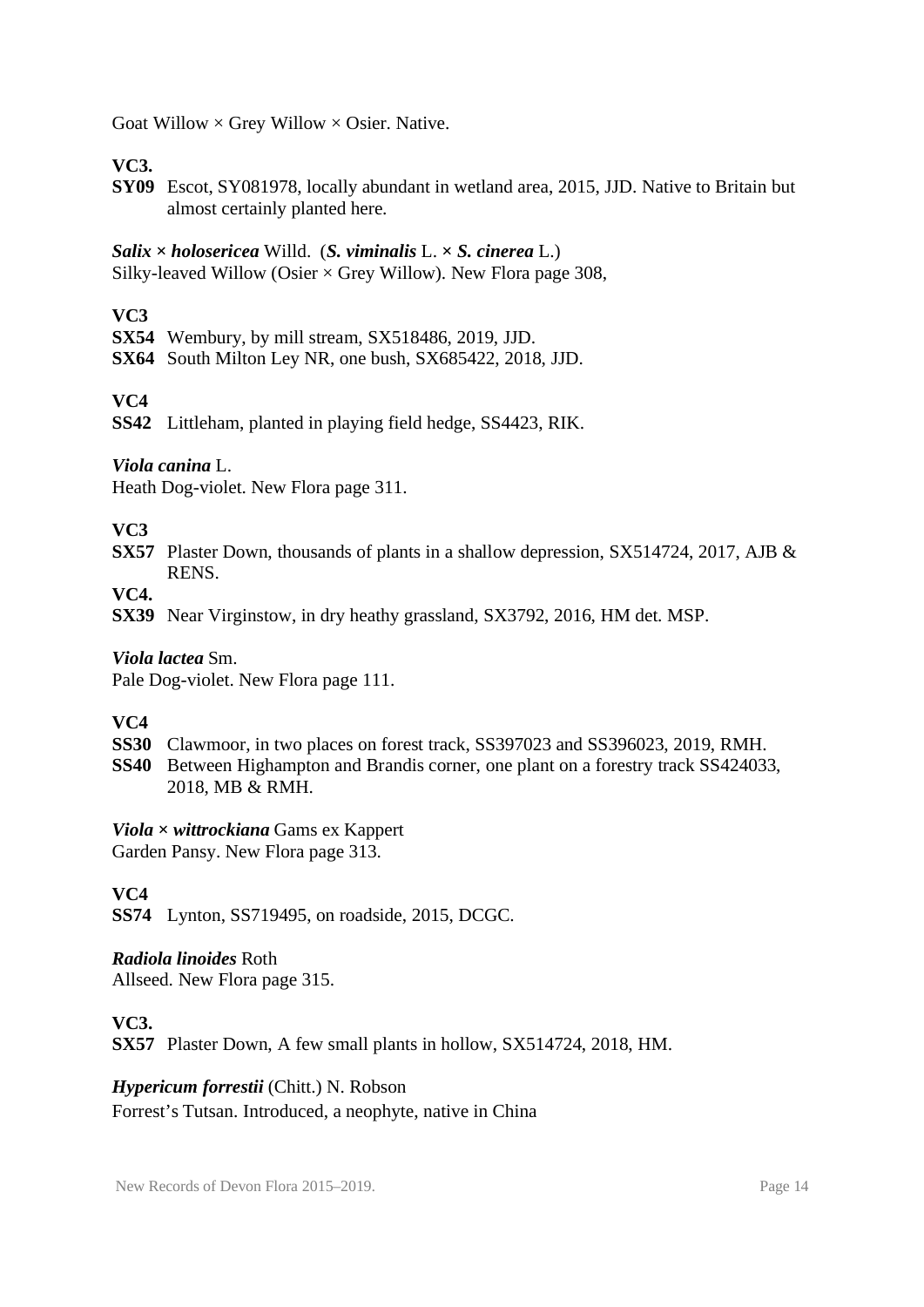Goat Willow × Grey Willow × Osier. Native.

**VC3.**

**SY09** Escot, SY081978, locally abundant in wetland area, 2015, JJD. Native to Britain but almost certainly planted here.

***Salix* × *holosericea*** Willd. (***S. viminalis*** L. × ***S. cinerea*** L.)
Silky-leaved Willow (Osier × Grey Willow). New Flora page 308,

**VC3**

**SX54** Wembury, by mill stream, SX518486, 2019, JJD.
**SX64** South Milton Ley NR, one bush, SX685422, 2018, JJD.

**VC4**

**SS42** Littleham, planted in playing field hedge, SS4423, RIK.

***Viola canina*** L.
Heath Dog-violet. New Flora page 311.

**VC3**

**SX57** Plaster Down, thousands of plants in a shallow depression, SX514724, 2017, AJB & RENS.

**VC4.**

**SX39** Near Virginstow, in dry heathy grassland, SX3792, 2016, HM det. MSP.

***Viola lactea*** Sm.
Pale Dog-violet. New Flora page 111.

**VC4**

**SS30** Clawmoor, in two places on forest track, SS397023 and SS396023, 2019, RMH.
**SS40** Between Highampton and Brandis corner, one plant on a forestry track SS424033, 2018, MB & RMH.

***Viola* × *wittrockiana*** Gams ex Kappert
Garden Pansy. New Flora page 313.

**VC4**

**SS74** Lynton, SS719495, on roadside, 2015, DCGC.

***Radiola linoides*** Roth
Allseed. New Flora page 315.

**VC3.**

**SX57** Plaster Down, A few small plants in hollow, SX514724, 2018, HM.

***Hypericum forrestii*** (Chitt.) N. Robson
Forrest's Tutsan. Introduced, a neophyte, native in China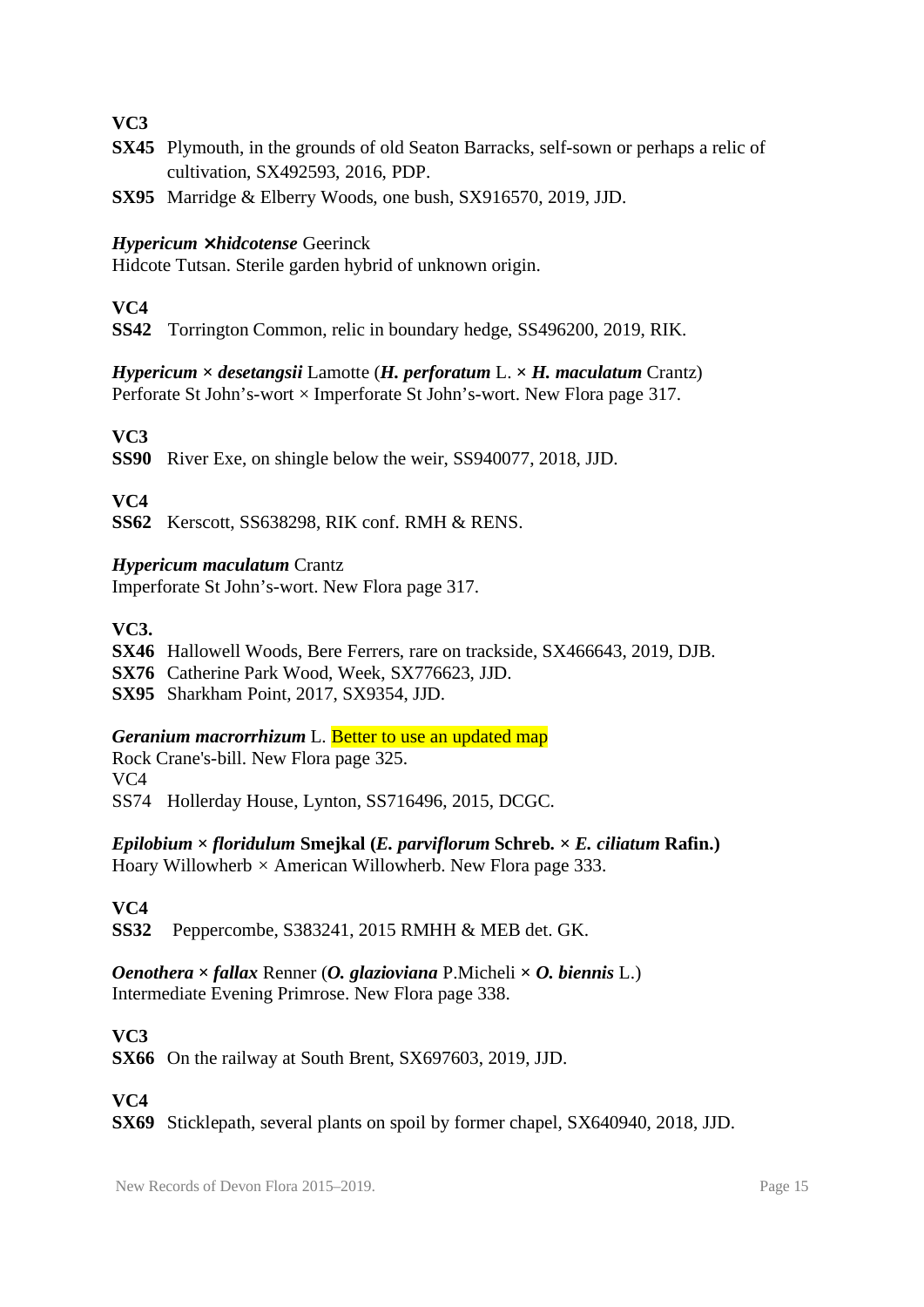**VC3**

**SX45** Plymouth, in the grounds of old Seaton Barracks, self-sown or perhaps a relic of cultivation, SX492593, 2016, PDP.

**SX95** Marridge & Elberry Woods, one bush, SX916570, 2019, JJD.

***Hypericum ×hidcotense*** Geerinck
Hidcote Tutsan. Sterile garden hybrid of unknown origin.

**VC4**

**SS42** Torrington Common, relic in boundary hedge, SS496200, 2019, RIK.

***Hypericum × desetangsii*** Lamotte (***H. perforatum*** L. **×** ***H. maculatum*** Crantz)
Perforate St John's-wort × Imperforate St John's-wort. New Flora page 317.

**VC3**

**SS90** River Exe, on shingle below the weir, SS940077, 2018, JJD.

**VC4**

**SS62** Kerscott, SS638298, RIK conf. RMH & RENS.

***Hypericum maculatum*** Crantz
Imperforate St John's-wort. New Flora page 317.

**VC3.**

**SX46** Hallowell Woods, Bere Ferrers, rare on trackside, SX466643, 2019, DJB.

**SX76** Catherine Park Wood, Week, SX776623, JJD.

**SX95** Sharkham Point, 2017, SX9354, JJD.

***Geranium macrorrhizum*** L. Better to use an updated map
Rock Crane's-bill. New Flora page 325.

VC4

SS74 Hollerday House, Lynton, SS716496, 2015, DCGC.

***Epilobium × floridulum*** **Smejkal (*E. parviflorum* Schreb. × *E. ciliatum* Rafin.)**
Hoary Willowherb × American Willowherb. New Flora page 333.

**VC4**

**SS32** Peppercombe, S383241, 2015 RMHH & MEB det. GK.

***Oenothera × fallax*** Renner (***O. glazioviana*** P.Micheli **×** ***O. biennis*** L.)
Intermediate Evening Primrose. New Flora page 338.

**VC3**

**SX66** On the railway at South Brent, SX697603, 2019, JJD.

**VC4**

**SX69** Sticklepath, several plants on spoil by former chapel, SX640940, 2018, JJD.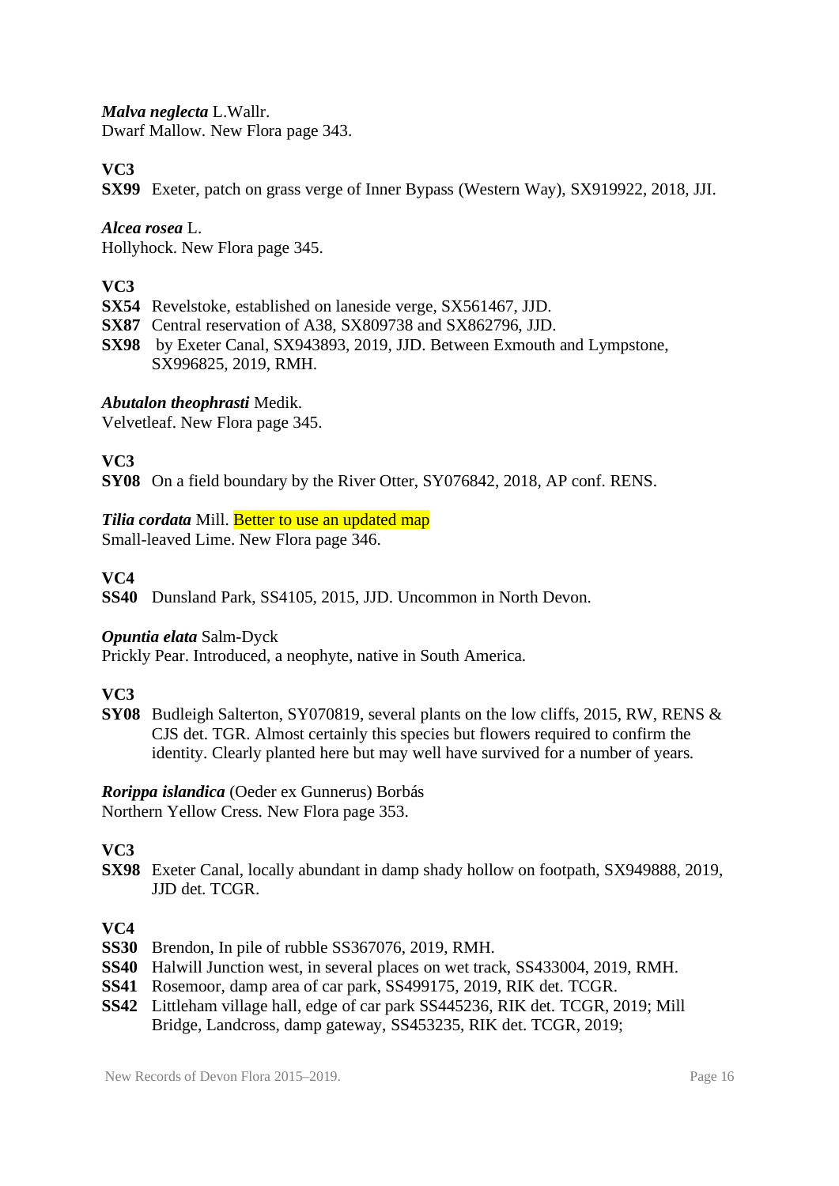***Malva neglecta*** L.Wallr.
Dwarf Mallow. New Flora page 343.

**VC3**
**SX99** Exeter, patch on grass verge of Inner Bypass (Western Way), SX919922, 2018, JJI.

***Alcea rosea*** L.
Hollyhock. New Flora page 345.

**VC3**
**SX54** Revelstoke, established on laneside verge, SX561467, JJD.
**SX87** Central reservation of A38, SX809738 and SX862796, JJD.
**SX98** by Exeter Canal, SX943893, 2019, JJD. Between Exmouth and Lympstone, SX996825, 2019, RMH.

***Abutalon theophrasti*** Medik.
Velvetleaf. New Flora page 345.

**VC3**
**SY08** On a field boundary by the River Otter, SY076842, 2018, AP conf. RENS.

***Tilia cordata*** Mill. Better to use an updated map
Small-leaved Lime. New Flora page 346.

**VC4**
**SS40** Dunsland Park, SS4105, 2015, JJD. Uncommon in North Devon.

***Opuntia elata*** Salm-Dyck
Prickly Pear. Introduced, a neophyte, native in South America.

**VC3**
**SY08** Budleigh Salterton, SY070819, several plants on the low cliffs, 2015, RW, RENS & CJS det. TGR. Almost certainly this species but flowers required to confirm the identity. Clearly planted here but may well have survived for a number of years.

***Rorippa islandica*** (Oeder ex Gunnerus) Borbás
Northern Yellow Cress. New Flora page 353.

**VC3**
**SX98** Exeter Canal, locally abundant in damp shady hollow on footpath, SX949888, 2019, JJD det. TCGR.

**VC4**
**SS30** Brendon, In pile of rubble SS367076, 2019, RMH.
**SS40** Halwill Junction west, in several places on wet track, SS433004, 2019, RMH.
**SS41** Rosemoor, damp area of car park, SS499175, 2019, RIK det. TCGR.
**SS42** Littleham village hall, edge of car park SS445236, RIK det. TCGR, 2019; Mill Bridge, Landcross, damp gateway, SS453235, RIK det. TCGR, 2019;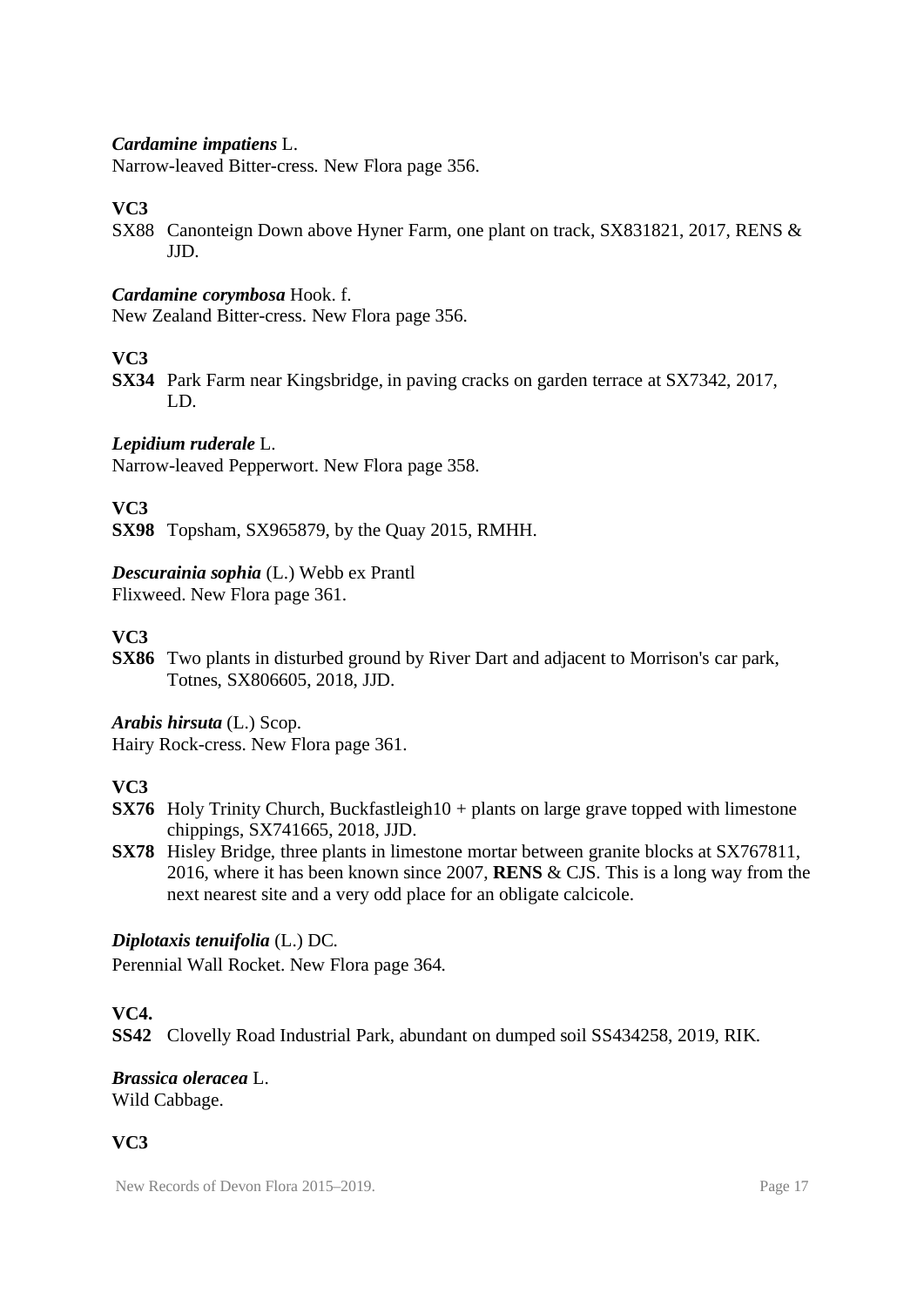***Cardamine impatiens*** L.
Narrow-leaved Bitter-cress. New Flora page 356.

**VC3**

SX88 Canonteign Down above Hyner Farm, one plant on track, SX831821, 2017, RENS & JJD.

***Cardamine corymbosa*** Hook. f.
New Zealand Bitter-cress. New Flora page 356.

**VC3**

**SX34** Park Farm near Kingsbridge, in paving cracks on garden terrace at SX7342, 2017, LD.

***Lepidium ruderale*** L.
Narrow-leaved Pepperwort. New Flora page 358.

**VC3**

**SX98** Topsham, SX965879, by the Quay 2015, RMHH.

***Descurainia sophia*** (L.) Webb ex Prantl
Flixweed. New Flora page 361.

**VC3**

**SX86** Two plants in disturbed ground by River Dart and adjacent to Morrison's car park, Totnes, SX806605, 2018, JJD.

***Arabis hirsuta*** (L.) Scop.
Hairy Rock-cress. New Flora page 361.

**VC3**

**SX76** Holy Trinity Church, Buckfastleigh10 + plants on large grave topped with limestone chippings, SX741665, 2018, JJD.

**SX78** Hisley Bridge, three plants in limestone mortar between granite blocks at SX767811, 2016, where it has been known since 2007, **RENS** & CJS. This is a long way from the next nearest site and a very odd place for an obligate calcicole.

***Diplotaxis tenuifolia*** (L.) DC.
Perennial Wall Rocket. New Flora page 364.

**VC4.**

**SS42** Clovelly Road Industrial Park, abundant on dumped soil SS434258, 2019, RIK.

***Brassica oleracea*** L.
Wild Cabbage.

**VC3**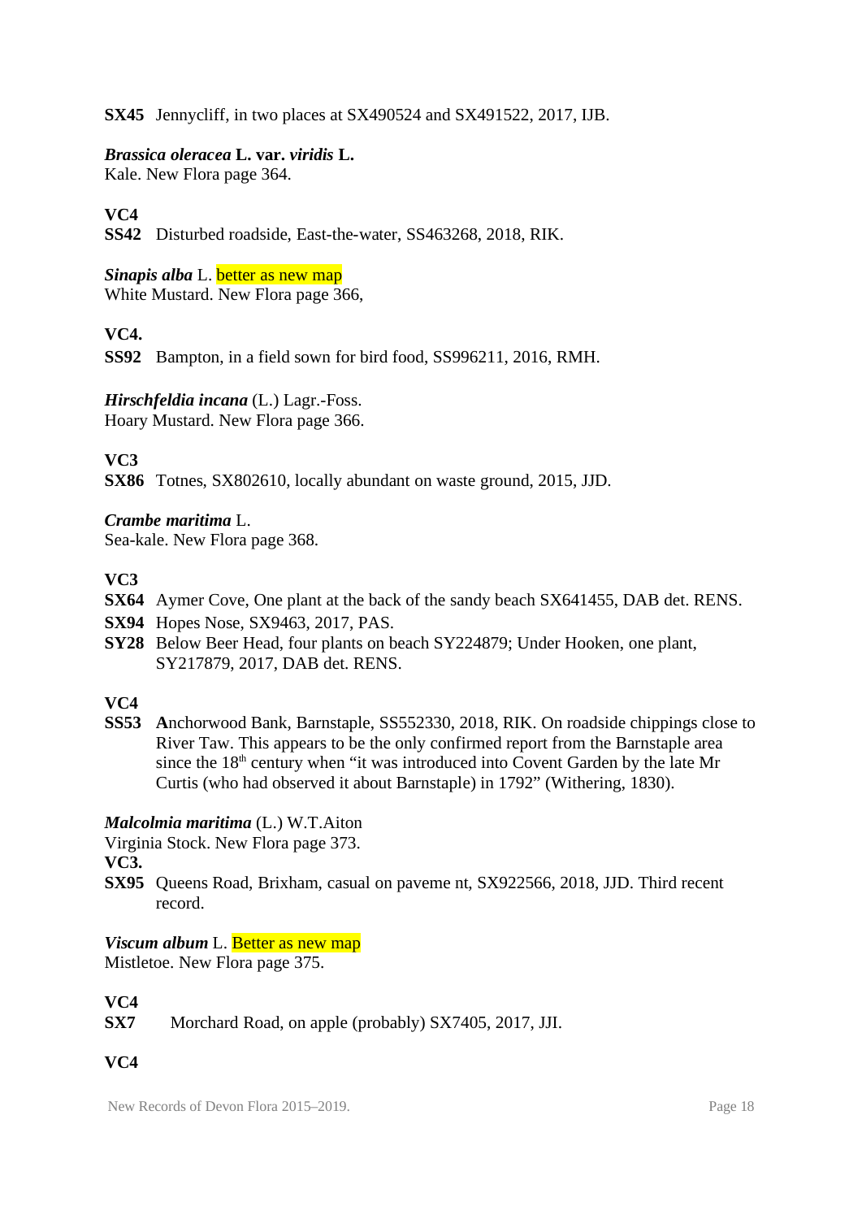**SX45** Jennycliff, in two places at SX490524 and SX491522, 2017, IJB.

***Brassica oleracea* L. var. *viridis* L.**
Kale. New Flora page 364.

**VC4**
**SS42** Disturbed roadside, East-the-water, SS463268, 2018, RIK.

***Sinapis alba*** L. better as new map
White Mustard. New Flora page 366,

**VC4.**
**SS92** Bampton, in a field sown for bird food, SS996211, 2016, RMH.

***Hirschfeldia incana*** (L.) Lagr.-Foss.
Hoary Mustard. New Flora page 366.

**VC3**
**SX86** Totnes, SX802610, locally abundant on waste ground, 2015, JJD.

***Crambe maritima*** L.
Sea-kale. New Flora page 368.

**VC3**
**SX64** Aymer Cove, One plant at the back of the sandy beach SX641455, DAB det. RENS.
**SX94** Hopes Nose, SX9463, 2017, PAS.
**SY28** Below Beer Head, four plants on beach SY224879; Under Hooken, one plant, SY217879, 2017, DAB det. RENS.

**VC4**
**SS53** **A**nchorwood Bank, Barnstaple, SS552330, 2018, RIK. On roadside chippings close to River Taw. This appears to be the only confirmed report from the Barnstaple area since the 18th century when "it was introduced into Covent Garden by the late Mr Curtis (who had observed it about Barnstaple) in 1792" (Withering, 1830).

***Malcolmia maritima*** (L.) W.T.Aiton
Virginia Stock. New Flora page 373.
**VC3.**
**SX95** Queens Road, Brixham, casual on paveme nt, SX922566, 2018, JJD. Third recent record.

***Viscum album*** L. Better as new map
Mistletoe. New Flora page 375.

**VC4**
**SX7** Morchard Road, on apple (probably) SX7405, 2017, JJI.

**VC4**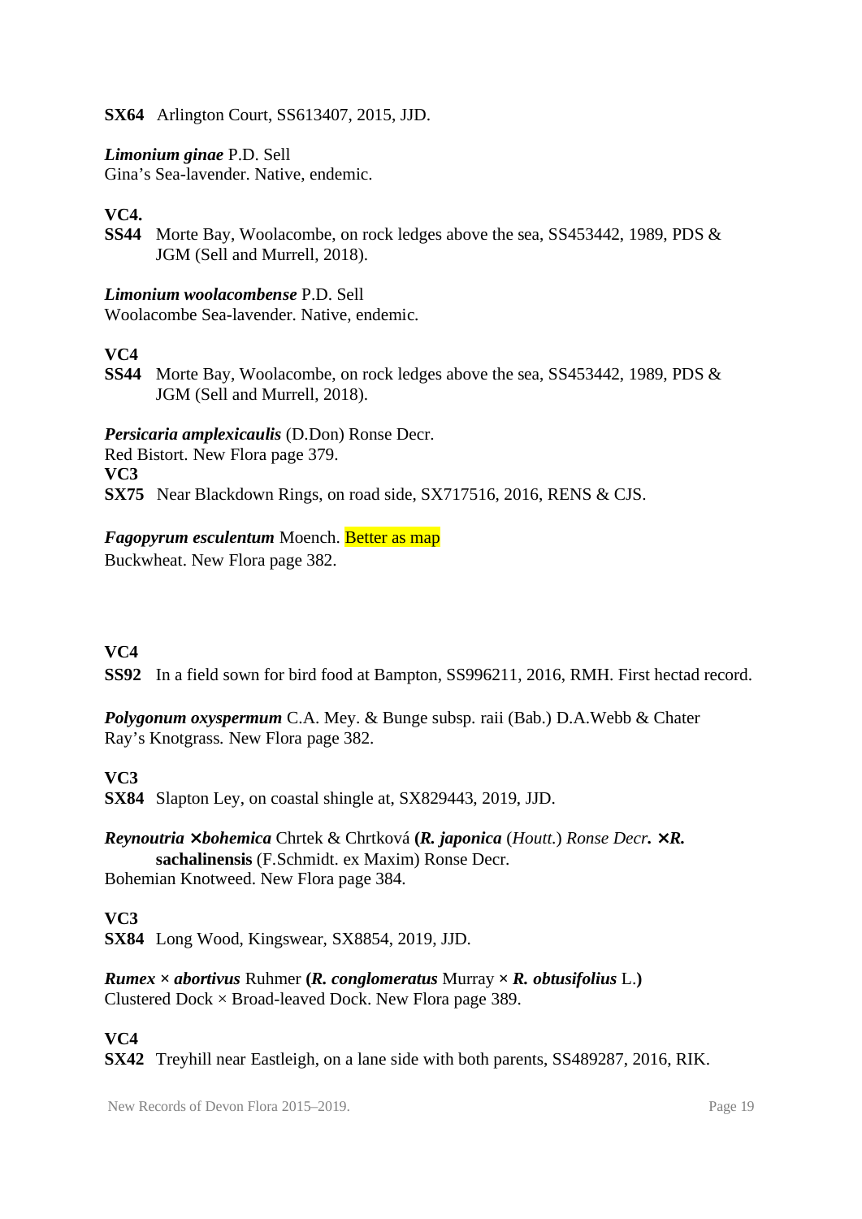**SX64** Arlington Court, SS613407, 2015, JJD.

***Limonium ginae*** P.D. Sell
Gina's Sea-lavender. Native, endemic.

**VC4.**

**SS44** Morte Bay, Woolacombe, on rock ledges above the sea, SS453442, 1989, PDS & JGM (Sell and Murrell, 2018).

***Limonium woolacombense*** P.D. Sell
Woolacombe Sea-lavender. Native, endemic.

**VC4**

**SS44** Morte Bay, Woolacombe, on rock ledges above the sea, SS453442, 1989, PDS & JGM (Sell and Murrell, 2018).

***Persicaria amplexicaulis*** (D.Don) Ronse Decr.
Red Bistort. New Flora page 379.

**VC3**

**SX75** Near Blackdown Rings, on road side, SX717516, 2016, RENS & CJS.

***Fagopyrum esculentum*** Moench. Better as map
Buckwheat. New Flora page 382.

**VC4**

**SS92** In a field sown for bird food at Bampton, SS996211, 2016, RMH. First hectad record.

***Polygonum oxyspermum*** C.A. Mey. & Bunge subsp. raii (Bab.) D.A.Webb & Chater
Ray's Knotgrass. New Flora page 382.

**VC3**

**SX84** Slapton Ley, on coastal shingle at, SX829443, 2019, JJD.

***Reynoutria ×bohemica*** Chrtek & Chrtková **(*R. japonica*** (*Houtt.*) *Ronse Decr.* ***×R.* sachalinensis** (F.Schmidt. ex Maxim) Ronse Decr.
Bohemian Knotweed. New Flora page 384.

**VC3**

**SX84** Long Wood, Kingswear, SX8854, 2019, JJD.

***Rumex × abortivus*** Ruhmer **(*R. conglomeratus*** Murray **×** ***R. obtusifolius*** L.**)**
Clustered Dock × Broad-leaved Dock. New Flora page 389.

**VC4**

**SX42** Treyhill near Eastleigh, on a lane side with both parents, SS489287, 2016, RIK.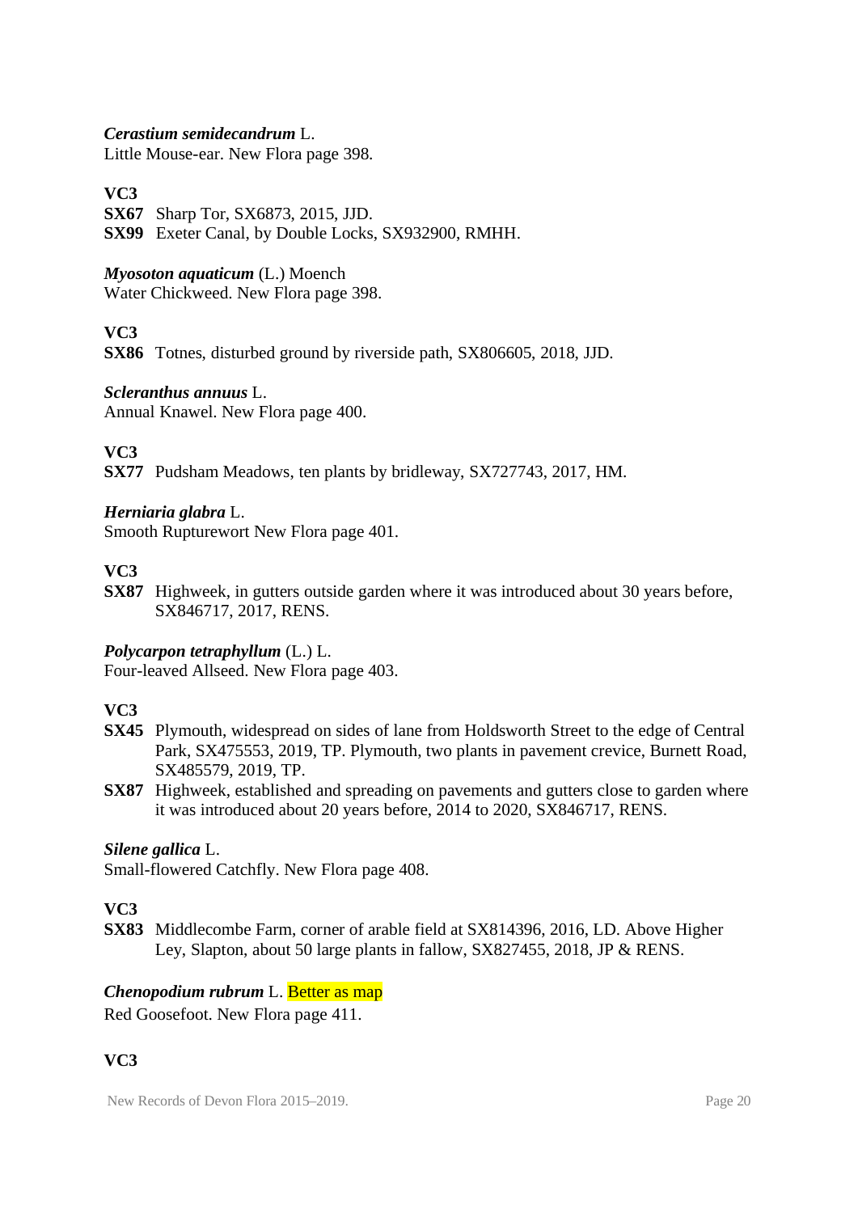***Cerastium semidecandrum*** L.
Little Mouse-ear. New Flora page 398.

**VC3**

**SX67** Sharp Tor, SX6873, 2015, JJD.
**SX99** Exeter Canal, by Double Locks, SX932900, RMHH.

***Myosoton aquaticum*** (L.) Moench
Water Chickweed. New Flora page 398.

**VC3**

**SX86** Totnes, disturbed ground by riverside path, SX806605, 2018, JJD.

***Scleranthus annuus*** L.
Annual Knawel. New Flora page 400.

**VC3**

**SX77** Pudsham Meadows, ten plants by bridleway, SX727743, 2017, HM.

***Herniaria glabra*** L.
Smooth Rupturewort New Flora page 401.

**VC3**

**SX87** Highweek, in gutters outside garden where it was introduced about 30 years before, SX846717, 2017, RENS.

***Polycarpon tetraphyllum*** (L.) L.
Four-leaved Allseed. New Flora page 403.

**VC3**

**SX45** Plymouth, widespread on sides of lane from Holdsworth Street to the edge of Central Park, SX475553, 2019, TP. Plymouth, two plants in pavement crevice, Burnett Road, SX485579, 2019, TP.
**SX87** Highweek, established and spreading on pavements and gutters close to garden where it was introduced about 20 years before, 2014 to 2020, SX846717, RENS.

***Silene gallica*** L.
Small-flowered Catchfly. New Flora page 408.

**VC3**

**SX83** Middlecombe Farm, corner of arable field at SX814396, 2016, LD. Above Higher Ley, Slapton, about 50 large plants in fallow, SX827455, 2018, JP & RENS.

***Chenopodium rubrum*** L. Better as map
Red Goosefoot. New Flora page 411.

**VC3**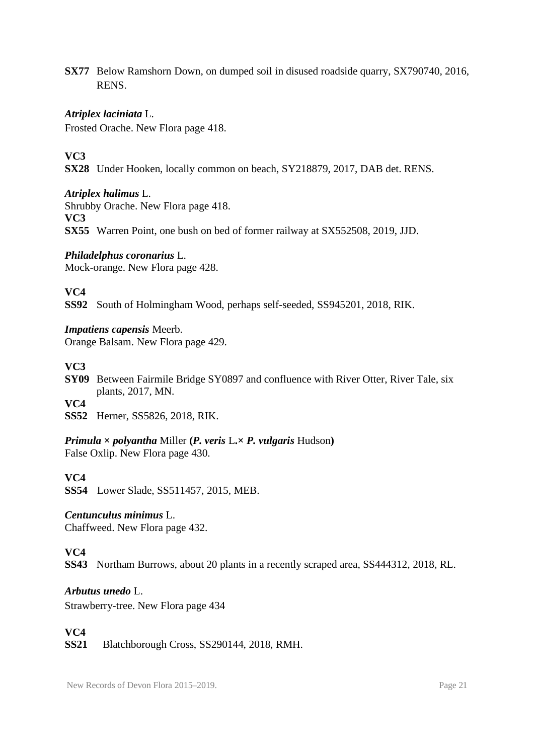**SX77** Below Ramshorn Down, on dumped soil in disused roadside quarry, SX790740, 2016, RENS.

***Atriplex laciniata*** L.
Frosted Orache. New Flora page 418.

**VC3**
**SX28** Under Hooken, locally common on beach, SY218879, 2017, DAB det. RENS.

***Atriplex halimus*** L.
Shrubby Orache. New Flora page 418.
**VC3**
**SX55** Warren Point, one bush on bed of former railway at SX552508, 2019, JJD.

***Philadelphus coronarius*** L.
Mock-orange. New Flora page 428.

**VC4**
**SS92** South of Holmingham Wood, perhaps self-seeded, SS945201, 2018, RIK.

***Impatiens capensis*** Meerb.
Orange Balsam. New Flora page 429.

**VC3**
**SY09** Between Fairmile Bridge SY0897 and confluence with River Otter, River Tale, six plants, 2017, MN.
**VC4**
**SS52** Herner, SS5826, 2018, RIK.

***Primula × polyantha*** Miller **(*P. veris*** L.**×** ***P. vulgaris*** Hudson**)**
False Oxlip. New Flora page 430.

**VC4**
**SS54** Lower Slade, SS511457, 2015, MEB.

***Centunculus minimus*** L.
Chaffweed. New Flora page 432.

**VC4**
**SS43** Northam Burrows, about 20 plants in a recently scraped area, SS444312, 2018, RL.

***Arbutus unedo*** L.
Strawberry-tree. New Flora page 434

**VC4**
**SS21** Blatchborough Cross, SS290144, 2018, RMH.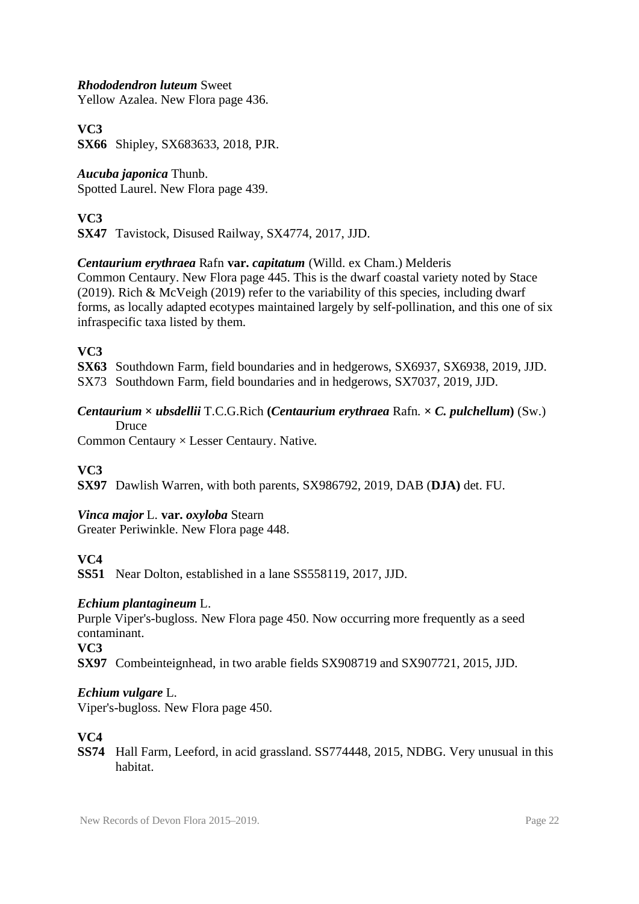***Rhododendron luteum*** Sweet
Yellow Azalea. New Flora page 436.

**VC3**

**SX66** Shipley, SX683633, 2018, PJR.

***Aucuba japonica*** Thunb.
Spotted Laurel. New Flora page 439.

**VC3**

**SX47** Tavistock, Disused Railway, SX4774, 2017, JJD.

***Centaurium erythraea*** Rafn **var.** ***capitatum*** (Willd. ex Cham.) Melderis
Common Centaury. New Flora page 445. This is the dwarf coastal variety noted by Stace (2019). Rich & McVeigh (2019) refer to the variability of this species, including dwarf forms, as locally adapted ecotypes maintained largely by self-pollination, and this one of six infraspecific taxa listed by them.

**VC3**

**SX63** Southdown Farm, field boundaries and in hedgerows, SX6937, SX6938, 2019, JJD.
SX73 Southdown Farm, field boundaries and in hedgerows, SX7037, 2019, JJD.

***Centaurium × ubsdellii*** T.C.G.Rich **(*Centaurium erythraea*** Rafn. **× *C. pulchellum*)** (Sw.) Druce
Common Centaury × Lesser Centaury. Native.

**VC3**

**SX97** Dawlish Warren, with both parents, SX986792, 2019, DAB (**DJA)** det. FU.

***Vinca major*** L. **var.** ***oxyloba*** Stearn
Greater Periwinkle. New Flora page 448.

**VC4**

**SS51** Near Dolton, established in a lane SS558119, 2017, JJD.

***Echium plantagineum*** L.
Purple Viper's-bugloss. New Flora page 450. Now occurring more frequently as a seed contaminant.

**VC3**

**SX97** Combeinteignhead, in two arable fields SX908719 and SX907721, 2015, JJD.

***Echium vulgare*** L.
Viper's-bugloss. New Flora page 450.

**VC4**

**SS74** Hall Farm, Leeford, in acid grassland. SS774448, 2015, NDBG. Very unusual in this habitat.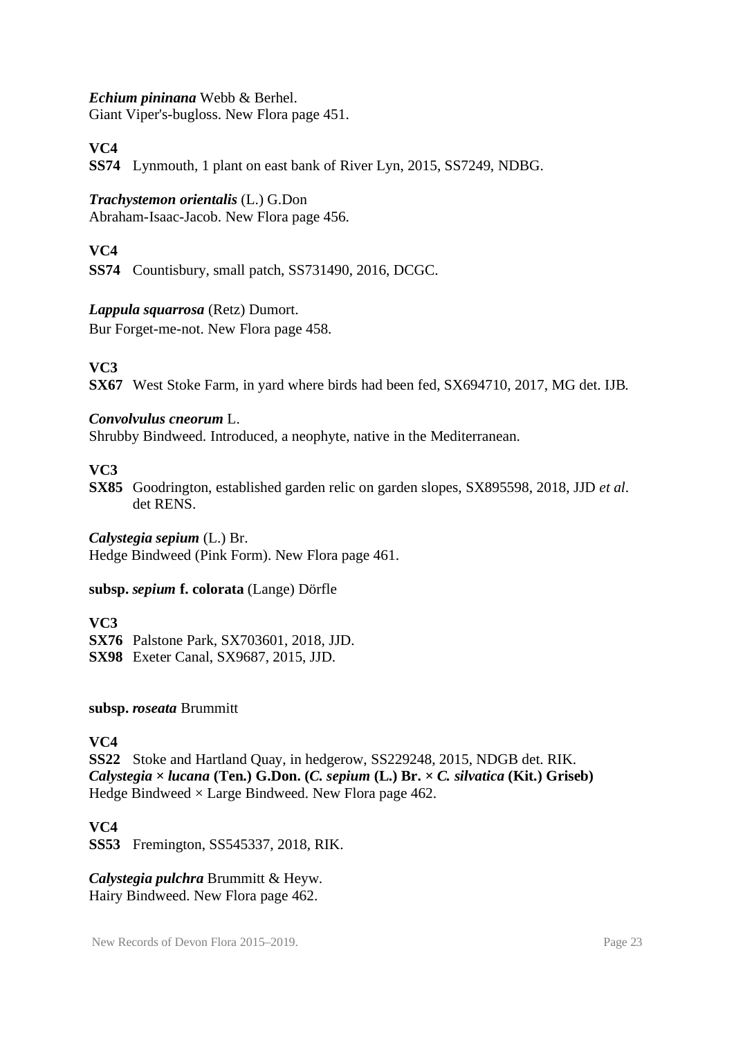***Echium pininana*** Webb & Berhel.
Giant Viper's-bugloss. New Flora page 451.

**VC4**

**SS74** Lynmouth, 1 plant on east bank of River Lyn, 2015, SS7249, NDBG.

***Trachystemon orientalis*** (L.) G.Don
Abraham-Isaac-Jacob. New Flora page 456.

**VC4**

**SS74** Countisbury, small patch, SS731490, 2016, DCGC.

***Lappula squarrosa*** (Retz) Dumort.
Bur Forget-me-not. New Flora page 458.

**VC3**

**SX67** West Stoke Farm, in yard where birds had been fed, SX694710, 2017, MG det. IJB.

***Convolvulus cneorum*** L.
Shrubby Bindweed. Introduced, a neophyte, native in the Mediterranean.

**VC3**

**SX85** Goodrington, established garden relic on garden slopes, SX895598, 2018, JJD *et al*. det RENS.

***Calystegia sepium*** (L.) Br.
Hedge Bindweed (Pink Form). New Flora page 461.

**subsp. *sepium* f. colorata** (Lange) Dörfle

**VC3**

**SX76** Palstone Park, SX703601, 2018, JJD.
**SX98** Exeter Canal, SX9687, 2015, JJD.

**subsp. *roseata*** Brummitt

**VC4**

**SS22** Stoke and Hartland Quay, in hedgerow, SS229248, 2015, NDGB det. RIK.

***Calystegia × lucana* (Ten.) G.Don. (*C. sepium* (L.) Br. × *C. silvatica* (Kit.) Griseb)**
Hedge Bindweed × Large Bindweed. New Flora page 462.

**VC4**

**SS53** Fremington, SS545337, 2018, RIK.

***Calystegia pulchra*** Brummitt & Heyw.
Hairy Bindweed. New Flora page 462.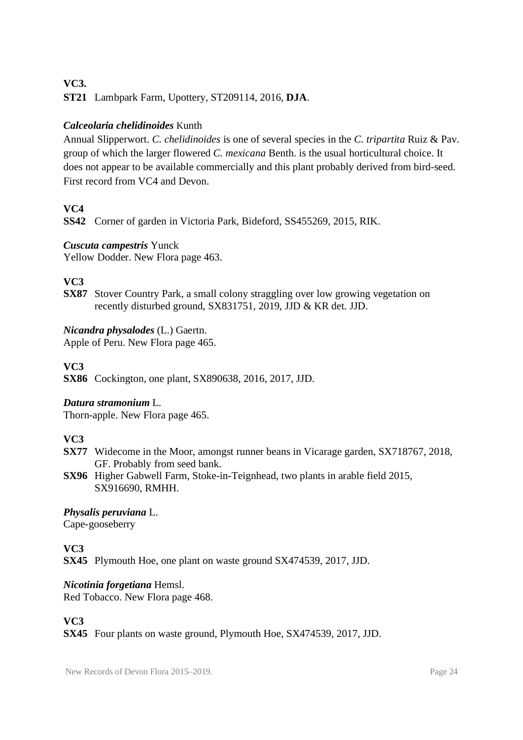**VC3.**

**ST21** Lambpark Farm, Upottery, ST209114, 2016, **DJA**.

***Calceolaria chelidinoides*** Kunth

Annual Slipperwort. *C. chelidinoides* is one of several species in the *C. tripartita* Ruiz & Pav. group of which the larger flowered *C. mexicana* Benth. is the usual horticultural choice. It does not appear to be available commercially and this plant probably derived from bird-seed. First record from VC4 and Devon.

**VC4**

**SS42** Corner of garden in Victoria Park, Bideford, SS455269, 2015, RIK.

***Cuscuta campestris*** Yunck

Yellow Dodder. New Flora page 463.

**VC3**

**SX87** Stover Country Park, a small colony straggling over low growing vegetation on recently disturbed ground, SX831751, 2019, JJD & KR det. JJD.

***Nicandra physalodes*** (L.) Gaertn.

Apple of Peru. New Flora page 465.

**VC3**

**SX86** Cockington, one plant, SX890638, 2016, 2017, JJD.

***Datura stramonium*** L.

Thorn-apple. New Flora page 465.

**VC3**

**SX77** Widecome in the Moor, amongst runner beans in Vicarage garden, SX718767, 2018, GF. Probably from seed bank.

**SX96** Higher Gabwell Farm, Stoke-in-Teignhead, two plants in arable field 2015, SX916690, RMHH.

***Physalis peruviana*** L.

Cape-gooseberry

**VC3**

**SX45** Plymouth Hoe, one plant on waste ground SX474539, 2017, JJD.

***Nicotinia forgetiana*** Hemsl.

Red Tobacco. New Flora page 468.

**VC3**

**SX45** Four plants on waste ground, Plymouth Hoe, SX474539, 2017, JJD.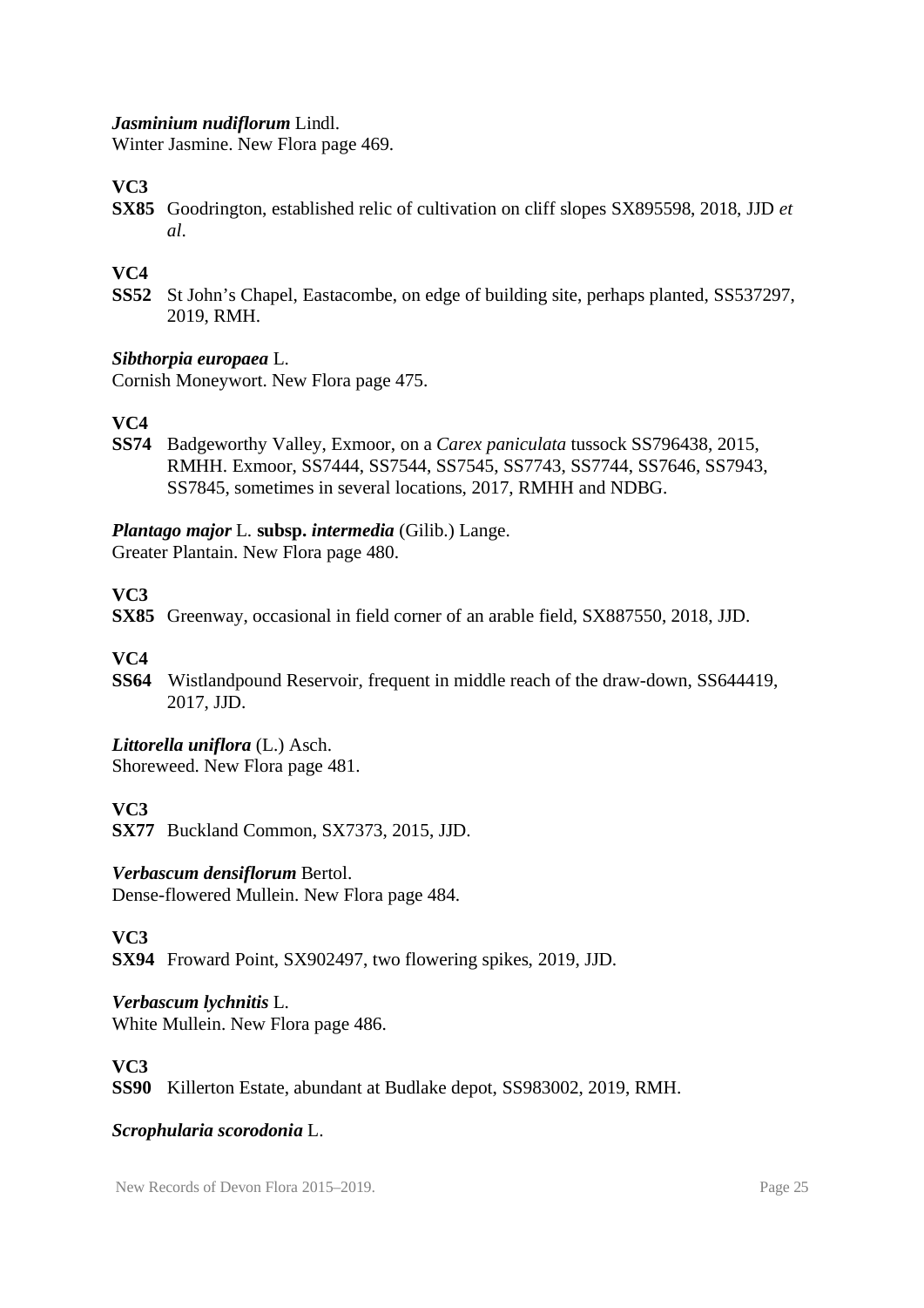***Jasminium nudiflorum*** Lindl.
Winter Jasmine. New Flora page 469.

**VC3**

**SX85** Goodrington, established relic of cultivation on cliff slopes SX895598, 2018, JJD *et al*.

**VC4**

**SS52** St John's Chapel, Eastacombe, on edge of building site, perhaps planted, SS537297, 2019, RMH.

***Sibthorpia europaea*** L.
Cornish Moneywort. New Flora page 475.

**VC4**

**SS74** Badgeworthy Valley, Exmoor, on a *Carex paniculata* tussock SS796438, 2015, RMHH. Exmoor, SS7444, SS7544, SS7545, SS7743, SS7744, SS7646, SS7943, SS7845, sometimes in several locations, 2017, RMHH and NDBG.

***Plantago major*** L. **subsp. *intermedia*** (Gilib.) Lange.
Greater Plantain. New Flora page 480.

**VC3**

**SX85** Greenway, occasional in field corner of an arable field, SX887550, 2018, JJD.

**VC4**

**SS64** Wistlandpound Reservoir, frequent in middle reach of the draw-down, SS644419, 2017, JJD.

***Littorella uniflora*** (L.) Asch.
Shoreweed. New Flora page 481.

**VC3**

**SX77** Buckland Common, SX7373, 2015, JJD.

***Verbascum densiflorum*** Bertol.
Dense-flowered Mullein. New Flora page 484.

**VC3**

**SX94** Froward Point, SX902497, two flowering spikes, 2019, JJD.

***Verbascum lychnitis*** L.
White Mullein. New Flora page 486.

**VC3**

**SS90** Killerton Estate, abundant at Budlake depot, SS983002, 2019, RMH.

***Scrophularia scorodonia*** L.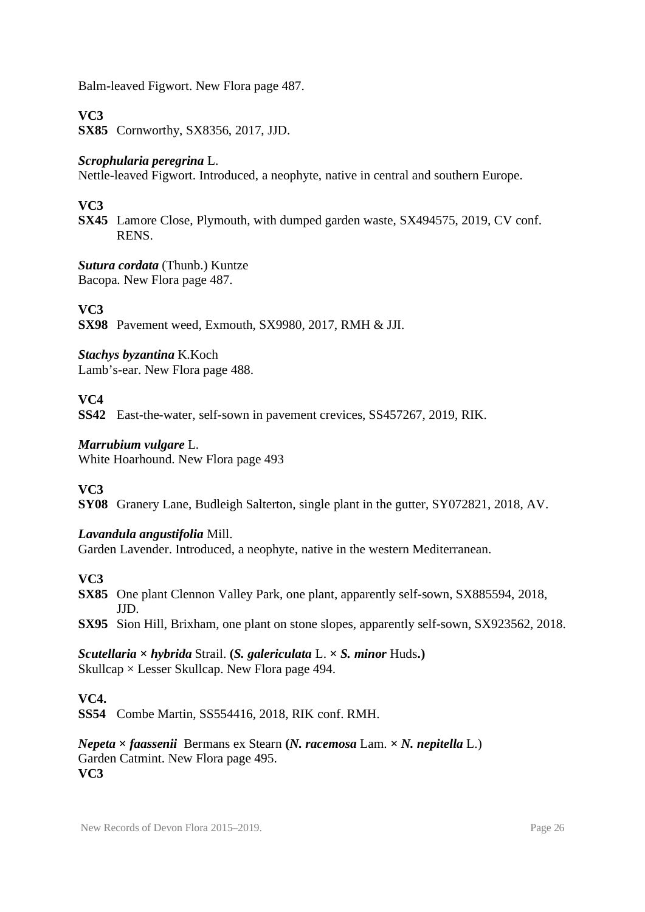Balm-leaved Figwort. New Flora page 487.

**VC3**

**SX85** Cornworthy, SX8356, 2017, JJD.

***Scrophularia peregrina*** L.

Nettle-leaved Figwort. Introduced, a neophyte, native in central and southern Europe.

**VC3**

**SX45** Lamore Close, Plymouth, with dumped garden waste, SX494575, 2019, CV conf. RENS.

***Sutura cordata*** (Thunb.) Kuntze

Bacopa. New Flora page 487.

**VC3**

**SX98** Pavement weed, Exmouth, SX9980, 2017, RMH & JJI.

***Stachys byzantina*** K.Koch

Lamb's-ear. New Flora page 488.

**VC4**

**SS42** East-the-water, self-sown in pavement crevices, SS457267, 2019, RIK.

***Marrubium vulgare*** L.

White Hoarhound. New Flora page 493

**VC3**

**SY08** Granery Lane, Budleigh Salterton, single plant in the gutter, SY072821, 2018, AV.

***Lavandula angustifolia*** Mill.

Garden Lavender. Introduced, a neophyte, native in the western Mediterranean.

**VC3**

**SX85** One plant Clennon Valley Park, one plant, apparently self-sown, SX885594, 2018, JJD.

**SX95** Sion Hill, Brixham, one plant on stone slopes, apparently self-sown, SX923562, 2018.

***Scutellaria × hybrida*** Strail. **(*S. galericulata*** L. **× *S. minor*** Huds**.)**

Skullcap × Lesser Skullcap. New Flora page 494.

**VC4.**

**SS54** Combe Martin, SS554416, 2018, RIK conf. RMH.

***Nepeta × faassenii*** Bermans ex Stearn **(*N. racemosa*** Lam. **× *N. nepitella*** L.)

Garden Catmint. New Flora page 495.

**VC3**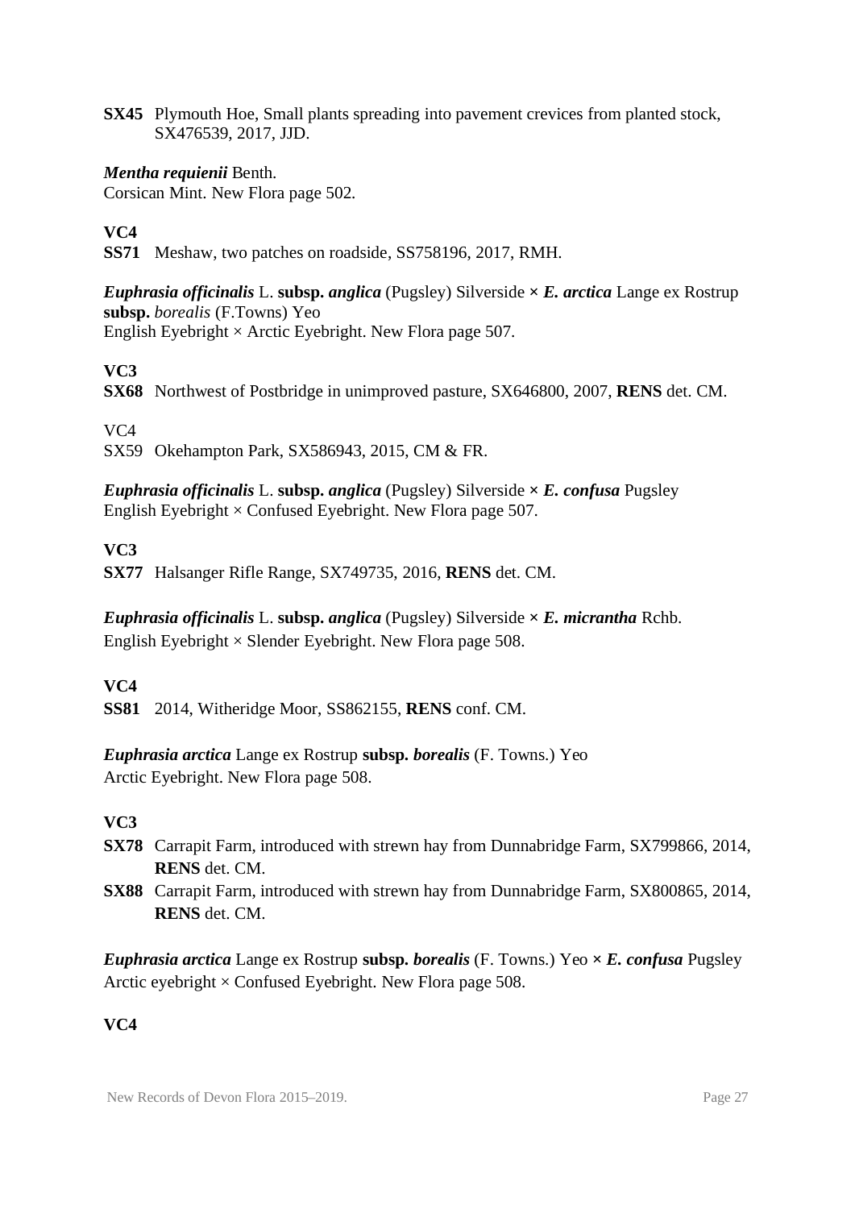**SX45** Plymouth Hoe, Small plants spreading into pavement crevices from planted stock, SX476539, 2017, JJD.

***Mentha requienii*** Benth.
Corsican Mint. New Flora page 502.

**VC4**

**SS71** Meshaw, two patches on roadside, SS758196, 2017, RMH.

***Euphrasia officinalis*** L. **subsp.** ***anglica*** (Pugsley) Silverside **×** ***E. arctica*** Lange ex Rostrup **subsp.** *borealis* (F.Towns) Yeo
English Eyebright × Arctic Eyebright. New Flora page 507.

**VC3**

**SX68** Northwest of Postbridge in unimproved pasture, SX646800, 2007, **RENS** det. CM.

VC4

SX59 Okehampton Park, SX586943, 2015, CM & FR.

***Euphrasia officinalis*** L. **subsp.** ***anglica*** (Pugsley) Silverside **×** ***E. confusa*** Pugsley
English Eyebright × Confused Eyebright. New Flora page 507.

**VC3**

**SX77** Halsanger Rifle Range, SX749735, 2016, **RENS** det. CM.

***Euphrasia officinalis*** L. **subsp.** ***anglica*** (Pugsley) Silverside **×** ***E. micrantha*** Rchb.
English Eyebright × Slender Eyebright. New Flora page 508.

**VC4**

**SS81** 2014, Witheridge Moor, SS862155, **RENS** conf. CM.

***Euphrasia arctica*** Lange ex Rostrup **subsp.** ***borealis*** (F. Towns.) Yeo
Arctic Eyebright. New Flora page 508.

**VC3**

**SX78** Carrapit Farm, introduced with strewn hay from Dunnabridge Farm, SX799866, 2014, **RENS** det. CM.

**SX88** Carrapit Farm, introduced with strewn hay from Dunnabridge Farm, SX800865, 2014, **RENS** det. CM.

***Euphrasia arctica*** Lange ex Rostrup **subsp.** ***borealis*** (F. Towns.) Yeo **×** ***E. confusa*** Pugsley
Arctic eyebright × Confused Eyebright. New Flora page 508.

**VC4**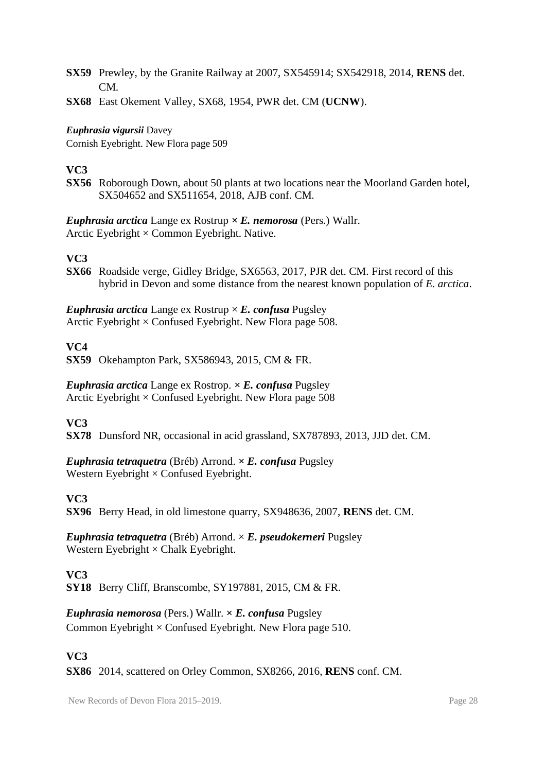**SX59** Prewley, by the Granite Railway at 2007, SX545914; SX542918, 2014, **RENS** det. CM.

**SX68** East Okement Valley, SX68, 1954, PWR det. CM (**UCNW**).

***Euphrasia vigursii*** Davey
Cornish Eyebright. New Flora page 509

**VC3**

**SX56** Roborough Down, about 50 plants at two locations near the Moorland Garden hotel, SX504652 and SX511654, 2018, AJB conf. CM.

***Euphrasia arctica*** Lange ex Rostrup **×** ***E. nemorosa*** (Pers.) Wallr.
Arctic Eyebright × Common Eyebright. Native.

**VC3**

**SX66** Roadside verge, Gidley Bridge, SX6563, 2017, PJR det. CM. First record of this hybrid in Devon and some distance from the nearest known population of *E. arctica*.

***Euphrasia arctica*** Lange ex Rostrup × ***E. confusa*** Pugsley
Arctic Eyebright × Confused Eyebright. New Flora page 508.

**VC4**

**SX59** Okehampton Park, SX586943, 2015, CM & FR.

***Euphrasia arctica*** Lange ex Rostrop. **×** ***E. confusa*** Pugsley
Arctic Eyebright × Confused Eyebright. New Flora page 508

**VC3**

**SX78** Dunsford NR, occasional in acid grassland, SX787893, 2013, JJD det. CM.

***Euphrasia tetraquetra*** (Bréb) Arrond. **×** ***E. confusa*** Pugsley
Western Eyebright × Confused Eyebright.

**VC3**

**SX96** Berry Head, in old limestone quarry, SX948636, 2007, **RENS** det. CM.

***Euphrasia tetraquetra*** (Bréb) Arrond. × ***E. pseudokerneri*** Pugsley
Western Eyebright × Chalk Eyebright.

**VC3**

**SY18** Berry Cliff, Branscombe, SY197881, 2015, CM & FR.

***Euphrasia nemorosa*** (Pers.) Wallr. **×** ***E. confusa*** Pugsley
Common Eyebright × Confused Eyebright. New Flora page 510.

**VC3**

**SX86** 2014, scattered on Orley Common, SX8266, 2016, **RENS** conf. CM.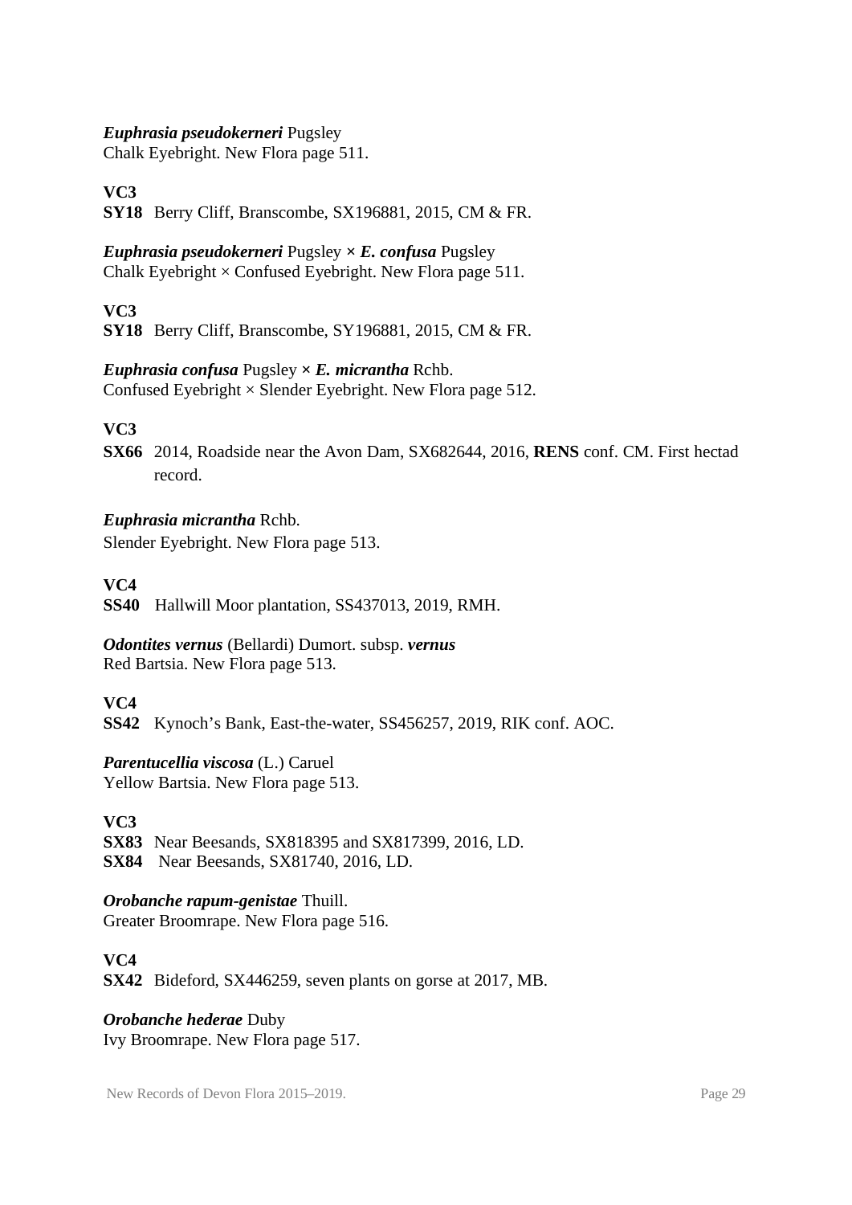***Euphrasia pseudokerneri*** Pugsley
Chalk Eyebright. New Flora page 511.

**VC3**
**SY18** Berry Cliff, Branscombe, SX196881, 2015, CM & FR.

***Euphrasia pseudokerneri*** Pugsley **×** ***E. confusa*** Pugsley
Chalk Eyebright × Confused Eyebright. New Flora page 511.

**VC3**
**SY18** Berry Cliff, Branscombe, SY196881, 2015, CM & FR.

***Euphrasia confusa*** Pugsley **×** ***E. micrantha*** Rchb.
Confused Eyebright × Slender Eyebright. New Flora page 512.

**VC3**
**SX66** 2014, Roadside near the Avon Dam, SX682644, 2016, **RENS** conf. CM. First hectad record.

***Euphrasia micrantha*** Rchb.
Slender Eyebright. New Flora page 513.

**VC4**
**SS40** Hallwill Moor plantation, SS437013, 2019, RMH.

***Odontites vernus*** (Bellardi) Dumort. subsp. ***vernus***
Red Bartsia. New Flora page 513.

**VC4**
**SS42** Kynoch's Bank, East-the-water, SS456257, 2019, RIK conf. AOC.

***Parentucellia viscosa*** (L.) Caruel
Yellow Bartsia. New Flora page 513.

**VC3**
**SX83** Near Beesands, SX818395 and SX817399, 2016, LD.
**SX84** Near Beesands, SX81740, 2016, LD.

***Orobanche rapum-genistae*** Thuill.
Greater Broomrape. New Flora page 516.

**VC4**
**SX42** Bideford, SX446259, seven plants on gorse at 2017, MB.

***Orobanche hederae*** Duby
Ivy Broomrape. New Flora page 517.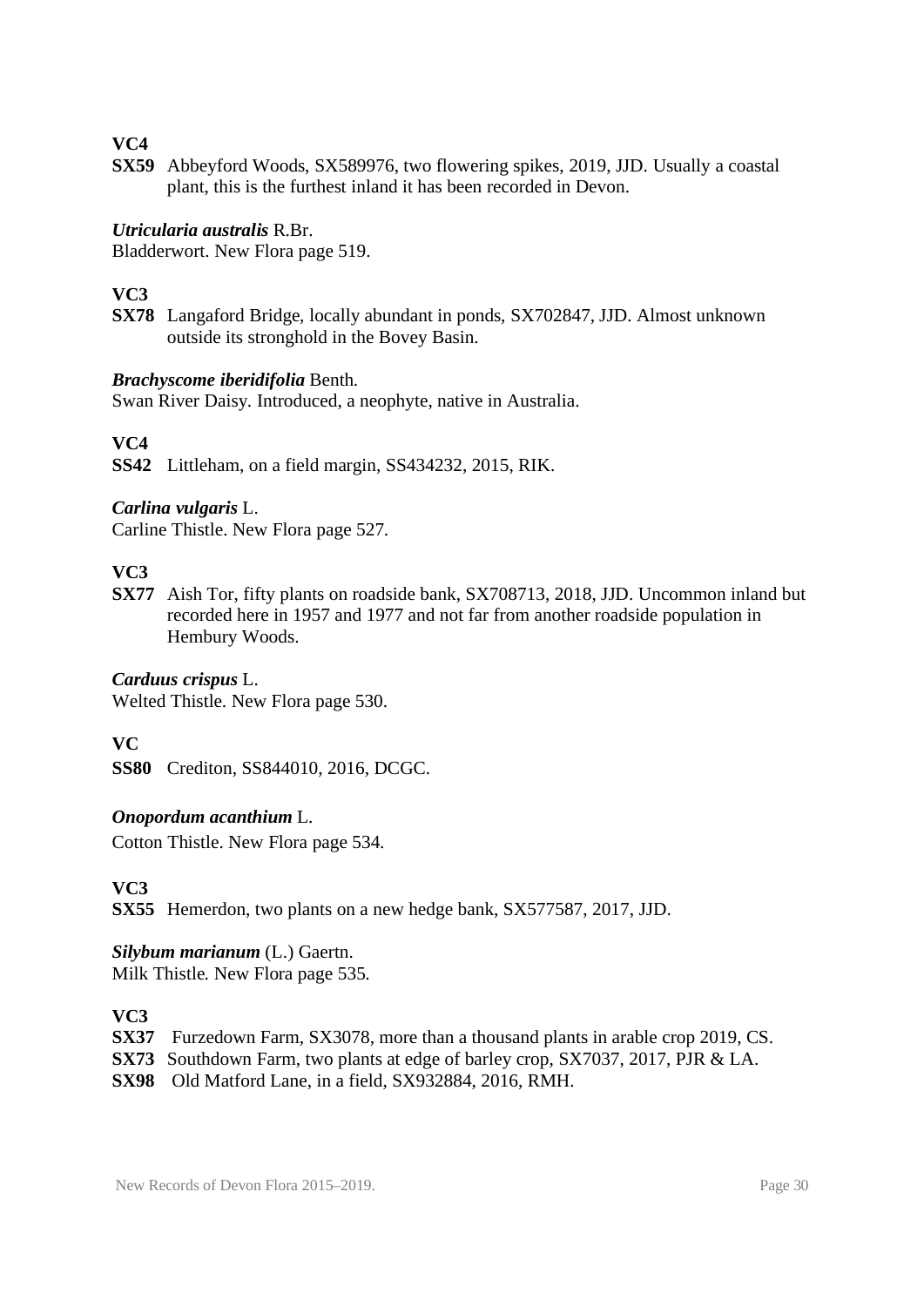**VC4**

**SX59** Abbeyford Woods, SX589976, two flowering spikes, 2019, JJD. Usually a coastal plant, this is the furthest inland it has been recorded in Devon.

***Utricularia australis*** R.Br.
Bladderwort. New Flora page 519.

**VC3**

**SX78** Langaford Bridge, locally abundant in ponds, SX702847, JJD. Almost unknown outside its stronghold in the Bovey Basin.

***Brachyscome iberidifolia*** Benth.
Swan River Daisy. Introduced, a neophyte, native in Australia.

**VC4**

**SS42** Littleham, on a field margin, SS434232, 2015, RIK.

***Carlina vulgaris*** L.
Carline Thistle. New Flora page 527.

**VC3**

**SX77** Aish Tor, fifty plants on roadside bank, SX708713, 2018, JJD. Uncommon inland but recorded here in 1957 and 1977 and not far from another roadside population in Hembury Woods.

***Carduus crispus*** L.
Welted Thistle. New Flora page 530.

**VC**

**SS80** Crediton, SS844010, 2016, DCGC.

***Onopordum acanthium*** L.
Cotton Thistle. New Flora page 534.

**VC3**

**SX55** Hemerdon, two plants on a new hedge bank, SX577587, 2017, JJD.

***Silybum marianum*** (L.) Gaertn.
Milk Thistle. New Flora page 535.

**VC3**

**SX37** Furzedown Farm, SX3078, more than a thousand plants in arable crop 2019, CS.
**SX73** Southdown Farm, two plants at edge of barley crop, SX7037, 2017, PJR & LA.
**SX98** Old Matford Lane, in a field, SX932884, 2016, RMH.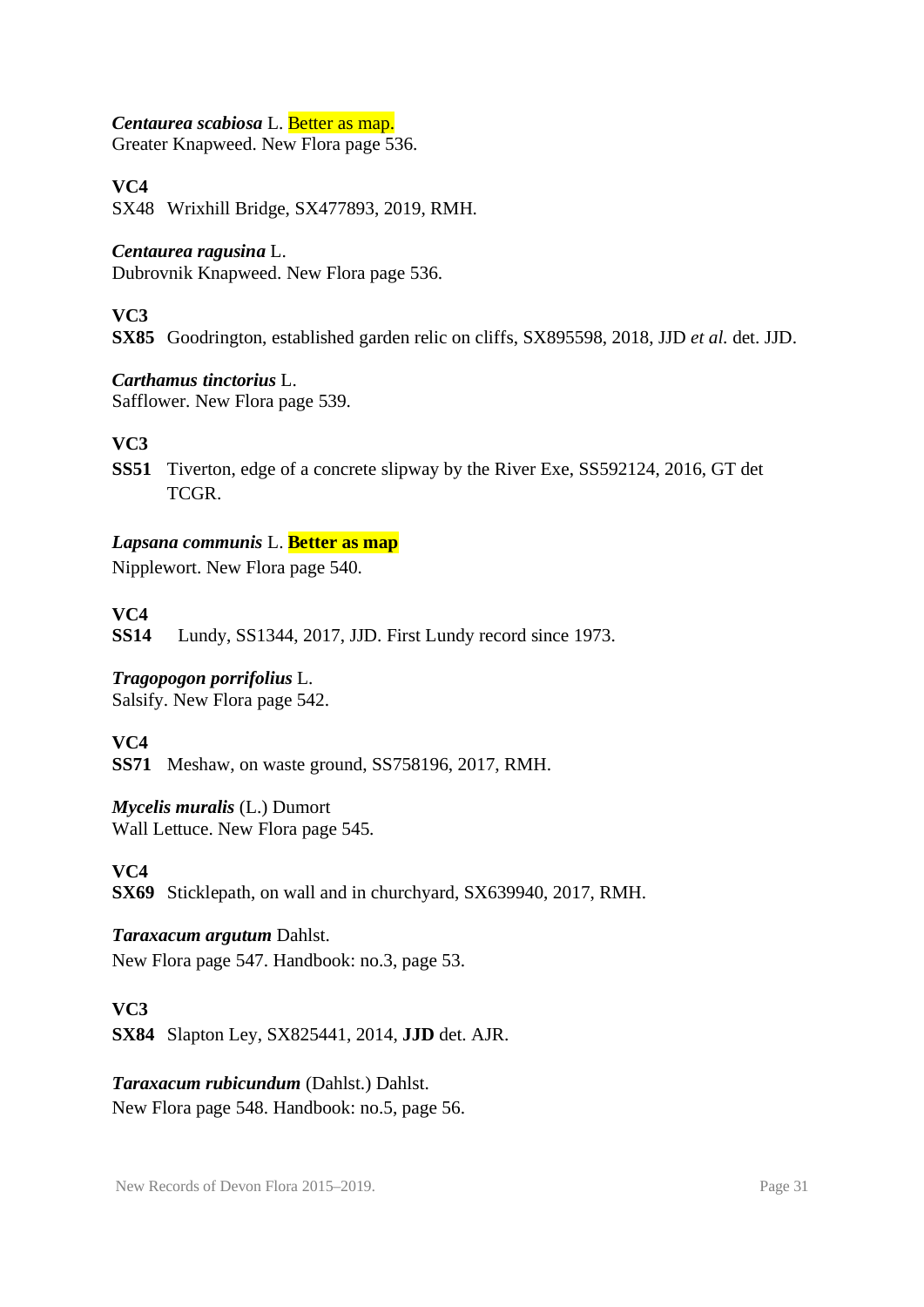***Centaurea scabiosa*** L. Better as map.
Greater Knapweed. New Flora page 536.

**VC4**
SX48 Wrixhill Bridge, SX477893, 2019, RMH.

***Centaurea ragusina*** L.
Dubrovnik Knapweed. New Flora page 536.

**VC3**
**SX85** Goodrington, established garden relic on cliffs, SX895598, 2018, JJD *et al.* det. JJD.

***Carthamus tinctorius*** L.
Safflower. New Flora page 539.

**VC3**
**SS51** Tiverton, edge of a concrete slipway by the River Exe, SS592124, 2016, GT det TCGR.

***Lapsana communis*** L. **Better as map**
Nipplewort. New Flora page 540.

**VC4**
**SS14** Lundy, SS1344, 2017, JJD. First Lundy record since 1973.

***Tragopogon porrifolius*** L.
Salsify. New Flora page 542.

**VC4**
**SS71** Meshaw, on waste ground, SS758196, 2017, RMH.

***Mycelis muralis*** (L.) Dumort
Wall Lettuce. New Flora page 545.

**VC4**
**SX69** Sticklepath, on wall and in churchyard, SX639940, 2017, RMH.

***Taraxacum argutum*** Dahlst.
New Flora page 547. Handbook: no.3, page 53.

**VC3**
**SX84** Slapton Ley, SX825441, 2014, **JJD** det. AJR.

***Taraxacum rubicundum*** (Dahlst.) Dahlst.
New Flora page 548. Handbook: no.5, page 56.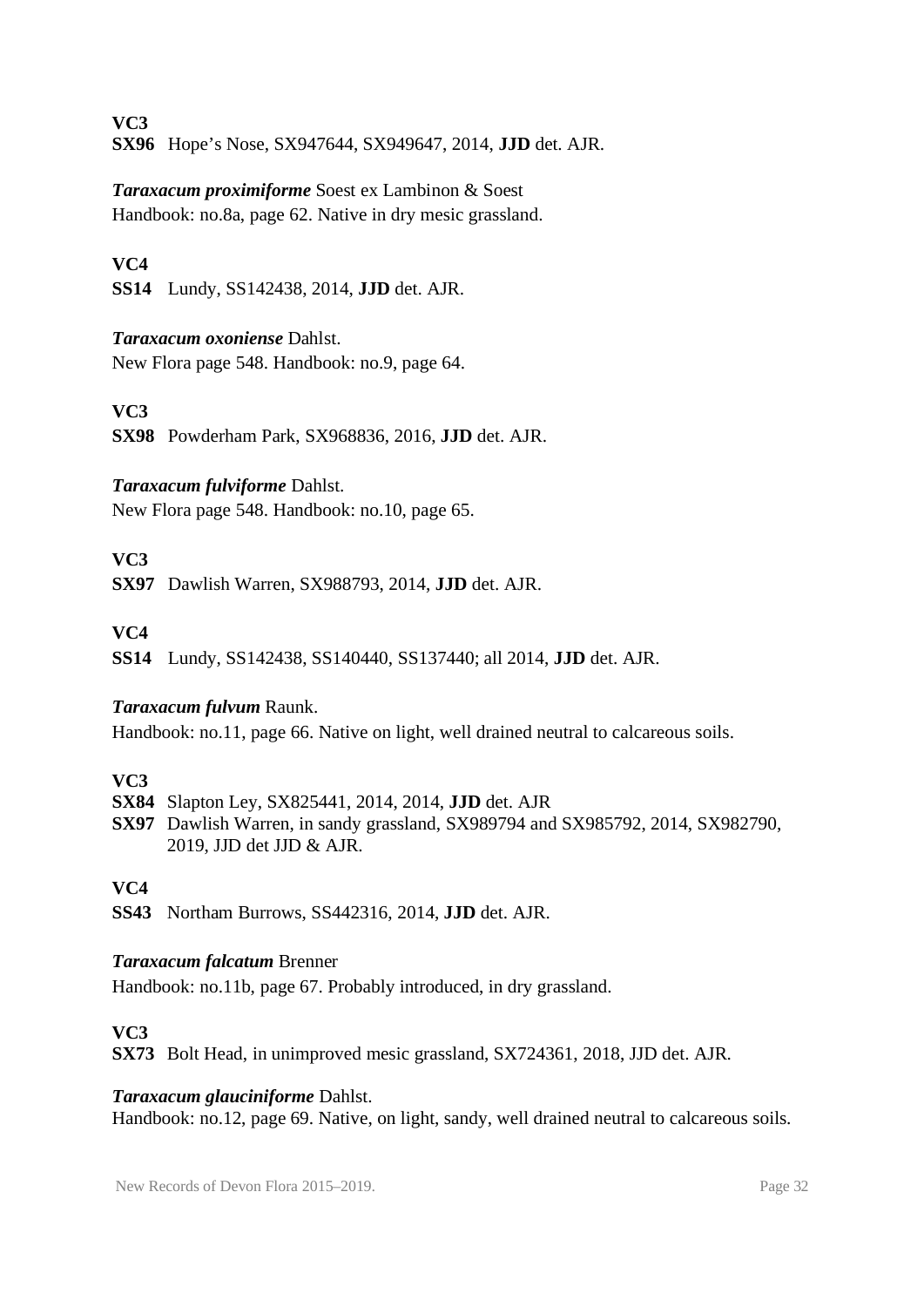**VC3**

**SX96** Hope's Nose, SX947644, SX949647, 2014, **JJD** det. AJR.

***Taraxacum proximiforme*** Soest ex Lambinon & Soest
Handbook: no.8a, page 62. Native in dry mesic grassland.

**VC4**

**SS14** Lundy, SS142438, 2014, **JJD** det. AJR.

***Taraxacum oxoniense*** Dahlst.
New Flora page 548. Handbook: no.9, page 64.

**VC3**

**SX98** Powderham Park, SX968836, 2016, **JJD** det. AJR.

***Taraxacum fulviforme*** Dahlst.
New Flora page 548. Handbook: no.10, page 65.

**VC3**

**SX97** Dawlish Warren, SX988793, 2014, **JJD** det. AJR.

**VC4**

**SS14** Lundy, SS142438, SS140440, SS137440; all 2014, **JJD** det. AJR.

***Taraxacum fulvum*** Raunk.
Handbook: no.11, page 66. Native on light, well drained neutral to calcareous soils.

**VC3**

**SX84** Slapton Ley, SX825441, 2014, 2014, **JJD** det. AJR
**SX97** Dawlish Warren, in sandy grassland, SX989794 and SX985792, 2014, SX982790, 2019, JJD det JJD & AJR.

**VC4**

**SS43** Northam Burrows, SS442316, 2014, **JJD** det. AJR.

***Taraxacum falcatum*** Brenner
Handbook: no.11b, page 67. Probably introduced, in dry grassland.

**VC3**

**SX73** Bolt Head, in unimproved mesic grassland, SX724361, 2018, JJD det. AJR.

***Taraxacum glauciniforme*** Dahlst.
Handbook: no.12, page 69. Native, on light, sandy, well drained neutral to calcareous soils.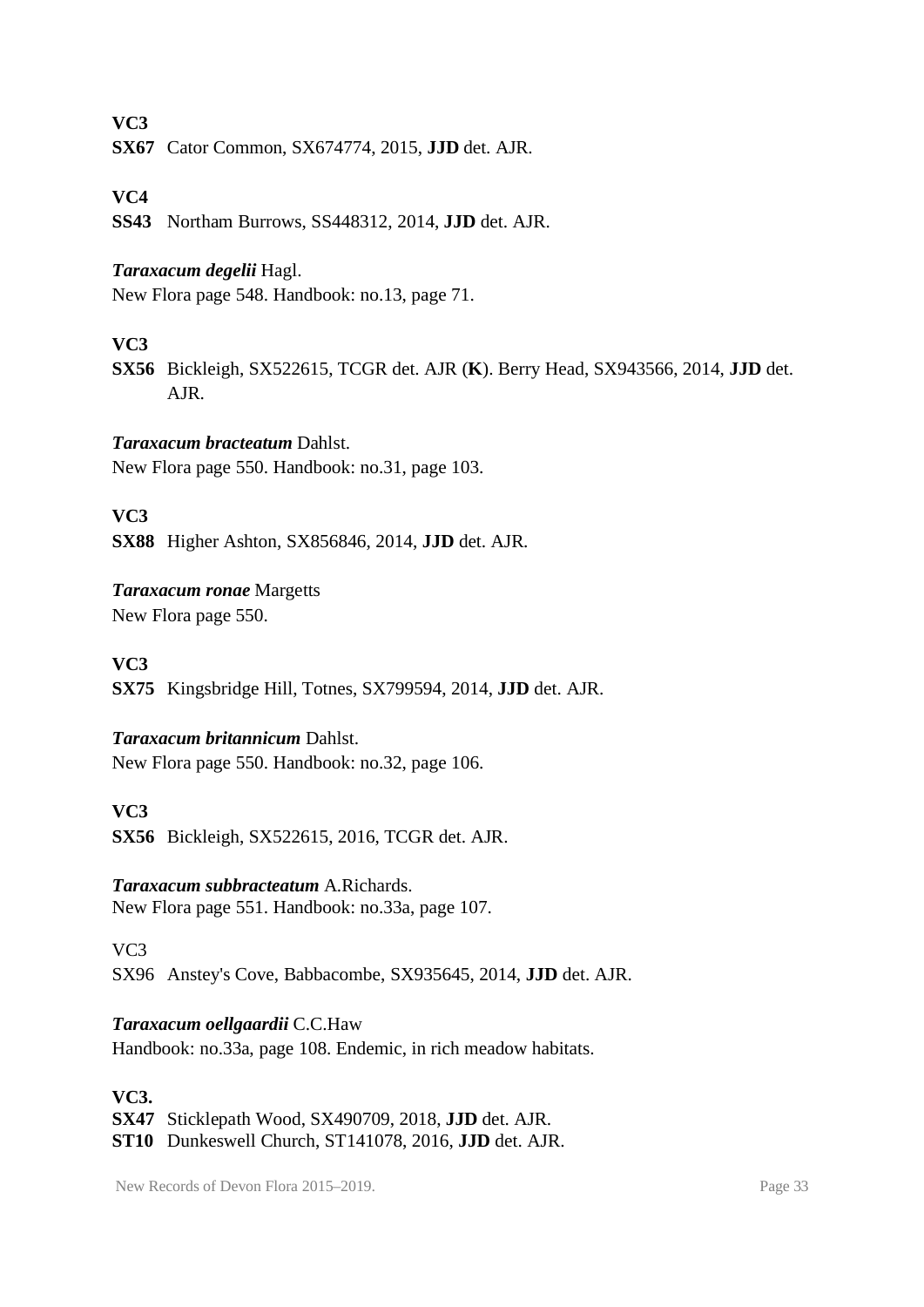**VC3**

**SX67** Cator Common, SX674774, 2015, **JJD** det. AJR.

**VC4**

**SS43** Northam Burrows, SS448312, 2014, **JJD** det. AJR.

***Taraxacum degelii*** Hagl.
New Flora page 548. Handbook: no.13, page 71.

**VC3**

**SX56** Bickleigh, SX522615, TCGR det. AJR (**K**). Berry Head, SX943566, 2014, **JJD** det. AJR.

***Taraxacum bracteatum*** Dahlst.
New Flora page 550. Handbook: no.31, page 103.

**VC3**

**SX88** Higher Ashton, SX856846, 2014, **JJD** det. AJR.

***Taraxacum ronae*** Margetts
New Flora page 550.

**VC3**

**SX75** Kingsbridge Hill, Totnes, SX799594, 2014, **JJD** det. AJR.

***Taraxacum britannicum*** Dahlst.
New Flora page 550. Handbook: no.32, page 106.

**VC3**

**SX56** Bickleigh, SX522615, 2016, TCGR det. AJR.

***Taraxacum subbracteatum*** A.Richards.
New Flora page 551. Handbook: no.33a, page 107.

VC3

SX96 Anstey's Cove, Babbacombe, SX935645, 2014, **JJD** det. AJR.

***Taraxacum oellgaardii*** C.C.Haw
Handbook: no.33a, page 108. Endemic, in rich meadow habitats.

**VC3.**

**SX47** Sticklepath Wood, SX490709, 2018, **JJD** det. AJR.
**ST10** Dunkeswell Church, ST141078, 2016, **JJD** det. AJR.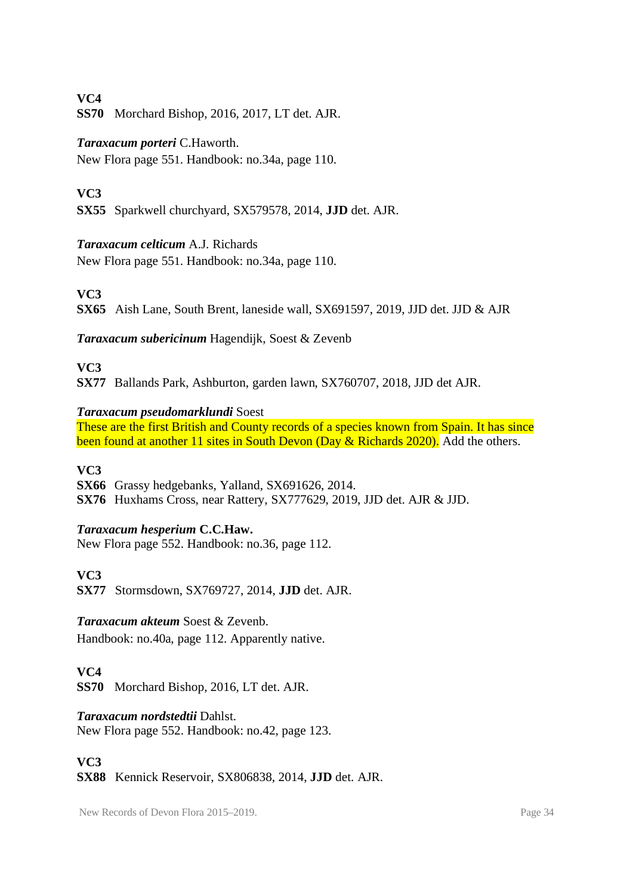**VC4**
**SS70** Morchard Bishop, 2016, 2017, LT det. AJR.

***Taraxacum porteri*** C.Haworth.
New Flora page 551. Handbook: no.34a, page 110.

**VC3**
**SX55** Sparkwell churchyard, SX579578, 2014, **JJD** det. AJR.

***Taraxacum celticum*** A.J. Richards
New Flora page 551. Handbook: no.34a, page 110.

**VC3**
**SX65** Aish Lane, South Brent, laneside wall, SX691597, 2019, JJD det. JJD & AJR

***Taraxacum subericinum*** Hagendijk, Soest & Zevenb

**VC3**
**SX77** Ballands Park, Ashburton, garden lawn, SX760707, 2018, JJD det AJR.

***Taraxacum pseudomarklundi*** Soest
These are the first British and County records of a species known from Spain. It has since been found at another 11 sites in South Devon (Day & Richards 2020). Add the others.

**VC3**
**SX66** Grassy hedgebanks, Yalland, SX691626, 2014.
**SX76** Huxhams Cross, near Rattery, SX777629, 2019, JJD det. AJR & JJD.

***Taraxacum hesperium*** **C.C.Haw.**
New Flora page 552. Handbook: no.36, page 112.

**VC3**
**SX77** Stormsdown, SX769727, 2014, **JJD** det. AJR.

***Taraxacum akteum*** Soest & Zevenb.
Handbook: no.40a, page 112. Apparently native.

**VC4**
**SS70** Morchard Bishop, 2016, LT det. AJR.

***Taraxacum nordstedtii*** Dahlst.
New Flora page 552. Handbook: no.42, page 123.

**VC3**
**SX88** Kennick Reservoir, SX806838, 2014, **JJD** det. AJR.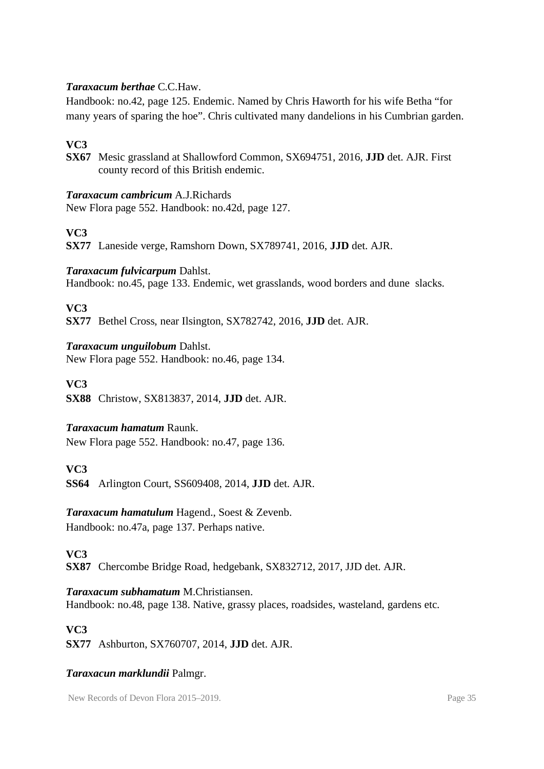***Taraxacum berthae*** C.C.Haw.

Handbook: no.42, page 125. Endemic. Named by Chris Haworth for his wife Betha "for many years of sparing the hoe". Chris cultivated many dandelions in his Cumbrian garden.

**VC3**

**SX67** Mesic grassland at Shallowford Common, SX694751, 2016, **JJD** det. AJR. First county record of this British endemic.

***Taraxacum cambricum*** A.J.Richards

New Flora page 552. Handbook: no.42d, page 127.

**VC3**

**SX77** Laneside verge, Ramshorn Down, SX789741, 2016, **JJD** det. AJR.

***Taraxacum fulvicarpum*** Dahlst.

Handbook: no.45, page 133. Endemic, wet grasslands, wood borders and dune slacks.

**VC3**

**SX77** Bethel Cross, near Ilsington, SX782742, 2016, **JJD** det. AJR.

***Taraxacum unguilobum*** Dahlst.

New Flora page 552. Handbook: no.46, page 134.

**VC3**

**SX88** Christow, SX813837, 2014, **JJD** det. AJR.

***Taraxacum hamatum*** Raunk.

New Flora page 552. Handbook: no.47, page 136.

**VC3**

**SS64** Arlington Court, SS609408, 2014, **JJD** det. AJR.

***Taraxacum hamatulum*** Hagend., Soest & Zevenb.

Handbook: no.47a, page 137. Perhaps native.

**VC3**

**SX87** Chercombe Bridge Road, hedgebank, SX832712, 2017, JJD det. AJR.

***Taraxacum subhamatum*** M.Christiansen.

Handbook: no.48, page 138. Native, grassy places, roadsides, wasteland, gardens etc.

**VC3**

**SX77** Ashburton, SX760707, 2014, **JJD** det. AJR.

***Taraxacun marklundii*** Palmgr.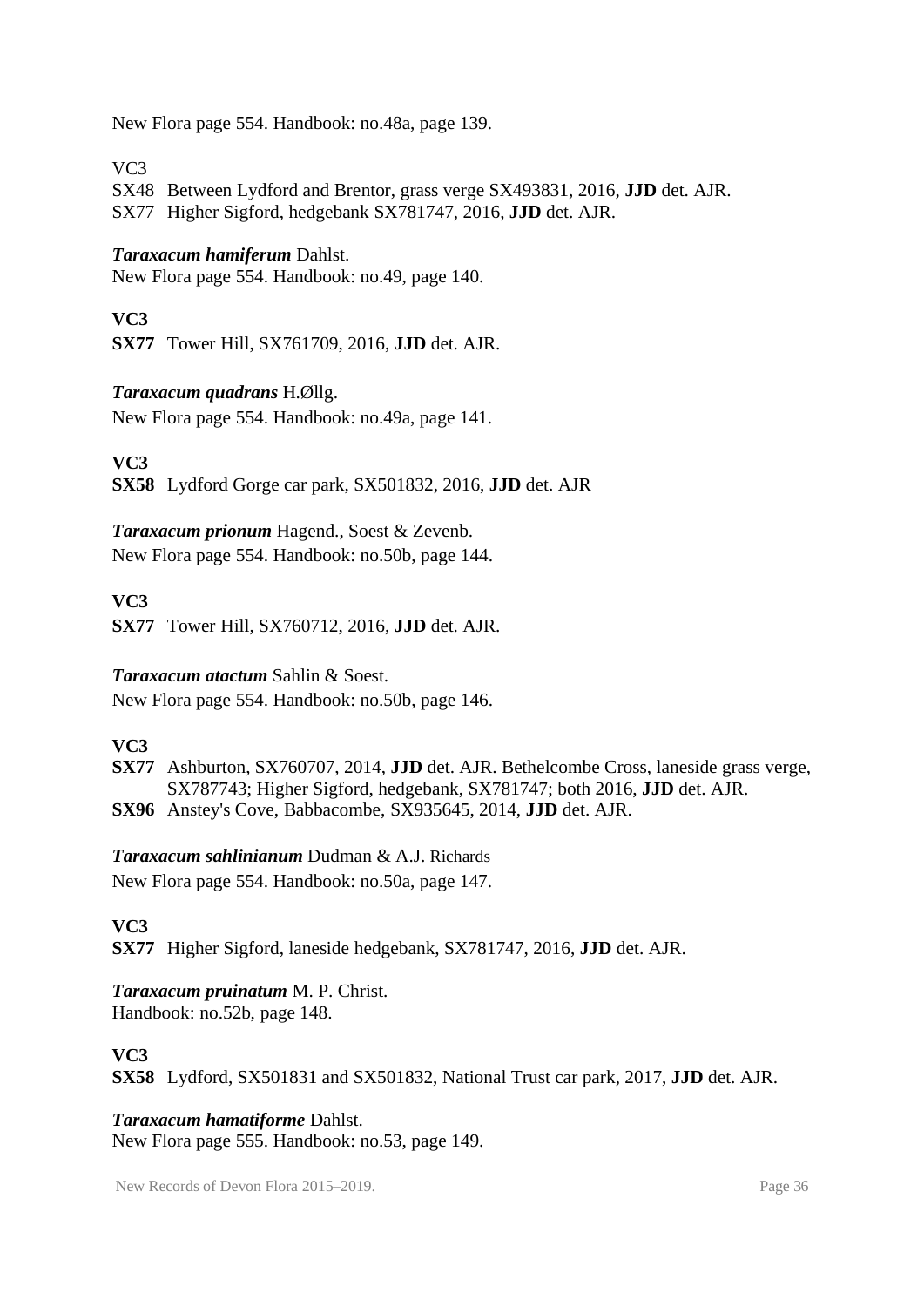New Flora page 554. Handbook: no.48a, page 139.

VC3

SX48 Between Lydford and Brentor, grass verge SX493831, 2016, **JJD** det. AJR.
SX77 Higher Sigford, hedgebank SX781747, 2016, **JJD** det. AJR.

***Taraxacum hamiferum*** Dahlst.
New Flora page 554. Handbook: no.49, page 140.

**VC3**

**SX77** Tower Hill, SX761709, 2016, **JJD** det. AJR.

***Taraxacum quadrans*** H.Øllg.
New Flora page 554. Handbook: no.49a, page 141.

**VC3**

**SX58** Lydford Gorge car park, SX501832, 2016, **JJD** det. AJR

***Taraxacum prionum*** Hagend., Soest & Zevenb.
New Flora page 554. Handbook: no.50b, page 144.

**VC3**

**SX77** Tower Hill, SX760712, 2016, **JJD** det. AJR.

***Taraxacum atactum*** Sahlin & Soest.
New Flora page 554. Handbook: no.50b, page 146.

**VC3**

**SX77** Ashburton, SX760707, 2014, **JJD** det. AJR. Bethelcombe Cross, laneside grass verge, SX787743; Higher Sigford, hedgebank, SX781747; both 2016, **JJD** det. AJR.
**SX96** Anstey's Cove, Babbacombe, SX935645, 2014, **JJD** det. AJR.

***Taraxacum sahlinianum*** Dudman & A.J. Richards
New Flora page 554. Handbook: no.50a, page 147.

**VC3**

**SX77** Higher Sigford, laneside hedgebank, SX781747, 2016, **JJD** det. AJR.

***Taraxacum pruinatum*** M. P. Christ.
Handbook: no.52b, page 148.

**VC3**

**SX58** Lydford, SX501831 and SX501832, National Trust car park, 2017, **JJD** det. AJR.

***Taraxacum hamatiforme*** Dahlst.
New Flora page 555. Handbook: no.53, page 149.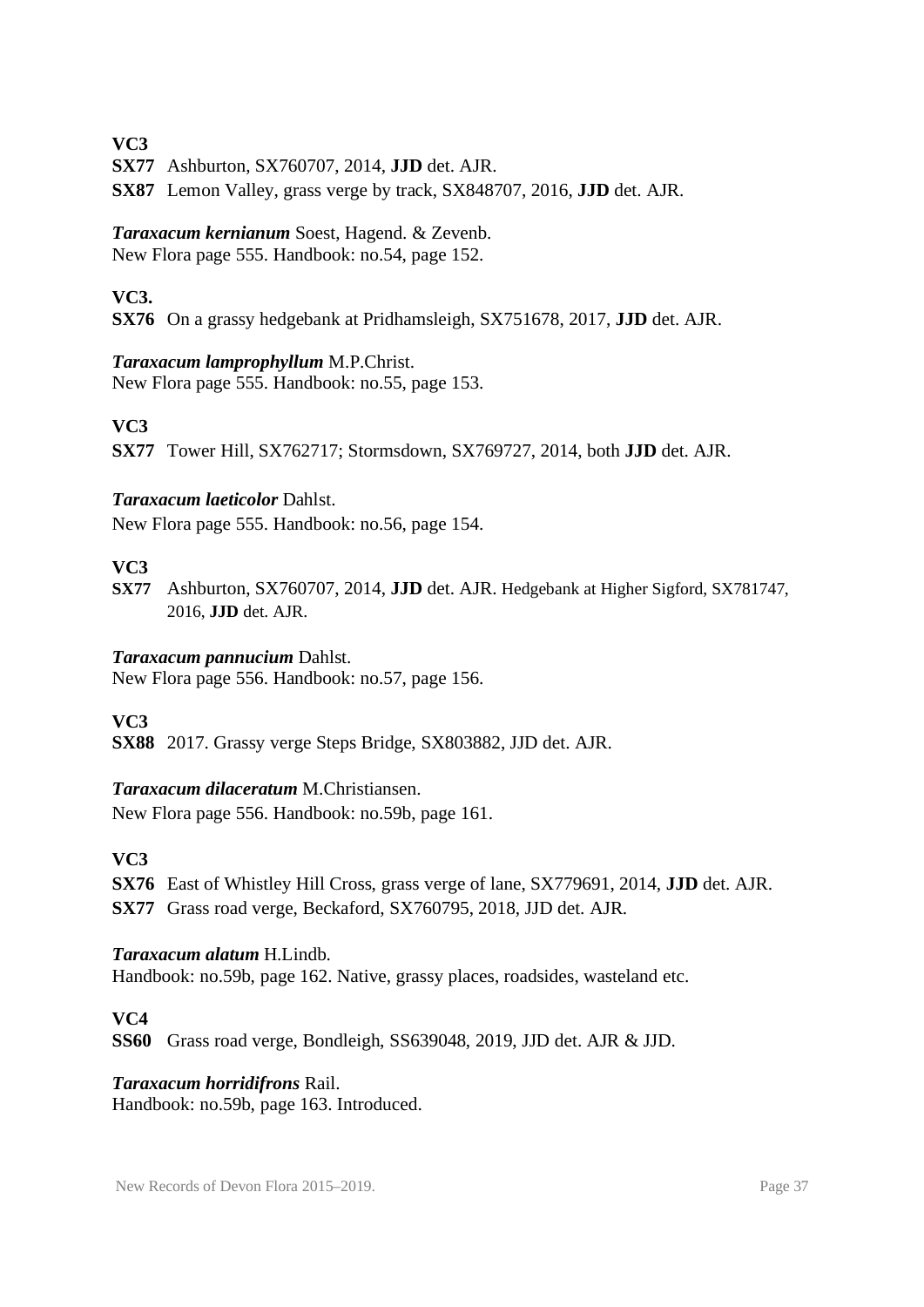**VC3**

**SX77** Ashburton, SX760707, 2014, **JJD** det. AJR.

**SX87** Lemon Valley, grass verge by track, SX848707, 2016, **JJD** det. AJR.

***Taraxacum kernianum*** Soest, Hagend. & Zevenb.
New Flora page 555. Handbook: no.54, page 152.

**VC3.**

**SX76** On a grassy hedgebank at Pridhamsleigh, SX751678, 2017, **JJD** det. AJR.

***Taraxacum lamprophyllum*** M.P.Christ.
New Flora page 555. Handbook: no.55, page 153.

**VC3**

**SX77** Tower Hill, SX762717; Stormsdown, SX769727, 2014, both **JJD** det. AJR.

***Taraxacum laeticolor*** Dahlst.
New Flora page 555. Handbook: no.56, page 154.

**VC3**

**SX77** Ashburton, SX760707, 2014, **JJD** det. AJR. Hedgebank at Higher Sigford, SX781747, 2016, **JJD** det. AJR.

***Taraxacum pannucium*** Dahlst.
New Flora page 556. Handbook: no.57, page 156.

**VC3**

**SX88** 2017. Grassy verge Steps Bridge, SX803882, JJD det. AJR.

***Taraxacum dilaceratum*** M.Christiansen.
New Flora page 556. Handbook: no.59b, page 161.

**VC3**

**SX76** East of Whistley Hill Cross, grass verge of lane, SX779691, 2014, **JJD** det. AJR.

**SX77** Grass road verge, Beckaford, SX760795, 2018, JJD det. AJR.

***Taraxacum alatum*** H.Lindb.
Handbook: no.59b, page 162. Native, grassy places, roadsides, wasteland etc.

**VC4**

**SS60** Grass road verge, Bondleigh, SS639048, 2019, JJD det. AJR & JJD.

***Taraxacum horridifrons*** Rail.
Handbook: no.59b, page 163. Introduced.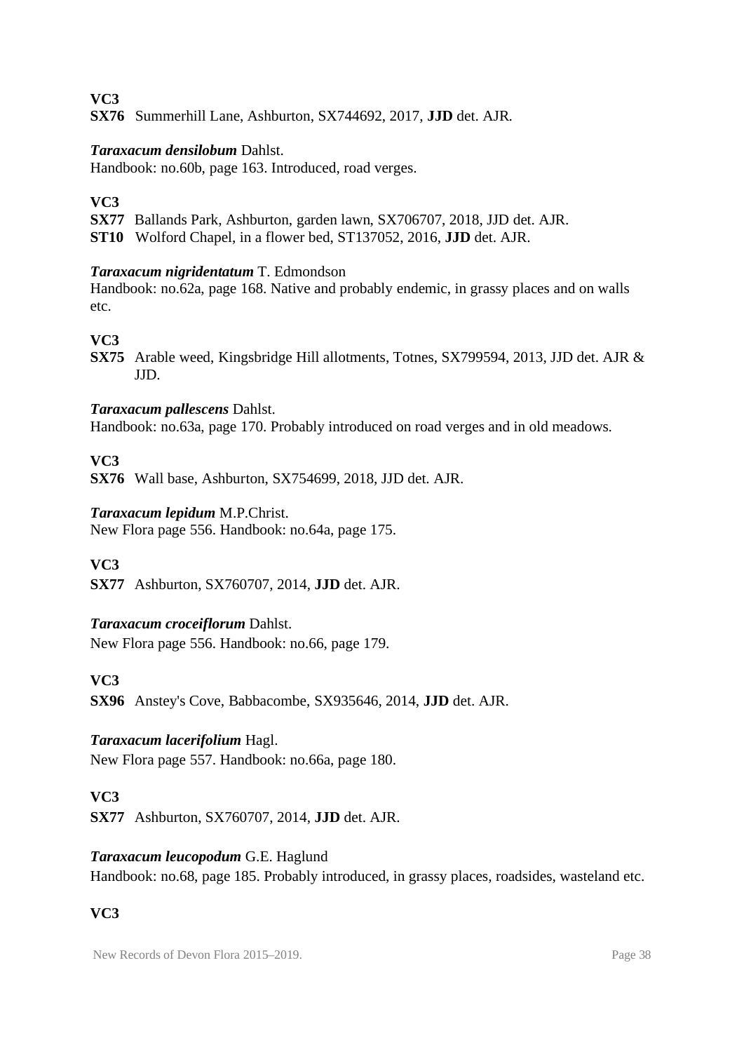**VC3**

**SX76** Summerhill Lane, Ashburton, SX744692, 2017, **JJD** det. AJR.

***Taraxacum densilobum*** Dahlst.
Handbook: no.60b, page 163. Introduced, road verges.

**VC3**

**SX77** Ballands Park, Ashburton, garden lawn, SX706707, 2018, JJD det. AJR.
**ST10** Wolford Chapel, in a flower bed, ST137052, 2016, **JJD** det. AJR.

***Taraxacum nigridentatum*** T. Edmondson
Handbook: no.62a, page 168. Native and probably endemic, in grassy places and on walls etc.

**VC3**

**SX75** Arable weed, Kingsbridge Hill allotments, Totnes, SX799594, 2013, JJD det. AJR & JJD.

***Taraxacum pallescens*** Dahlst.
Handbook: no.63a, page 170. Probably introduced on road verges and in old meadows.

**VC3**

**SX76** Wall base, Ashburton, SX754699, 2018, JJD det. AJR.

***Taraxacum lepidum*** M.P.Christ.
New Flora page 556. Handbook: no.64a, page 175.

**VC3**

**SX77** Ashburton, SX760707, 2014, **JJD** det. AJR.

***Taraxacum croceiflorum*** Dahlst.
New Flora page 556. Handbook: no.66, page 179.

**VC3**

**SX96** Anstey's Cove, Babbacombe, SX935646, 2014, **JJD** det. AJR.

***Taraxacum lacerifolium*** Hagl.
New Flora page 557. Handbook: no.66a, page 180.

**VC3**

**SX77** Ashburton, SX760707, 2014, **JJD** det. AJR.

***Taraxacum leucopodum*** G.E. Haglund
Handbook: no.68, page 185. Probably introduced, in grassy places, roadsides, wasteland etc.

**VC3**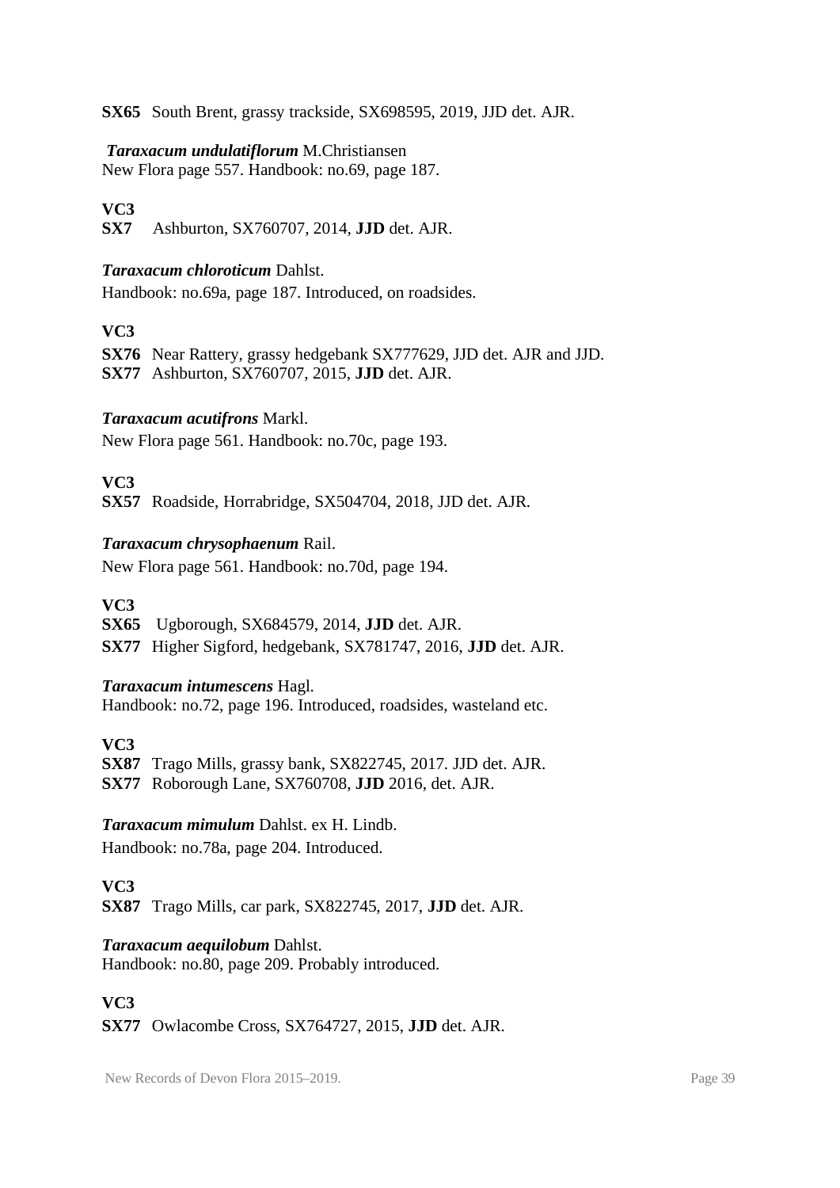**SX65** South Brent, grassy trackside, SX698595, 2019, JJD det. AJR.

***Taraxacum undulatiflorum*** M.Christiansen
New Flora page 557. Handbook: no.69, page 187.

**VC3**
**SX7** Ashburton, SX760707, 2014, **JJD** det. AJR.

***Taraxacum chloroticum*** Dahlst.
Handbook: no.69a, page 187. Introduced, on roadsides.

**VC3**
**SX76** Near Rattery, grassy hedgebank SX777629, JJD det. AJR and JJD.
**SX77** Ashburton, SX760707, 2015, **JJD** det. AJR.

***Taraxacum acutifrons*** Markl.
New Flora page 561. Handbook: no.70c, page 193.

**VC3**
**SX57** Roadside, Horrabridge, SX504704, 2018, JJD det. AJR.

***Taraxacum chrysophaenum*** Rail.
New Flora page 561. Handbook: no.70d, page 194.

**VC3**
**SX65** Ugborough, SX684579, 2014, **JJD** det. AJR.
**SX77** Higher Sigford, hedgebank, SX781747, 2016, **JJD** det. AJR.

***Taraxacum intumescens*** Hagl.
Handbook: no.72, page 196. Introduced, roadsides, wasteland etc.

**VC3**
**SX87** Trago Mills, grassy bank, SX822745, 2017. JJD det. AJR.
**SX77** Roborough Lane, SX760708, **JJD** 2016, det. AJR.

***Taraxacum mimulum*** Dahlst. ex H. Lindb.
Handbook: no.78a, page 204. Introduced.

**VC3**
**SX87** Trago Mills, car park, SX822745, 2017, **JJD** det. AJR.

***Taraxacum aequilobum*** Dahlst.
Handbook: no.80, page 209. Probably introduced.

**VC3**
**SX77** Owlacombe Cross, SX764727, 2015, **JJD** det. AJR.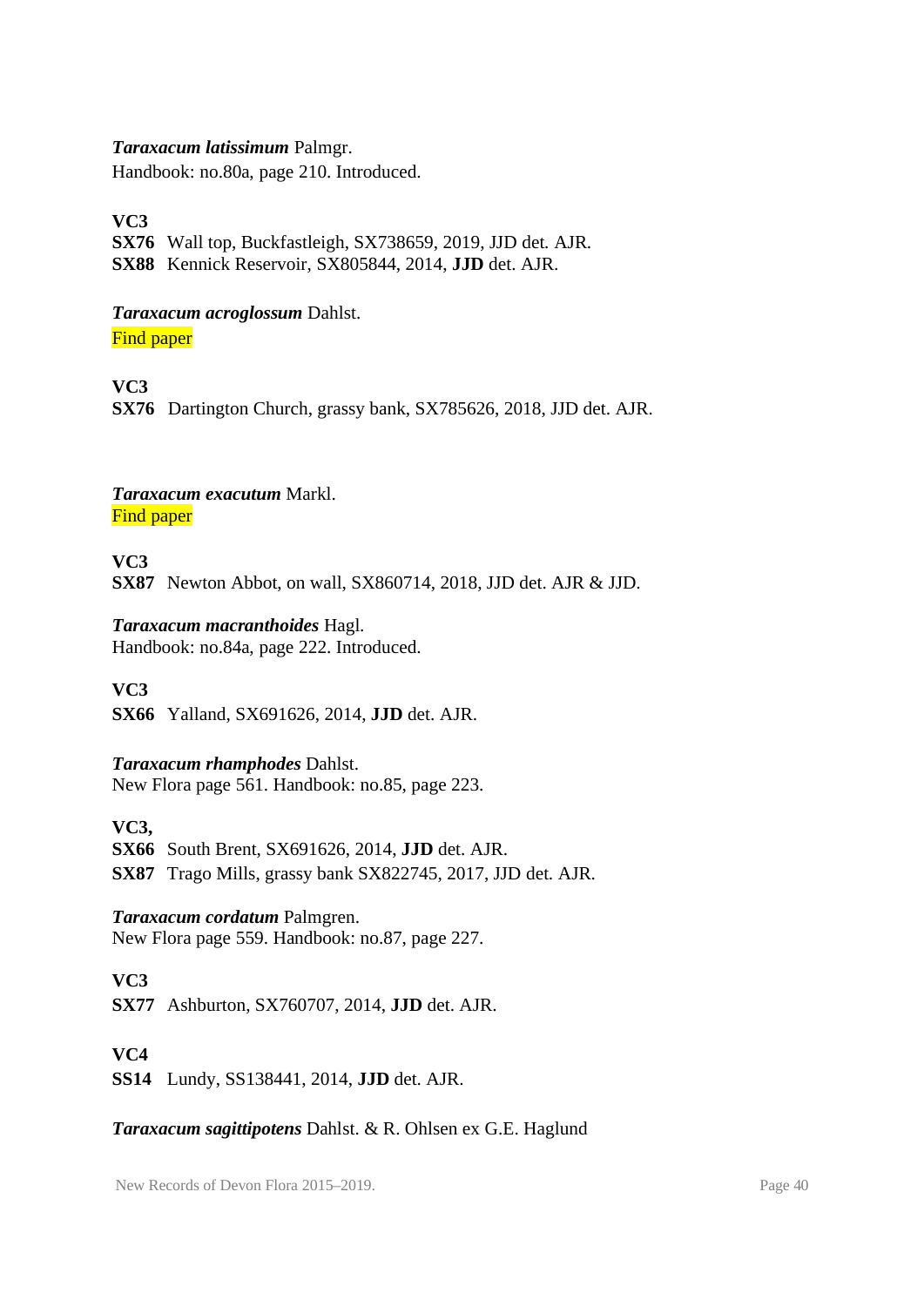***Taraxacum latissimum*** Palmgr.
Handbook: no.80a, page 210. Introduced.

**VC3**
**SX76** Wall top, Buckfastleigh, SX738659, 2019, JJD det. AJR.
**SX88** Kennick Reservoir, SX805844, 2014, **JJD** det. AJR.

***Taraxacum acroglossum*** Dahlst.
Find paper

**VC3**
**SX76** Dartington Church, grassy bank, SX785626, 2018, JJD det. AJR.

***Taraxacum exacutum*** Markl.
Find paper

**VC3**
**SX87** Newton Abbot, on wall, SX860714, 2018, JJD det. AJR & JJD.

***Taraxacum macranthoides*** Hagl.
Handbook: no.84a, page 222. Introduced.

**VC3**
**SX66** Yalland, SX691626, 2014, **JJD** det. AJR.

***Taraxacum rhamphodes*** Dahlst.
New Flora page 561. Handbook: no.85, page 223.

**VC3,**
**SX66** South Brent, SX691626, 2014, **JJD** det. AJR.
**SX87** Trago Mills, grassy bank SX822745, 2017, JJD det. AJR.

***Taraxacum cordatum*** Palmgren.
New Flora page 559. Handbook: no.87, page 227.

**VC3**
**SX77** Ashburton, SX760707, 2014, **JJD** det. AJR.

**VC4**
**SS14** Lundy, SS138441, 2014, **JJD** det. AJR.

***Taraxacum sagittipotens*** Dahlst. & R. Ohlsen ex G.E. Haglund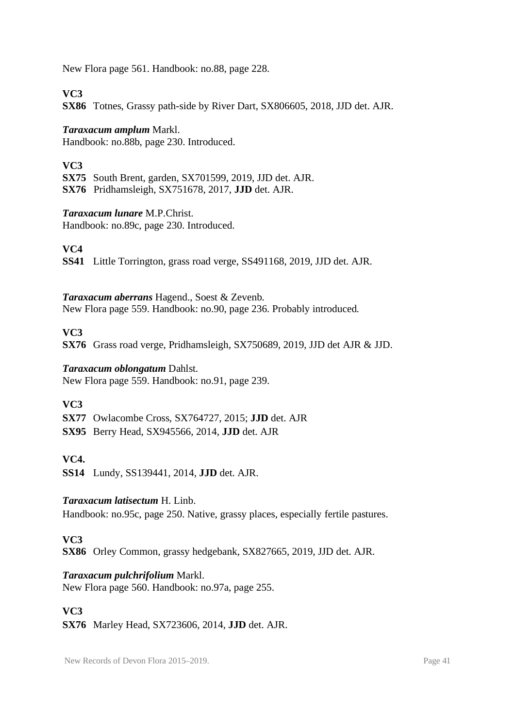New Flora page 561. Handbook: no.88, page 228.

**VC3**

**SX86** Totnes, Grassy path-side by River Dart, SX806605, 2018, JJD det. AJR.

***Taraxacum amplum*** Markl.
Handbook: no.88b, page 230. Introduced.

**VC3**

**SX75** South Brent, garden, SX701599, 2019, JJD det. AJR.
**SX76** Pridhamsleigh, SX751678, 2017, **JJD** det. AJR.

***Taraxacum lunare*** M.P.Christ.
Handbook: no.89c, page 230. Introduced.

**VC4**

**SS41** Little Torrington, grass road verge, SS491168, 2019, JJD det. AJR.

***Taraxacum aberrans*** Hagend., Soest & Zevenb.
New Flora page 559. Handbook: no.90, page 236. Probably introduced.

**VC3**

**SX76** Grass road verge, Pridhamsleigh, SX750689, 2019, JJD det AJR & JJD.

***Taraxacum oblongatum*** Dahlst.
New Flora page 559. Handbook: no.91, page 239.

**VC3**

**SX77** Owlacombe Cross, SX764727, 2015; **JJD** det. AJR
**SX95** Berry Head, SX945566, 2014, **JJD** det. AJR

**VC4.**

**SS14** Lundy, SS139441, 2014, **JJD** det. AJR.

***Taraxacum latisectum*** H. Linb.
Handbook: no.95c, page 250. Native, grassy places, especially fertile pastures.

**VC3**

**SX86** Orley Common, grassy hedgebank, SX827665, 2019, JJD det. AJR.

***Taraxacum pulchrifolium*** Markl.
New Flora page 560. Handbook: no.97a, page 255.

**VC3**

**SX76** Marley Head, SX723606, 2014, **JJD** det. AJR.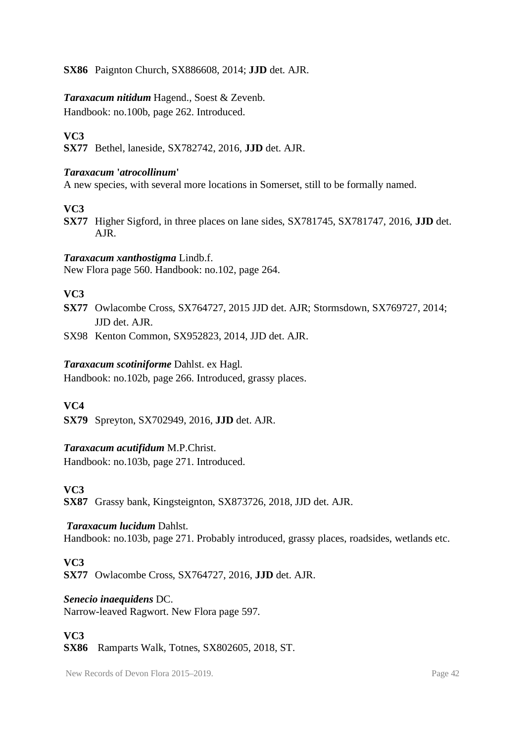**SX86** Paignton Church, SX886608, 2014; **JJD** det. AJR.

***Taraxacum nitidum*** Hagend., Soest & Zevenb.
Handbook: no.100b, page 262. Introduced.

**VC3**
**SX77** Bethel, laneside, SX782742, 2016, **JJD** det. AJR.

***Taraxacum* '*atrocollinum*'**
A new species, with several more locations in Somerset, still to be formally named.

**VC3**
**SX77** Higher Sigford, in three places on lane sides, SX781745, SX781747, 2016, **JJD** det. AJR.

***Taraxacum xanthostigma*** Lindb.f.
New Flora page 560. Handbook: no.102, page 264.

**VC3**
**SX77** Owlacombe Cross, SX764727, 2015 JJD det. AJR; Stormsdown, SX769727, 2014; JJD det. AJR.
SX98 Kenton Common, SX952823, 2014, JJD det. AJR.

***Taraxacum scotiniforme*** Dahlst. ex Hagl.
Handbook: no.102b, page 266. Introduced, grassy places.

**VC4**
**SX79** Spreyton, SX702949, 2016, **JJD** det. AJR.

***Taraxacum acutifidum*** M.P.Christ.
Handbook: no.103b, page 271. Introduced.

**VC3**
**SX87** Grassy bank, Kingsteignton, SX873726, 2018, JJD det. AJR.

***Taraxacum lucidum*** Dahlst.
Handbook: no.103b, page 271. Probably introduced, grassy places, roadsides, wetlands etc.

**VC3**
**SX77** Owlacombe Cross, SX764727, 2016, **JJD** det. AJR.

***Senecio inaequidens*** DC.
Narrow-leaved Ragwort. New Flora page 597.

**VC3**
**SX86** Ramparts Walk, Totnes, SX802605, 2018, ST.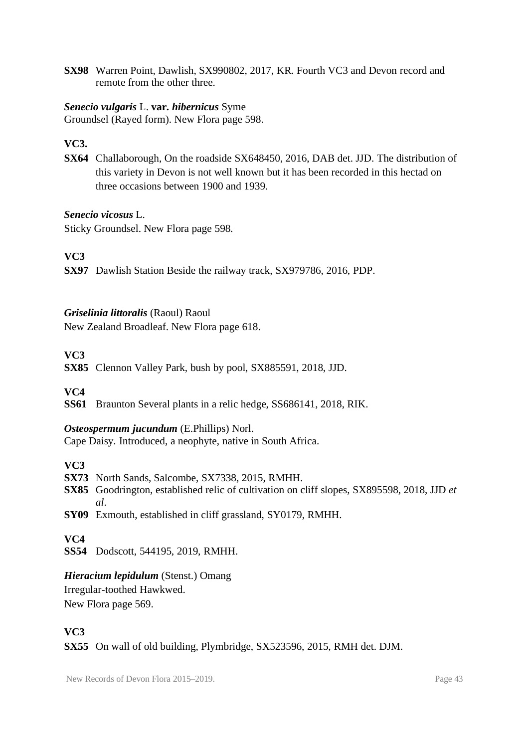**SX98** Warren Point, Dawlish, SX990802, 2017, KR. Fourth VC3 and Devon record and remote from the other three.

***Senecio vulgaris*** L. **var. *hibernicus*** Syme
Groundsel (Rayed form). New Flora page 598.

**VC3.**

**SX64** Challaborough, On the roadside SX648450, 2016, DAB det. JJD. The distribution of this variety in Devon is not well known but it has been recorded in this hectad on three occasions between 1900 and 1939.

***Senecio vicosus*** L.
Sticky Groundsel. New Flora page 598.

**VC3**

**SX97** Dawlish Station Beside the railway track, SX979786, 2016, PDP.

***Griselinia littoralis*** (Raoul) Raoul
New Zealand Broadleaf. New Flora page 618.

**VC3**

**SX85** Clennon Valley Park, bush by pool, SX885591, 2018, JJD.

**VC4**

**SS61** Braunton Several plants in a relic hedge, SS686141, 2018, RIK.

***Osteospermum jucundum*** (E.Phillips) Norl.
Cape Daisy. Introduced, a neophyte, native in South Africa.

**VC3**

**SX73** North Sands, Salcombe, SX7338, 2015, RMHH.
**SX85** Goodrington, established relic of cultivation on cliff slopes, SX895598, 2018, JJD *et al*.
**SY09** Exmouth, established in cliff grassland, SY0179, RMHH.

**VC4**

**SS54** Dodscott, 544195, 2019, RMHH.

***Hieracium lepidulum*** (Stenst.) Omang
Irregular-toothed Hawkwed.
New Flora page 569.

**VC3**

**SX55** On wall of old building, Plymbridge, SX523596, 2015, RMH det. DJM.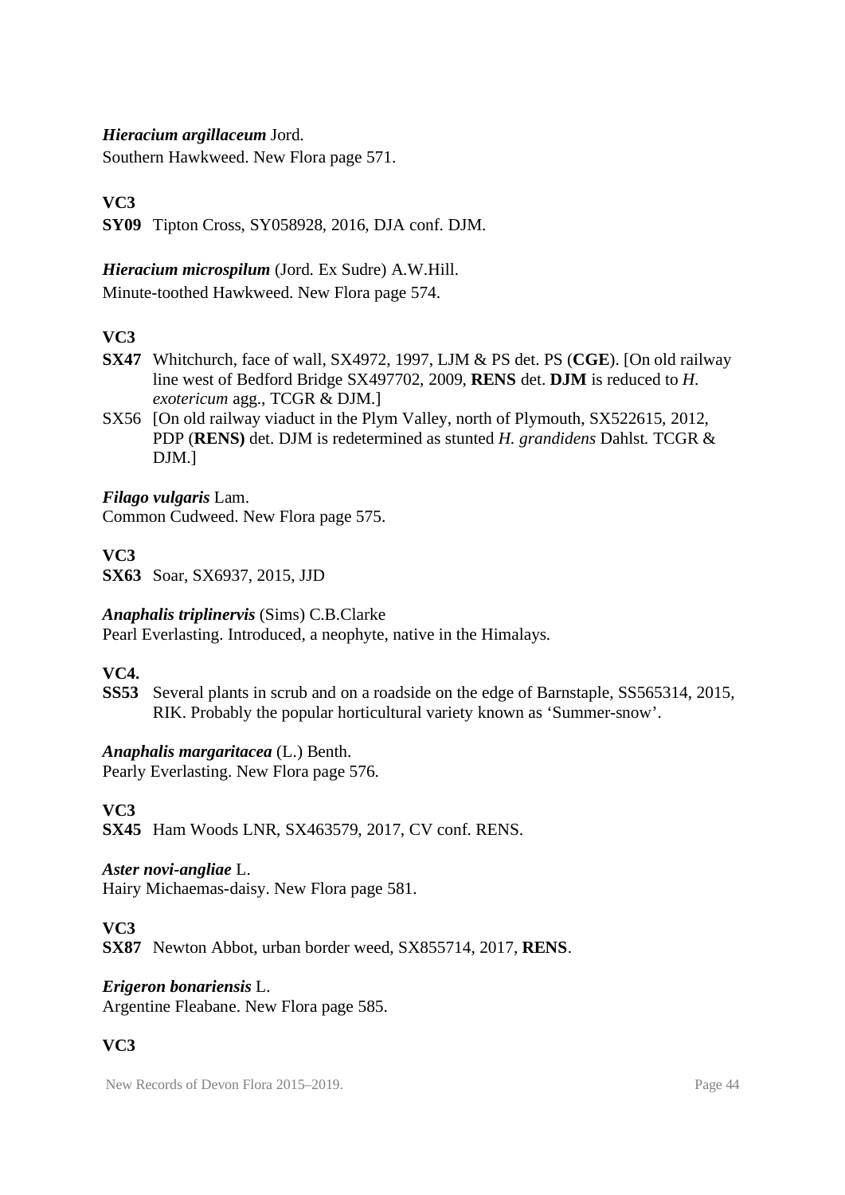***Hieracium argillaceum*** Jord.
Southern Hawkweed. New Flora page 571.

**VC3**

**SY09** Tipton Cross, SY058928, 2016, DJA conf. DJM.

***Hieracium microspilum*** (Jord. Ex Sudre) A.W.Hill.
Minute-toothed Hawkweed. New Flora page 574.

**VC3**

**SX47** Whitchurch, face of wall, SX4972, 1997, LJM & PS det. PS (**CGE**). [On old railway line west of Bedford Bridge SX497702, 2009, **RENS** det. **DJM** is reduced to *H. exotericum* agg., TCGR & DJM.]

SX56 [On old railway viaduct in the Plym Valley, north of Plymouth, SX522615, 2012, PDP (**RENS)** det. DJM is redetermined as stunted *H. grandidens* Dahlst. TCGR & DJM.]

***Filago vulgaris*** Lam.
Common Cudweed. New Flora page 575.

**VC3**

**SX63** Soar, SX6937, 2015, JJD

***Anaphalis triplinervis*** (Sims) C.B.Clarke
Pearl Everlasting. Introduced, a neophyte, native in the Himalays.

**VC4.**

**SS53** Several plants in scrub and on a roadside on the edge of Barnstaple, SS565314, 2015, RIK. Probably the popular horticultural variety known as 'Summer-snow'.

***Anaphalis margaritacea*** (L.) Benth.
Pearly Everlasting. New Flora page 576.

**VC3**

**SX45** Ham Woods LNR, SX463579, 2017, CV conf. RENS.

***Aster novi-angliae*** L.
Hairy Michaemas-daisy. New Flora page 581.

**VC3**

**SX87** Newton Abbot, urban border weed, SX855714, 2017, **RENS**.

***Erigeron bonariensis*** L.
Argentine Fleabane. New Flora page 585.

**VC3**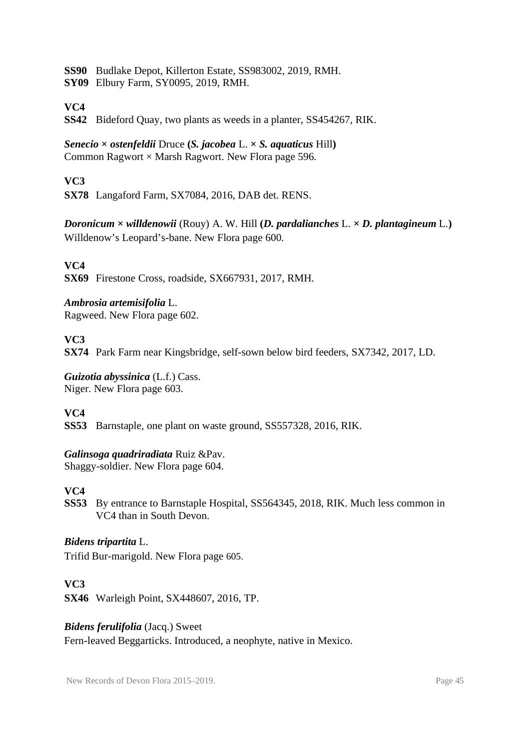**SS90** Budlake Depot, Killerton Estate, SS983002, 2019, RMH.
**SY09** Elbury Farm, SY0095, 2019, RMH.

**VC4**
**SS42** Bideford Quay, two plants as weeds in a planter, SS454267, RIK.

***Senecio* × *ostenfeldii*** Druce **(*S. jacobea*** L. **×** ***S. aquaticus*** Hill**)**
Common Ragwort × Marsh Ragwort. New Flora page 596.

**VC3**
**SX78** Langaford Farm, SX7084, 2016, DAB det. RENS.

***Doronicum* × *willdenowii*** (Rouy) A. W. Hill **(*D. pardalianches*** L. **×** ***D. plantagineum*** L.**)**
Willdenow's Leopard's-bane. New Flora page 600.

**VC4**
**SX69** Firestone Cross, roadside, SX667931, 2017, RMH.

***Ambrosia artemisifolia*** L.
Ragweed. New Flora page 602.

**VC3**
**SX74** Park Farm near Kingsbridge, self-sown below bird feeders, SX7342, 2017, LD.

***Guizotia abyssinica*** (L.f.) Cass.
Niger. New Flora page 603.

**VC4**
**SS53** Barnstaple, one plant on waste ground, SS557328, 2016, RIK.

***Galinsoga quadriradiata*** Ruiz &Pav.
Shaggy-soldier. New Flora page 604.

**VC4**
**SS53** By entrance to Barnstaple Hospital, SS564345, 2018, RIK. Much less common in VC4 than in South Devon.

***Bidens tripartita*** L.
Trifid Bur-marigold. New Flora page 605.

**VC3**
**SX46** Warleigh Point, SX448607, 2016, TP.

***Bidens ferulifolia*** (Jacq.) Sweet
Fern-leaved Beggarticks. Introduced, a neophyte, native in Mexico.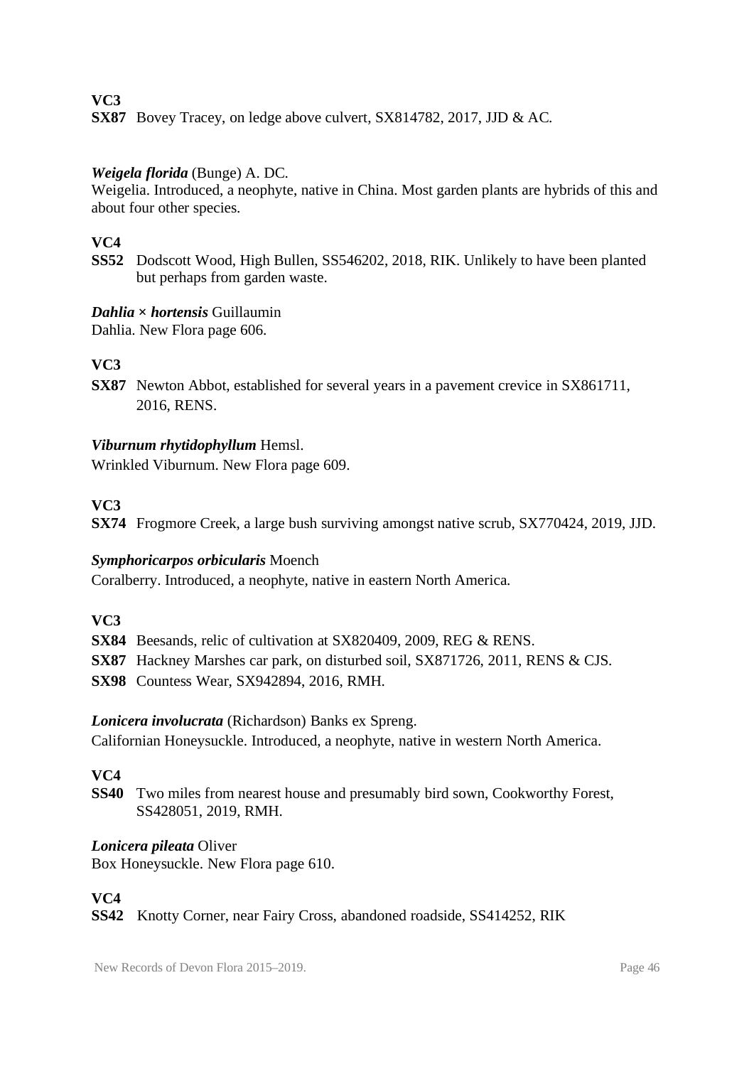**VC3**

**SX87** Bovey Tracey, on ledge above culvert, SX814782, 2017, JJD & AC.

***Weigela florida*** (Bunge) A. DC.

Weigelia. Introduced, a neophyte, native in China. Most garden plants are hybrids of this and about four other species.

**VC4**

**SS52** Dodscott Wood, High Bullen, SS546202, 2018, RIK. Unlikely to have been planted but perhaps from garden waste.

***Dahlia × hortensis*** Guillaumin

Dahlia. New Flora page 606.

**VC3**

**SX87** Newton Abbot, established for several years in a pavement crevice in SX861711, 2016, RENS.

***Viburnum rhytidophyllum*** Hemsl.

Wrinkled Viburnum. New Flora page 609.

**VC3**

**SX74** Frogmore Creek, a large bush surviving amongst native scrub, SX770424, 2019, JJD.

***Symphoricarpos orbicularis*** Moench

Coralberry. Introduced, a neophyte, native in eastern North America.

**VC3**

**SX84** Beesands, relic of cultivation at SX820409, 2009, REG & RENS.

**SX87** Hackney Marshes car park, on disturbed soil, SX871726, 2011, RENS & CJS.

**SX98** Countess Wear, SX942894, 2016, RMH.

***Lonicera involucrata*** (Richardson) Banks ex Spreng.

Californian Honeysuckle. Introduced, a neophyte, native in western North America.

**VC4**

**SS40** Two miles from nearest house and presumably bird sown, Cookworthy Forest, SS428051, 2019, RMH.

***Lonicera pileata*** Oliver

Box Honeysuckle. New Flora page 610.

**VC4**

**SS42** Knotty Corner, near Fairy Cross, abandoned roadside, SS414252, RIK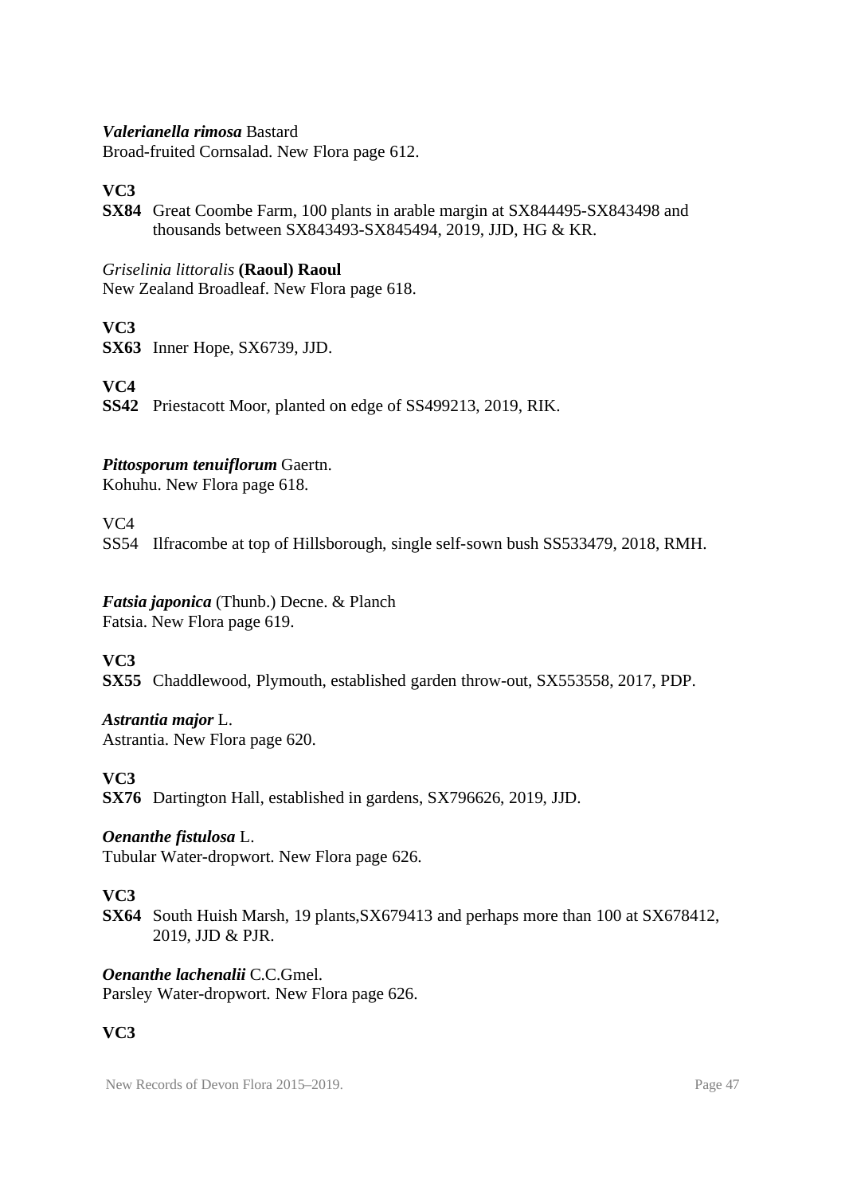***Valerianella rimosa*** Bastard
Broad-fruited Cornsalad. New Flora page 612.

**VC3**

**SX84** Great Coombe Farm, 100 plants in arable margin at SX844495-SX843498 and thousands between SX843493-SX845494, 2019, JJD, HG & KR.

*Griselinia littoralis* **(Raoul) Raoul**
New Zealand Broadleaf. New Flora page 618.

**VC3**

**SX63** Inner Hope, SX6739, JJD.

**VC4**

**SS42** Priestacott Moor, planted on edge of SS499213, 2019, RIK.

***Pittosporum tenuiflorum*** Gaertn.
Kohuhu. New Flora page 618.

VC4

SS54 Ilfracombe at top of Hillsborough, single self-sown bush SS533479, 2018, RMH.

***Fatsia japonica*** (Thunb.) Decne. & Planch
Fatsia. New Flora page 619.

**VC3**

**SX55** Chaddlewood, Plymouth, established garden throw-out, SX553558, 2017, PDP.

***Astrantia major*** L.
Astrantia. New Flora page 620.

**VC3**

**SX76** Dartington Hall, established in gardens, SX796626, 2019, JJD.

***Oenanthe fistulosa*** L.
Tubular Water-dropwort. New Flora page 626.

**VC3**

**SX64** South Huish Marsh, 19 plants,SX679413 and perhaps more than 100 at SX678412, 2019, JJD & PJR.

***Oenanthe lachenalii*** C.C.Gmel.
Parsley Water-dropwort. New Flora page 626.

**VC3**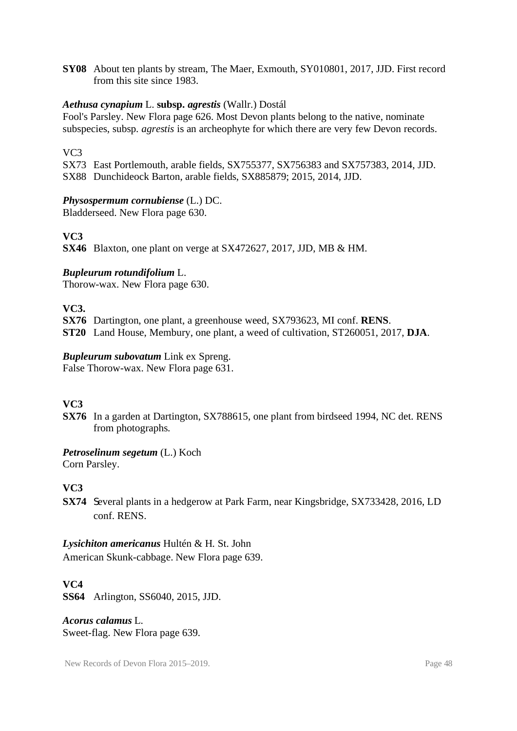**SY08** About ten plants by stream, The Maer, Exmouth, SY010801, 2017, JJD. First record from this site since 1983.

***Aethusa cynapium*** L. **subsp. *agrestis*** (Wallr.) Dostál

Fool's Parsley. New Flora page 626. Most Devon plants belong to the native, nominate subspecies, subsp. *agrestis* is an archeophyte for which there are very few Devon records.

VC3

SX73 East Portlemouth, arable fields, SX755377, SX756383 and SX757383, 2014, JJD.
SX88 Dunchideock Barton, arable fields, SX885879; 2015, 2014, JJD.

***Physospermum cornubiense*** (L.) DC.

Bladderseed. New Flora page 630.

**VC3**

**SX46** Blaxton, one plant on verge at SX472627, 2017, JJD, MB & HM.

***Bupleurum rotundifolium*** L.

Thorow-wax. New Flora page 630.

**VC3.**

**SX76** Dartington, one plant, a greenhouse weed, SX793623, MI conf. **RENS**.
**ST20** Land House, Membury, one plant, a weed of cultivation, ST260051, 2017, **DJA**.

***Bupleurum subovatum*** Link ex Spreng.

False Thorow-wax. New Flora page 631.

**VC3**

**SX76** In a garden at Dartington, SX788615, one plant from birdseed 1994, NC det. RENS from photographs.

***Petroselinum segetum*** (L.) Koch

Corn Parsley.

**VC3**

**SX74** Several plants in a hedgerow at Park Farm, near Kingsbridge, SX733428, 2016, LD conf. RENS.

***Lysichiton americanus*** Hultén & H. St. John

American Skunk-cabbage. New Flora page 639.

**VC4**

**SS64** Arlington, SS6040, 2015, JJD.

***Acorus calamus*** L.

Sweet-flag. New Flora page 639.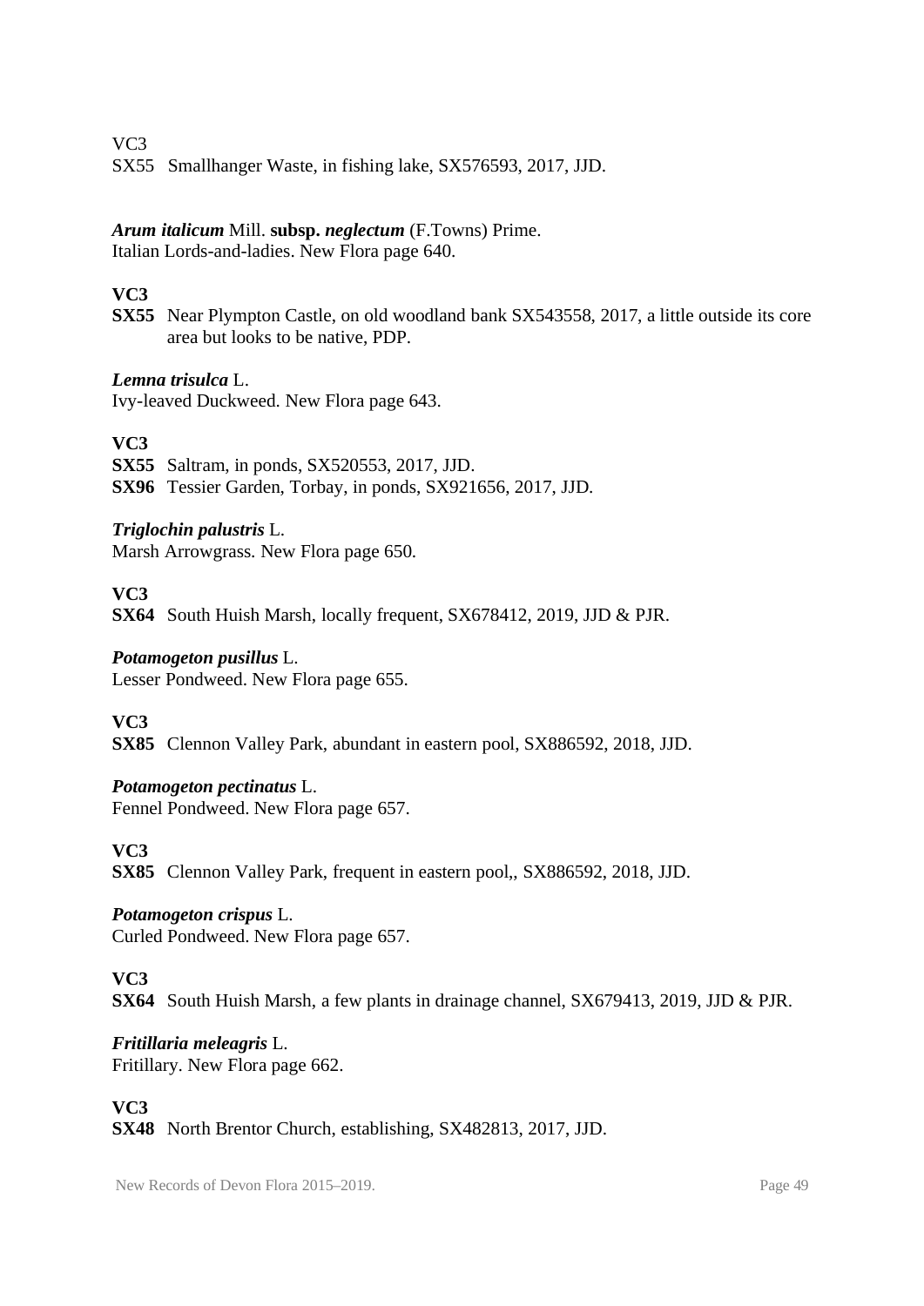VC3

SX55 Smallhanger Waste, in fishing lake, SX576593, 2017, JJD.

***Arum italicum*** Mill. **subsp. *neglectum*** (F.Towns) Prime.
Italian Lords-and-ladies. New Flora page 640.

**VC3**

**SX55** Near Plympton Castle, on old woodland bank SX543558, 2017, a little outside its core area but looks to be native, PDP.

***Lemna trisulca*** L.
Ivy-leaved Duckweed. New Flora page 643.

**VC3**

**SX55** Saltram, in ponds, SX520553, 2017, JJD.
**SX96** Tessier Garden, Torbay, in ponds, SX921656, 2017, JJD.

***Triglochin palustris*** L.
Marsh Arrowgrass. New Flora page 650.

**VC3**

**SX64** South Huish Marsh, locally frequent, SX678412, 2019, JJD & PJR.

***Potamogeton pusillus*** L.
Lesser Pondweed. New Flora page 655.

**VC3**

**SX85** Clennon Valley Park, abundant in eastern pool, SX886592, 2018, JJD.

***Potamogeton pectinatus*** L.
Fennel Pondweed. New Flora page 657.

**VC3**

**SX85** Clennon Valley Park, frequent in eastern pool,, SX886592, 2018, JJD.

***Potamogeton crispus*** L.
Curled Pondweed. New Flora page 657.

**VC3**

**SX64** South Huish Marsh, a few plants in drainage channel, SX679413, 2019, JJD & PJR.

***Fritillaria meleagris*** L.
Fritillary. New Flora page 662.

**VC3**

**SX48** North Brentor Church, establishing, SX482813, 2017, JJD.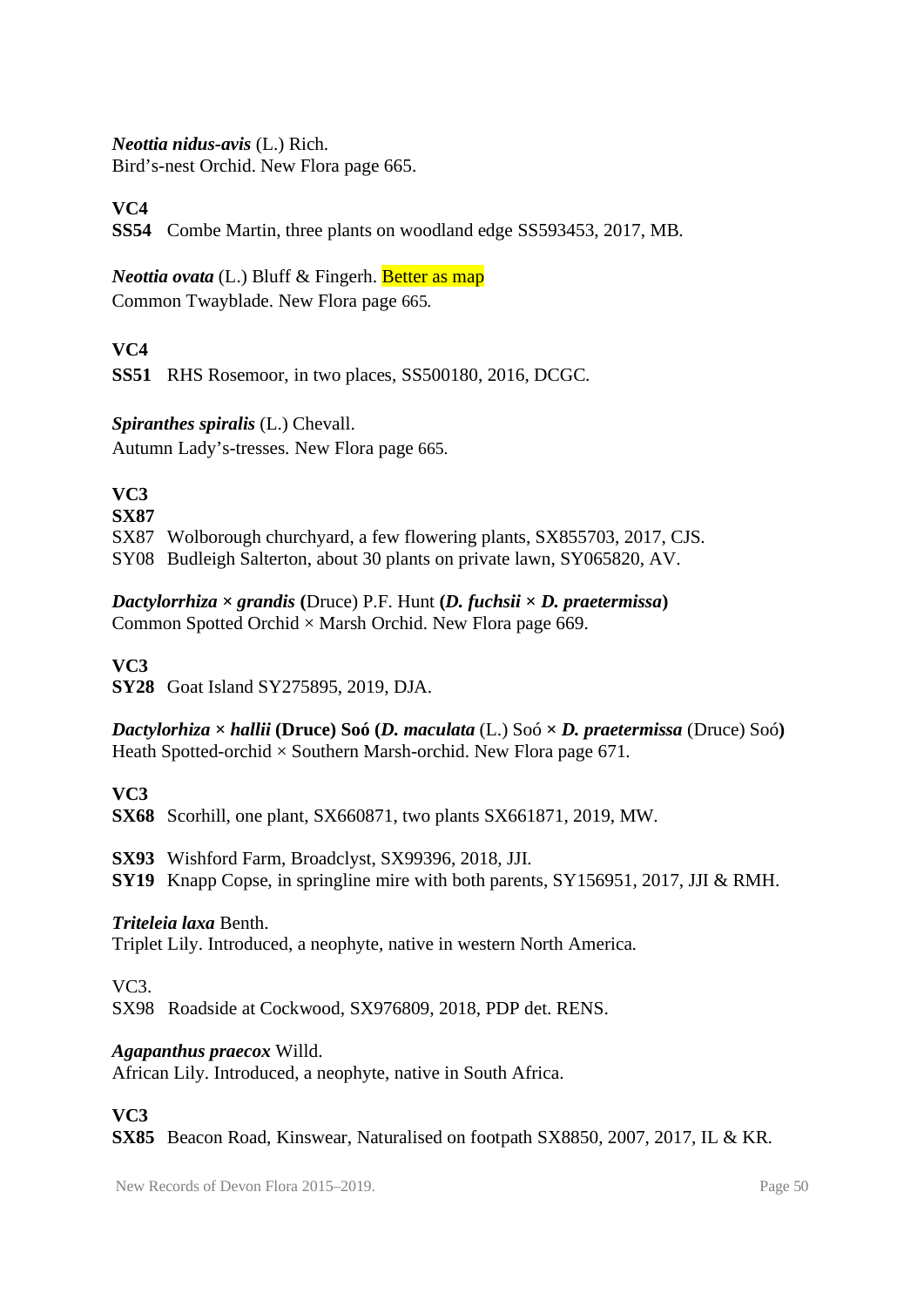***Neottia nidus-avis*** (L.) Rich.
Bird's-nest Orchid. New Flora page 665.

**VC4**
**SS54** Combe Martin, three plants on woodland edge SS593453, 2017, MB.

***Neottia ovata*** (L.) Bluff & Fingerh. Better as map
Common Twayblade. New Flora page 665.

**VC4**
**SS51** RHS Rosemoor, in two places, SS500180, 2016, DCGC.

***Spiranthes spiralis*** (L.) Chevall.
Autumn Lady's-tresses. New Flora page 665.

**VC3**
**SX87**
SX87 Wolborough churchyard, a few flowering plants, SX855703, 2017, CJS.
SY08 Budleigh Salterton, about 30 plants on private lawn, SY065820, AV.

***Dactylorrhiza × grandis*** **(**Druce) P.F. Hunt **(*D. fuchsii × D. praetermissa*)**
Common Spotted Orchid × Marsh Orchid. New Flora page 669.

**VC3**
**SY28** Goat Island SY275895, 2019, DJA.

***Dactylorhiza × hallii*** **(Druce) Soó (*D. maculata*** (L.) Soó ***× D. praetermissa*** (Druce) Soó**)**
Heath Spotted-orchid × Southern Marsh-orchid. New Flora page 671.

**VC3**
**SX68** Scorhill, one plant, SX660871, two plants SX661871, 2019, MW.

**SX93** Wishford Farm, Broadclyst, SX99396, 2018, JJI.
**SY19** Knapp Copse, in springline mire with both parents, SY156951, 2017, JJI & RMH.

***Triteleia laxa*** Benth.
Triplet Lily. Introduced, a neophyte, native in western North America.

VC3.
SX98 Roadside at Cockwood, SX976809, 2018, PDP det. RENS.

***Agapanthus praecox*** Willd.
African Lily. Introduced, a neophyte, native in South Africa.

**VC3**
**SX85** Beacon Road, Kinswear, Naturalised on footpath SX8850, 2007, 2017, IL & KR.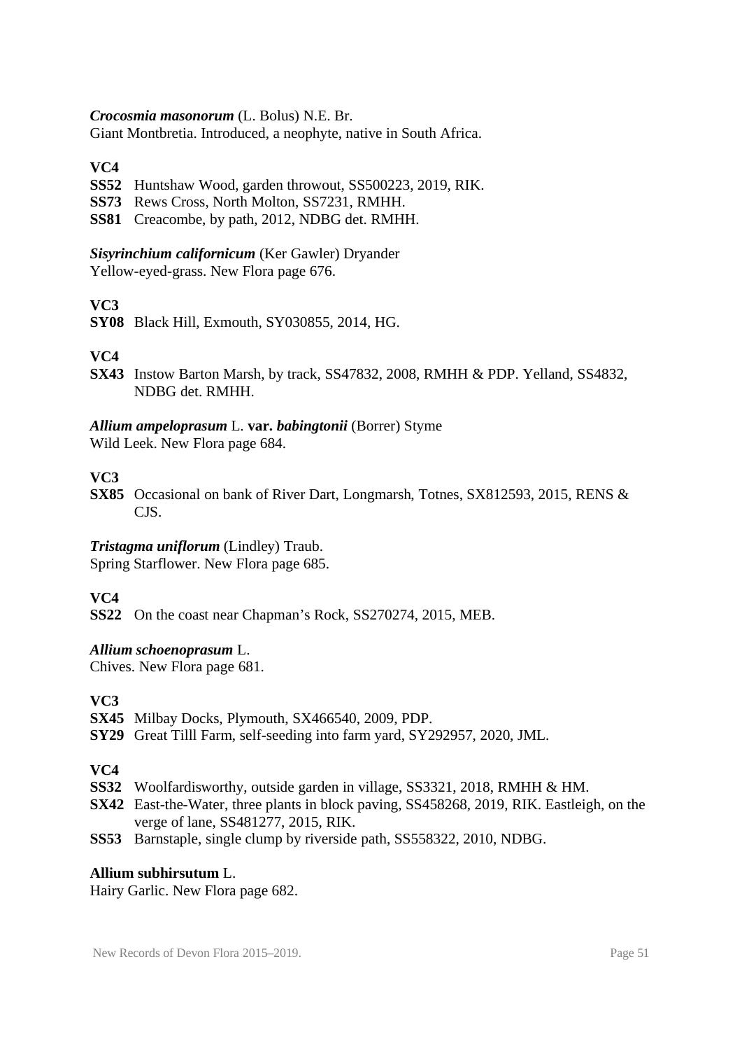***Crocosmia masonorum*** (L. Bolus) N.E. Br.
Giant Montbretia. Introduced, a neophyte, native in South Africa.

**VC4**

**SS52** Huntshaw Wood, garden throwout, SS500223, 2019, RIK.
**SS73** Rews Cross, North Molton, SS7231, RMHH.
**SS81** Creacombe, by path, 2012, NDBG det. RMHH.

***Sisyrinchium californicum*** (Ker Gawler) Dryander
Yellow-eyed-grass. New Flora page 676.

**VC3**

**SY08** Black Hill, Exmouth, SY030855, 2014, HG.

**VC4**

**SX43** Instow Barton Marsh, by track, SS47832, 2008, RMHH & PDP. Yelland, SS4832, NDBG det. RMHH.

***Allium ampeloprasum*** L. **var.** ***babingtonii*** (Borrer) Styme
Wild Leek. New Flora page 684.

**VC3**

**SX85** Occasional on bank of River Dart, Longmarsh, Totnes, SX812593, 2015, RENS & CJS.

***Tristagma uniflorum*** (Lindley) Traub.
Spring Starflower. New Flora page 685.

**VC4**

**SS22** On the coast near Chapman's Rock, SS270274, 2015, MEB.

***Allium schoenoprasum*** L.
Chives. New Flora page 681.

**VC3**

**SX45** Milbay Docks, Plymouth, SX466540, 2009, PDP.
**SY29** Great Tilll Farm, self-seeding into farm yard, SY292957, 2020, JML.

**VC4**

**SS32** Woolfardisworthy, outside garden in village, SS3321, 2018, RMHH & HM.
**SX42** East-the-Water, three plants in block paving, SS458268, 2019, RIK. Eastleigh, on the verge of lane, SS481277, 2015, RIK.
**SS53** Barnstaple, single clump by riverside path, SS558322, 2010, NDBG.

**Allium subhirsutum** L.
Hairy Garlic. New Flora page 682.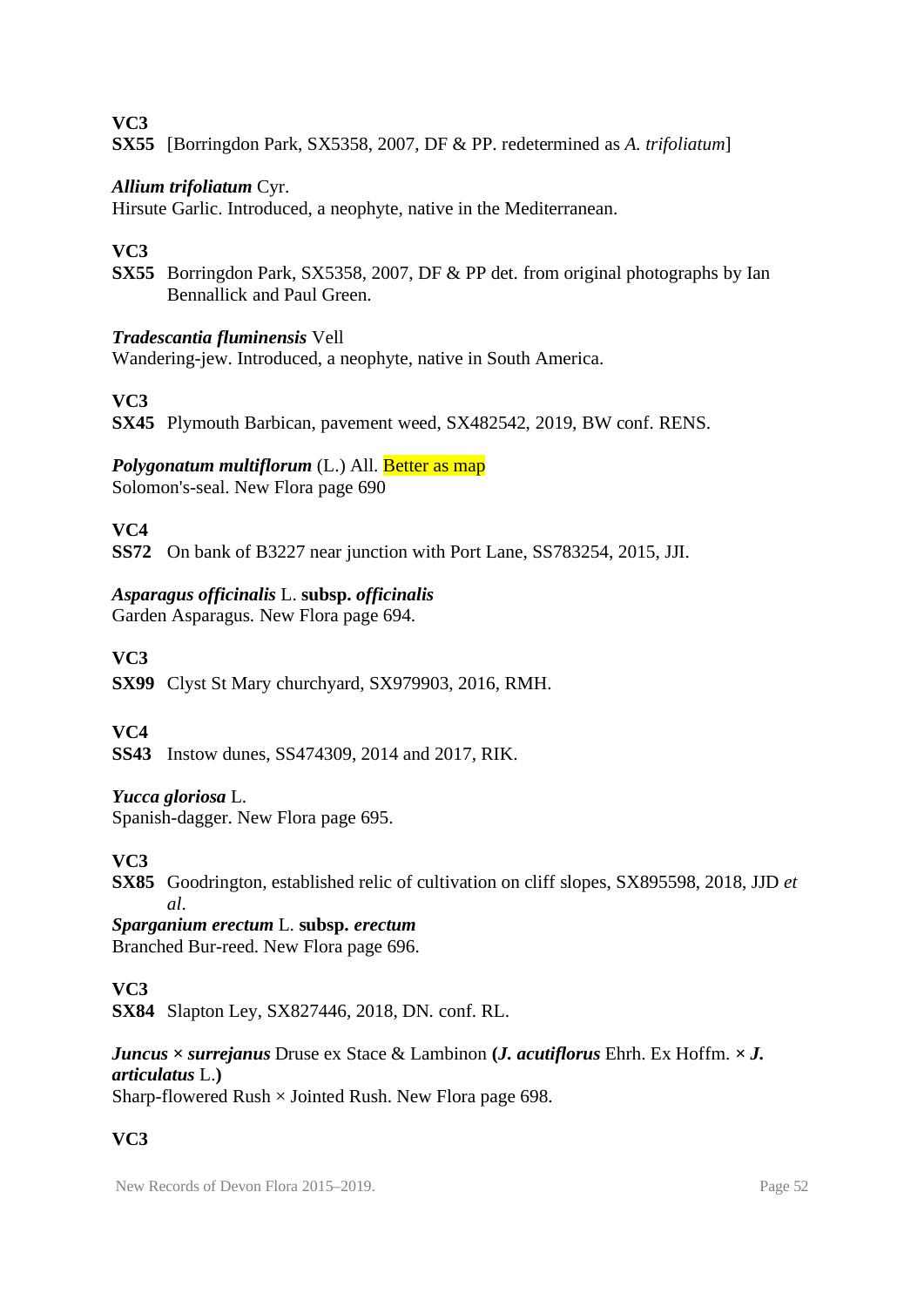**VC3**

**SX55** [Borringdon Park, SX5358, 2007, DF & PP. redetermined as *A. trifoliatum*]

***Allium trifoliatum*** Cyr.

Hirsute Garlic. Introduced, a neophyte, native in the Mediterranean.

**VC3**

**SX55** Borringdon Park, SX5358, 2007, DF & PP det. from original photographs by Ian Bennallick and Paul Green.

***Tradescantia fluminensis*** Vell

Wandering-jew. Introduced, a neophyte, native in South America.

**VC3**

**SX45** Plymouth Barbican, pavement weed, SX482542, 2019, BW conf. RENS.

***Polygonatum multiflorum*** (L.) All. Better as map

Solomon's-seal. New Flora page 690

**VC4**

**SS72** On bank of B3227 near junction with Port Lane, SS783254, 2015, JJI.

***Asparagus officinalis*** L. **subsp. *officinalis***

Garden Asparagus. New Flora page 694.

**VC3**

**SX99** Clyst St Mary churchyard, SX979903, 2016, RMH.

**VC4**

**SS43** Instow dunes, SS474309, 2014 and 2017, RIK.

***Yucca gloriosa*** L.

Spanish-dagger. New Flora page 695.

**VC3**

**SX85** Goodrington, established relic of cultivation on cliff slopes, SX895598, 2018, JJD *et al*.

***Sparganium erectum*** L. **subsp. *erectum***

Branched Bur-reed. New Flora page 696.

**VC3**

**SX84** Slapton Ley, SX827446, 2018, DN. conf. RL.

***Juncus × surrejanus*** Druse ex Stace & Lambinon **(*J. acutiflorus*** Ehrh. Ex Hoffm. **× *J. articulatus*** L.**)**

Sharp-flowered Rush × Jointed Rush. New Flora page 698.

**VC3**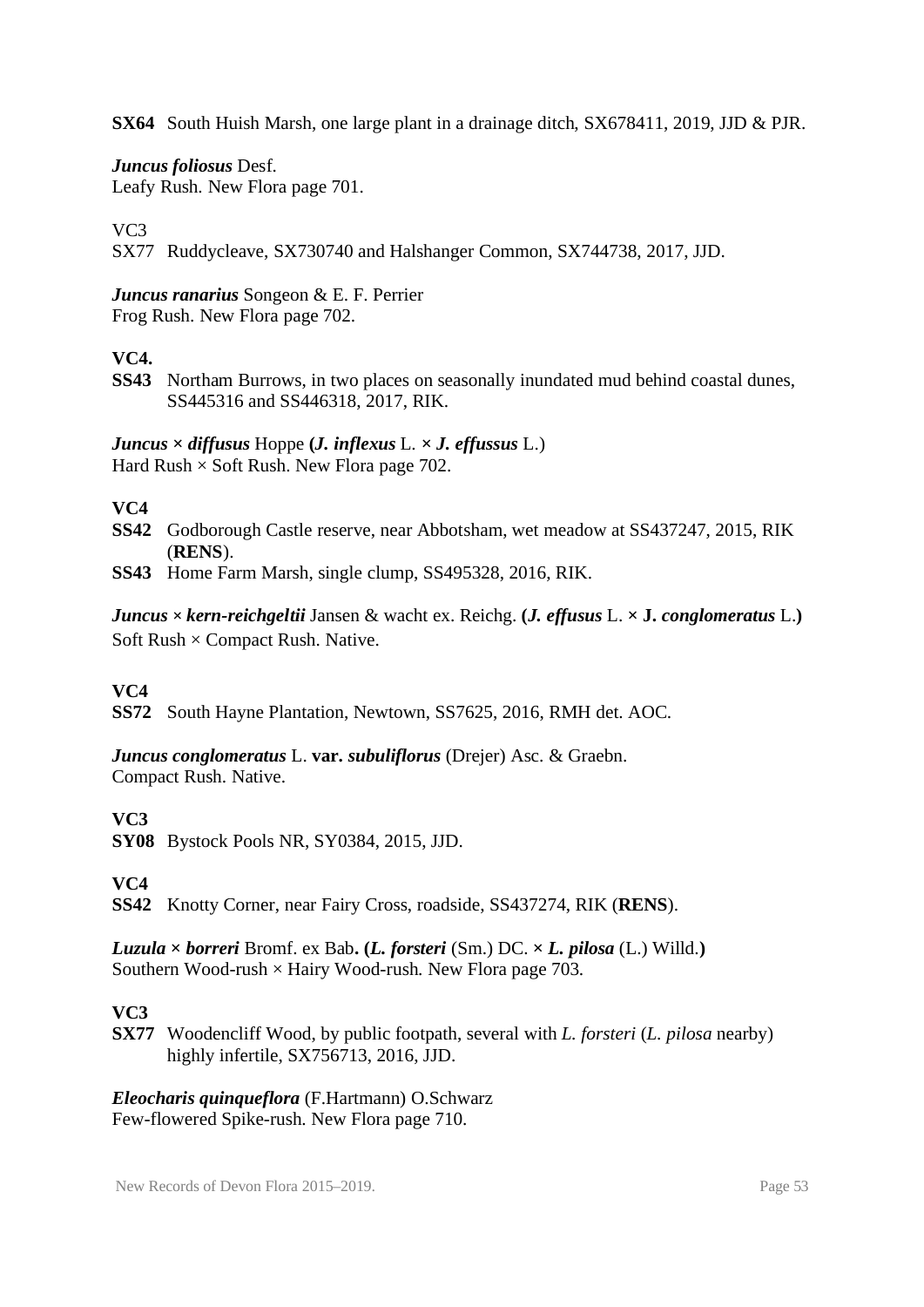**SX64** South Huish Marsh, one large plant in a drainage ditch, SX678411, 2019, JJD & PJR.

***Juncus foliosus*** Desf.
Leafy Rush. New Flora page 701.

VC3
SX77 Ruddycleave, SX730740 and Halshanger Common, SX744738, 2017, JJD.

***Juncus ranarius*** Songeon & E. F. Perrier
Frog Rush. New Flora page 702.

**VC4.**
**SS43** Northam Burrows, in two places on seasonally inundated mud behind coastal dunes, SS445316 and SS446318, 2017, RIK.

***Juncus × diffusus*** Hoppe **(*J. inflexus*** L. **×** ***J. effussus*** L.)
Hard Rush × Soft Rush. New Flora page 702.

**VC4**
**SS42** Godborough Castle reserve, near Abbotsham, wet meadow at SS437247, 2015, RIK (**RENS**).
**SS43** Home Farm Marsh, single clump, SS495328, 2016, RIK.

***Juncus × kern-reichgeltii*** Jansen & wacht ex. Reichg. **(*J. effusus*** L. **× J. *conglomeratus*** L.**)**
Soft Rush × Compact Rush. Native.

**VC4**
**SS72** South Hayne Plantation, Newtown, SS7625, 2016, RMH det. AOC.

***Juncus conglomeratus*** L. **var.** ***subuliflorus*** (Drejer) Asc. & Graebn.
Compact Rush. Native.

**VC3**
**SY08** Bystock Pools NR, SY0384, 2015, JJD.

**VC4**
**SS42** Knotty Corner, near Fairy Cross, roadside, SS437274, RIK (**RENS**).

***Luzula × borreri*** Bromf. ex Bab**. (*L. forsteri*** (Sm.) DC. **× *L. pilosa*** (L.) Willd.**)**
Southern Wood-rush × Hairy Wood-rush*.* New Flora page 703*.*

**VC3**
**SX77** Woodencliff Wood, by public footpath, several with *L. forsteri* (*L. pilosa* nearby) highly infertile, SX756713, 2016, JJD.

***Eleocharis quinqueflora*** (F.Hartmann) O.Schwarz
Few-flowered Spike-rush*.* New Flora page 710.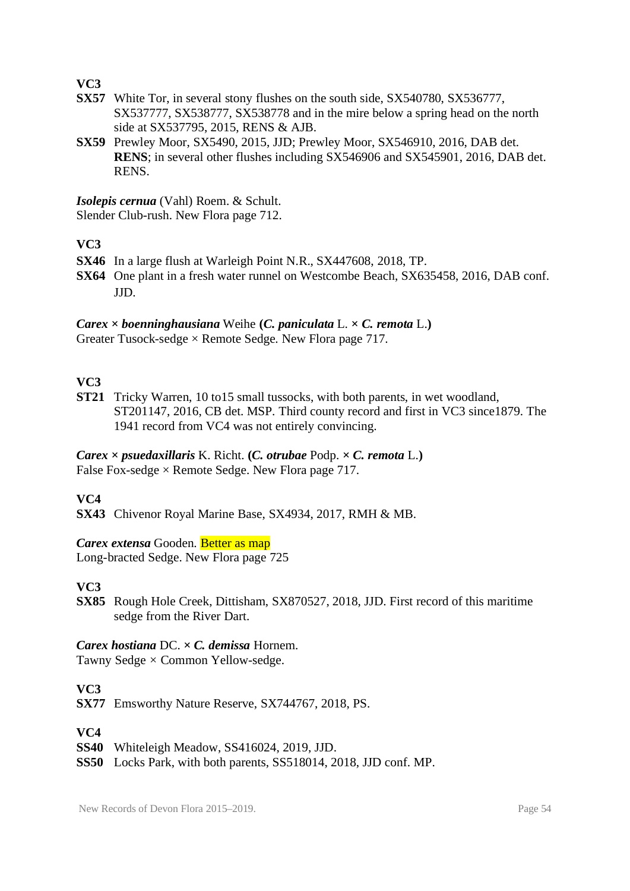**VC3**

**SX57** White Tor, in several stony flushes on the south side, SX540780, SX536777, SX537777, SX538777, SX538778 and in the mire below a spring head on the north side at SX537795, 2015, RENS & AJB.

**SX59** Prewley Moor, SX5490, 2015, JJD; Prewley Moor, SX546910, 2016, DAB det. **RENS**; in several other flushes including SX546906 and SX545901, 2016, DAB det. RENS.

***Isolepis cernua*** (Vahl) Roem. & Schult.
Slender Club-rush. New Flora page 712.

**VC3**

**SX46** In a large flush at Warleigh Point N.R., SX447608, 2018, TP.

**SX64** One plant in a fresh water runnel on Westcombe Beach, SX635458, 2016, DAB conf. JJD.

***Carex × boenninghausiana*** Weihe **(*C. paniculata*** L. **× *C. remota*** L.**)**
Greater Tusock-sedge × Remote Sedge. New Flora page 717.

**VC3**

**ST21** Tricky Warren, 10 to15 small tussocks, with both parents, in wet woodland, ST201147, 2016, CB det. MSP. Third county record and first in VC3 since1879. The 1941 record from VC4 was not entirely convincing.

***Carex × psuedaxillaris*** K. Richt. **(*C. otrubae*** Podp. **× *C. remota*** L.**)**
False Fox-sedge × Remote Sedge. New Flora page 717.

**VC4**

**SX43** Chivenor Royal Marine Base, SX4934, 2017, RMH & MB.

***Carex extensa*** Gooden. Better as map
Long-bracted Sedge. New Flora page 725

**VC3**

**SX85** Rough Hole Creek, Dittisham, SX870527, 2018, JJD. First record of this maritime sedge from the River Dart.

***Carex hostiana*** DC. **× *C. demissa*** Hornem.
Tawny Sedge × Common Yellow-sedge.

**VC3**

**SX77** Emsworthy Nature Reserve, SX744767, 2018, PS.

**VC4**

**SS40** Whiteleigh Meadow, SS416024, 2019, JJD.

**SS50** Locks Park, with both parents, SS518014, 2018, JJD conf. MP.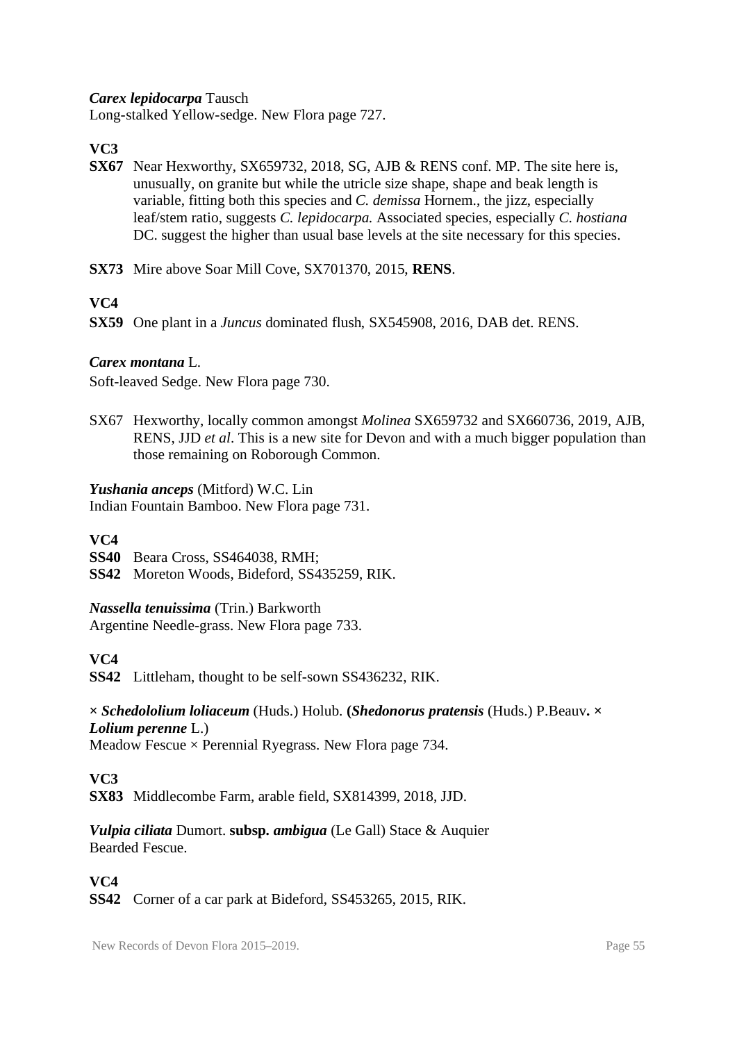***Carex lepidocarpa*** Tausch
Long-stalked Yellow-sedge. New Flora page 727.

**VC3**

**SX67** Near Hexworthy, SX659732, 2018, SG, AJB & RENS conf. MP. The site here is, unusually, on granite but while the utricle size shape, shape and beak length is variable, fitting both this species and *C. demissa* Hornem., the jizz, especially leaf/stem ratio, suggests *C. lepidocarpa.* Associated species, especially *C. hostiana* DC. suggest the higher than usual base levels at the site necessary for this species.

**SX73** Mire above Soar Mill Cove, SX701370, 2015, **RENS**.

**VC4**

**SX59** One plant in a *Juncus* dominated flush, SX545908, 2016, DAB det. RENS.

***Carex montana*** L.
Soft-leaved Sedge. New Flora page 730.

SX67 Hexworthy, locally common amongst *Molinea* SX659732 and SX660736, 2019, AJB, RENS, JJD *et al*. This is a new site for Devon and with a much bigger population than those remaining on Roborough Common.

***Yushania anceps*** (Mitford) W.C. Lin
Indian Fountain Bamboo. New Flora page 731.

**VC4**

**SS40** Beara Cross, SS464038, RMH;
**SS42** Moreton Woods, Bideford, SS435259, RIK.

***Nassella tenuissima*** (Trin.) Barkworth
Argentine Needle-grass. New Flora page 733.

**VC4**

**SS42** Littleham, thought to be self-sown SS436232, RIK.

**× *Schedololium loliaceum*** (Huds.) Holub. **(*Shedonorus pratensis*** (Huds.) P.Beauv**. × *Lolium perenne*** L.)
Meadow Fescue × Perennial Ryegrass. New Flora page 734.

**VC3**

**SX83** Middlecombe Farm, arable field, SX814399, 2018, JJD.

***Vulpia ciliata*** Dumort. **subsp. *ambigua*** (Le Gall) Stace & Auquier
Bearded Fescue.

**VC4**

**SS42** Corner of a car park at Bideford, SS453265, 2015, RIK.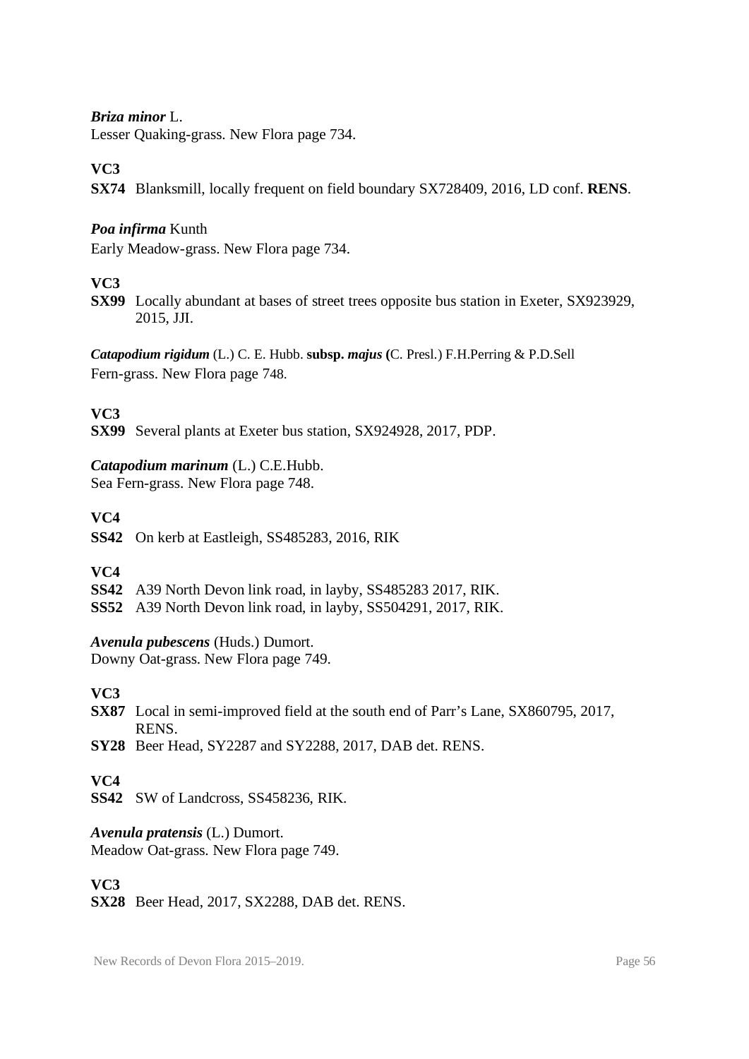***Briza minor*** L.
Lesser Quaking-grass. New Flora page 734.

**VC3**
**SX74** Blanksmill, locally frequent on field boundary SX728409, 2016, LD conf. **RENS**.

***Poa infirma*** Kunth
Early Meadow-grass. New Flora page 734.

**VC3**
**SX99** Locally abundant at bases of street trees opposite bus station in Exeter, SX923929, 2015, JJI.

***Catapodium rigidum*** (L.) C. E. Hubb. **subsp. *majus* (**C. Presl.) F.H.Perring & P.D.Sell
Fern-grass. New Flora page 748.

**VC3**
**SX99** Several plants at Exeter bus station, SX924928, 2017, PDP.

***Catapodium marinum*** (L.) C.E.Hubb.
Sea Fern-grass. New Flora page 748.

**VC4**
**SS42** On kerb at Eastleigh, SS485283, 2016, RIK

**VC4**
**SS42** A39 North Devon link road, in layby, SS485283 2017, RIK.
**SS52** A39 North Devon link road, in layby, SS504291, 2017, RIK.

***Avenula pubescens*** (Huds.) Dumort.
Downy Oat-grass. New Flora page 749.

**VC3**
**SX87** Local in semi-improved field at the south end of Parr's Lane, SX860795, 2017, RENS.
**SY28** Beer Head, SY2287 and SY2288, 2017, DAB det. RENS.

**VC4**
**SS42** SW of Landcross, SS458236, RIK.

***Avenula pratensis*** (L.) Dumort.
Meadow Oat-grass. New Flora page 749.

**VC3**
**SX28** Beer Head, 2017, SX2288, DAB det. RENS.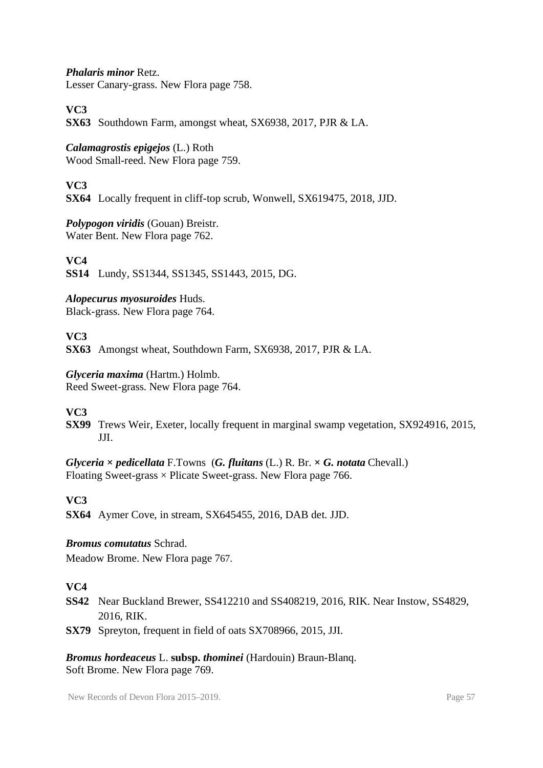***Phalaris minor*** Retz.
Lesser Canary-grass. New Flora page 758.

**VC3**

**SX63** Southdown Farm, amongst wheat, SX6938, 2017, PJR & LA.

***Calamagrostis epigejos*** (L.) Roth
Wood Small-reed. New Flora page 759.

**VC3**

**SX64** Locally frequent in cliff-top scrub, Wonwell, SX619475, 2018, JJD.

***Polypogon viridis*** (Gouan) Breistr.
Water Bent. New Flora page 762.

**VC4**

**SS14** Lundy, SS1344, SS1345, SS1443, 2015, DG.

***Alopecurus myosuroides*** Huds.
Black-grass. New Flora page 764.

**VC3**

**SX63** Amongst wheat, Southdown Farm, SX6938, 2017, PJR & LA.

***Glyceria maxima*** (Hartm.) Holmb.
Reed Sweet-grass. New Flora page 764.

**VC3**

**SX99** Trews Weir, Exeter, locally frequent in marginal swamp vegetation, SX924916, 2015, JJI.

***Glyceria × pedicellata*** F.Towns (***G. fluitans*** (L.) R. Br. **×** ***G. notata*** Chevall.)
Floating Sweet-grass × Plicate Sweet-grass. New Flora page 766.

**VC3**

**SX64** Aymer Cove, in stream, SX645455, 2016, DAB det. JJD.

***Bromus comutatus*** Schrad.
Meadow Brome. New Flora page 767.

**VC4**

**SS42** Near Buckland Brewer, SS412210 and SS408219, 2016, RIK. Near Instow, SS4829, 2016, RIK.

**SX79** Spreyton, frequent in field of oats SX708966, 2015, JJI.

***Bromus hordeaceus*** L. **subsp.** ***thominei*** (Hardouin) Braun-Blanq.
Soft Brome. New Flora page 769.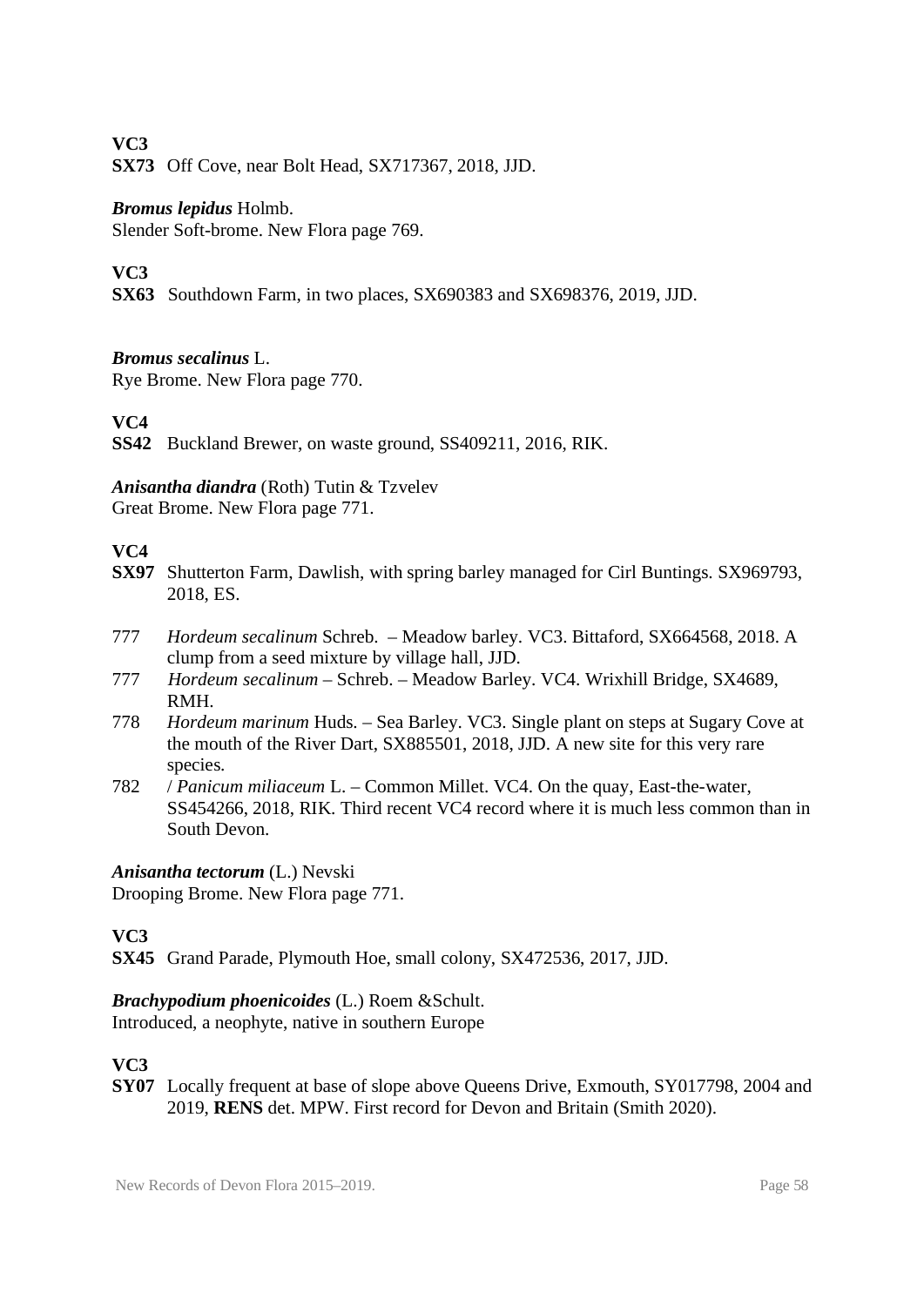**VC3**
**SX73** Off Cove, near Bolt Head, SX717367, 2018, JJD.

***Bromus lepidus*** Holmb.
Slender Soft-brome. New Flora page 769.

**VC3**
**SX63** Southdown Farm, in two places, SX690383 and SX698376, 2019, JJD.

***Bromus secalinus*** L.
Rye Brome. New Flora page 770.

**VC4**
**SS42** Buckland Brewer, on waste ground, SS409211, 2016, RIK.

***Anisantha diandra*** (Roth) Tutin & Tzvelev
Great Brome. New Flora page 771.

**VC4**
**SX97** Shutterton Farm, Dawlish, with spring barley managed for Cirl Buntings. SX969793, 2018, ES.

777 *Hordeum secalinum* Schreb. – Meadow barley. VC3. Bittaford, SX664568, 2018. A clump from a seed mixture by village hall, JJD.
777 *Hordeum secalinum* – Schreb. – Meadow Barley. VC4. Wrixhill Bridge, SX4689, RMH.
778 *Hordeum marinum* Huds. – Sea Barley. VC3. Single plant on steps at Sugary Cove at the mouth of the River Dart, SX885501, 2018, JJD. A new site for this very rare species.
782 / *Panicum miliaceum* L. – Common Millet. VC4. On the quay, East-the-water, SS454266, 2018, RIK. Third recent VC4 record where it is much less common than in South Devon.

***Anisantha tectorum*** (L.) Nevski
Drooping Brome. New Flora page 771.

**VC3**
**SX45** Grand Parade, Plymouth Hoe, small colony, SX472536, 2017, JJD.

***Brachypodium phoenicoides*** (L.) Roem &Schult.
Introduced, a neophyte, native in southern Europe

**VC3**
**SY07** Locally frequent at base of slope above Queens Drive, Exmouth, SY017798, 2004 and 2019, **RENS** det. MPW. First record for Devon and Britain (Smith 2020).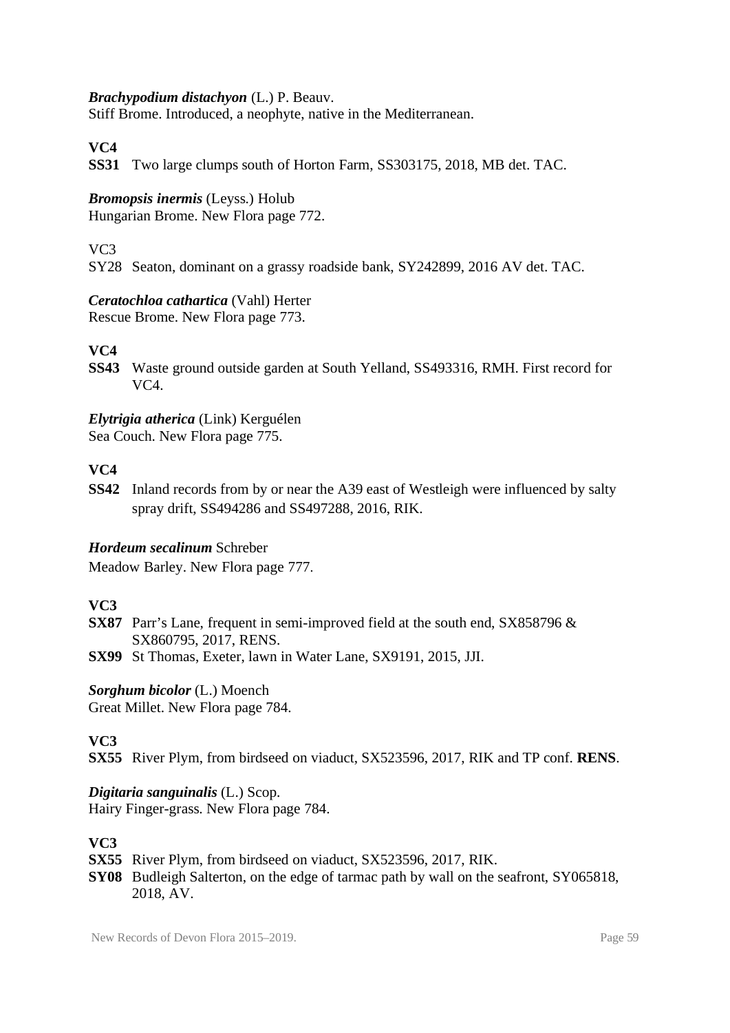***Brachypodium distachyon*** (L.) P. Beauv.
Stiff Brome. Introduced, a neophyte, native in the Mediterranean.

**VC4**

**SS31** Two large clumps south of Horton Farm, SS303175, 2018, MB det. TAC.

***Bromopsis inermis*** (Leyss.) Holub
Hungarian Brome. New Flora page 772.

VC3

SY28 Seaton, dominant on a grassy roadside bank, SY242899, 2016 AV det. TAC.

***Ceratochloa cathartica*** (Vahl) Herter
Rescue Brome. New Flora page 773.

**VC4**

**SS43** Waste ground outside garden at South Yelland, SS493316, RMH. First record for VC4.

***Elytrigia atherica*** (Link) Kerguélen
Sea Couch. New Flora page 775.

**VC4**

**SS42** Inland records from by or near the A39 east of Westleigh were influenced by salty spray drift, SS494286 and SS497288, 2016, RIK.

***Hordeum secalinum*** Schreber
Meadow Barley. New Flora page 777.

**VC3**

**SX87** Parr's Lane, frequent in semi-improved field at the south end, SX858796 & SX860795, 2017, RENS.
**SX99** St Thomas, Exeter, lawn in Water Lane, SX9191, 2015, JJI.

***Sorghum bicolor*** (L.) Moench
Great Millet. New Flora page 784.

**VC3**

**SX55** River Plym, from birdseed on viaduct, SX523596, 2017, RIK and TP conf. **RENS**.

***Digitaria sanguinalis*** (L.) Scop.
Hairy Finger-grass. New Flora page 784.

**VC3**

**SX55** River Plym, from birdseed on viaduct, SX523596, 2017, RIK.
**SY08** Budleigh Salterton, on the edge of tarmac path by wall on the seafront, SY065818, 2018, AV.